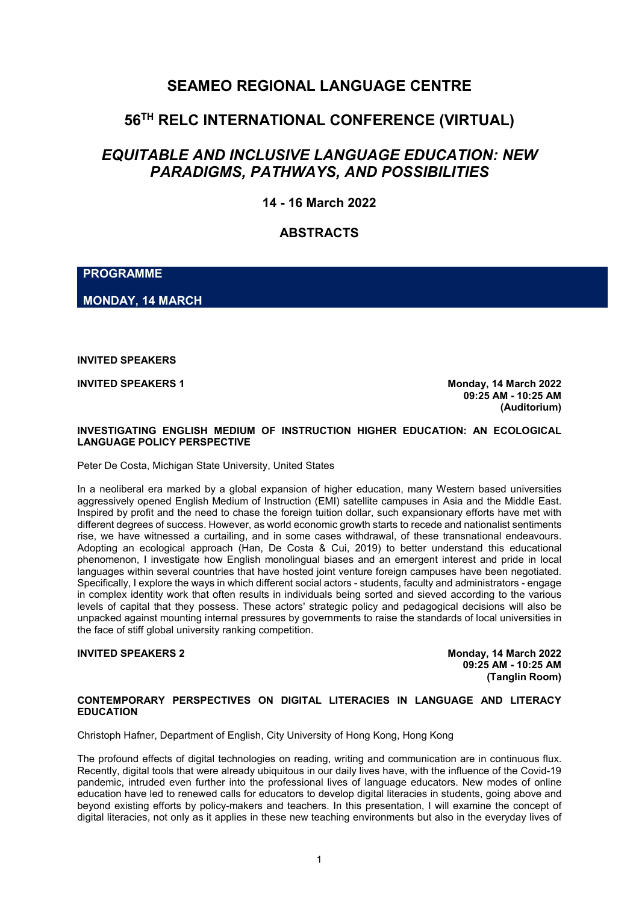# SEAMEO REGIONAL LANGUAGE CENTRE

# 56TH RELC INTERNATIONAL CONFERENCE (VIRTUAL)

## *EQUITABLE AND INCLUSIVE LANGUAGE EDUCATION: NEW PARADIGMS, PATHWAYS, AND POSSIBILITIES*

### 14 - 16 March 2022

### ABSTRACTS

## PROGRAMME

## MONDAY, 14 MARCH

**INVITED SPEAKERS**

**INVITED SPEAKERS 1**

**Monday, 14 March 2022**
**09:25 AM - 10:25 AM**
**(Auditorium)**

**INVESTIGATING ENGLISH MEDIUM OF INSTRUCTION HIGHER EDUCATION: AN ECOLOGICAL LANGUAGE POLICY PERSPECTIVE**

Peter De Costa, Michigan State University, United States

In a neoliberal era marked by a global expansion of higher education, many Western based universities aggressively opened English Medium of Instruction (EMI) satellite campuses in Asia and the Middle East. Inspired by profit and the need to chase the foreign tuition dollar, such expansionary efforts have met with different degrees of success. However, as world economic growth starts to recede and nationalist sentiments rise, we have witnessed a curtailing, and in some cases withdrawal, of these transnational endeavours. Adopting an ecological approach (Han, De Costa & Cui, 2019) to better understand this educational phenomenon, I investigate how English monolingual biases and an emergent interest and pride in local languages within several countries that have hosted joint venture foreign campuses have been negotiated. Specifically, I explore the ways in which different social actors - students, faculty and administrators - engage in complex identity work that often results in individuals being sorted and sieved according to the various levels of capital that they possess. These actors' strategic policy and pedagogical decisions will also be unpacked against mounting internal pressures by governments to raise the standards of local universities in the face of stiff global university ranking competition.

**INVITED SPEAKERS 2**

**Monday, 14 March 2022**
**09:25 AM - 10:25 AM**
**(Tanglin Room)**

**CONTEMPORARY PERSPECTIVES ON DIGITAL LITERACIES IN LANGUAGE AND LITERACY EDUCATION**

Christoph Hafner, Department of English, City University of Hong Kong, Hong Kong

The profound effects of digital technologies on reading, writing and communication are in continuous flux. Recently, digital tools that were already ubiquitous in our daily lives have, with the influence of the Covid-19 pandemic, intruded even further into the professional lives of language educators. New modes of online education have led to renewed calls for educators to develop digital literacies in students, going above and beyond existing efforts by policy-makers and teachers. In this presentation, I will examine the concept of digital literacies, not only as it applies in these new teaching environments but also in the everyday lives of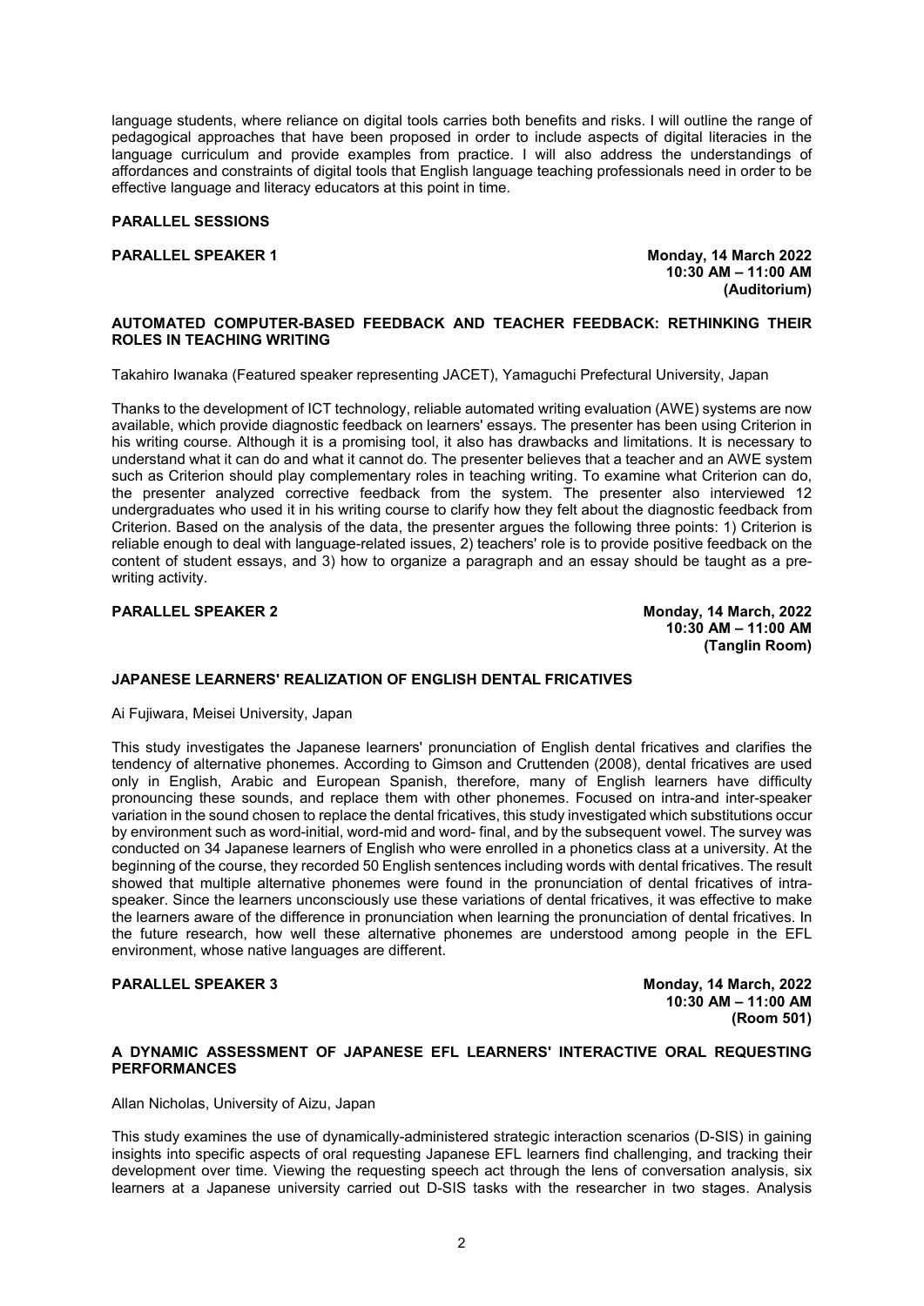language students, where reliance on digital tools carries both benefits and risks. I will outline the range of pedagogical approaches that have been proposed in order to include aspects of digital literacies in the language curriculum and provide examples from practice. I will also address the understandings of affordances and constraints of digital tools that English language teaching professionals need in order to be effective language and literacy educators at this point in time.

## PARALLEL SESSIONS

**PARALLEL SPEAKER 1**

**Monday, 14 March 2022**
**10:30 AM – 11:00 AM**
**(Auditorium)**

### AUTOMATED COMPUTER-BASED FEEDBACK AND TEACHER FEEDBACK: RETHINKING THEIR ROLES IN TEACHING WRITING

Takahiro Iwanaka (Featured speaker representing JACET), Yamaguchi Prefectural University, Japan

Thanks to the development of ICT technology, reliable automated writing evaluation (AWE) systems are now available, which provide diagnostic feedback on learners' essays. The presenter has been using Criterion in his writing course. Although it is a promising tool, it also has drawbacks and limitations. It is necessary to understand what it can do and what it cannot do. The presenter believes that a teacher and an AWE system such as Criterion should play complementary roles in teaching writing. To examine what Criterion can do, the presenter analyzed corrective feedback from the system. The presenter also interviewed 12 undergraduates who used it in his writing course to clarify how they felt about the diagnostic feedback from Criterion. Based on the analysis of the data, the presenter argues the following three points: 1) Criterion is reliable enough to deal with language-related issues, 2) teachers' role is to provide positive feedback on the content of student essays, and 3) how to organize a paragraph and an essay should be taught as a pre-writing activity.

**PARALLEL SPEAKER 2**

**Monday, 14 March, 2022**
**10:30 AM – 11:00 AM**
**(Tanglin Room)**

### JAPANESE LEARNERS' REALIZATION OF ENGLISH DENTAL FRICATIVES

Ai Fujiwara, Meisei University, Japan

This study investigates the Japanese learners' pronunciation of English dental fricatives and clarifies the tendency of alternative phonemes. According to Gimson and Cruttenden (2008), dental fricatives are used only in English, Arabic and European Spanish, therefore, many of English learners have difficulty pronouncing these sounds, and replace them with other phonemes. Focused on intra-and inter-speaker variation in the sound chosen to replace the dental fricatives, this study investigated which substitutions occur by environment such as word-initial, word-mid and word- final, and by the subsequent vowel. The survey was conducted on 34 Japanese learners of English who were enrolled in a phonetics class at a university. At the beginning of the course, they recorded 50 English sentences including words with dental fricatives. The result showed that multiple alternative phonemes were found in the pronunciation of dental fricatives of intra-speaker. Since the learners unconsciously use these variations of dental fricatives, it was effective to make the learners aware of the difference in pronunciation when learning the pronunciation of dental fricatives. In the future research, how well these alternative phonemes are understood among people in the EFL environment, whose native languages are different.

**PARALLEL SPEAKER 3**

**Monday, 14 March, 2022**
**10:30 AM – 11:00 AM**
**(Room 501)**

### A DYNAMIC ASSESSMENT OF JAPANESE EFL LEARNERS' INTERACTIVE ORAL REQUESTING PERFORMANCES

Allan Nicholas, University of Aizu, Japan

This study examines the use of dynamically-administered strategic interaction scenarios (D-SIS) in gaining insights into specific aspects of oral requesting Japanese EFL learners find challenging, and tracking their development over time. Viewing the requesting speech act through the lens of conversation analysis, six learners at a Japanese university carried out D-SIS tasks with the researcher in two stages. Analysis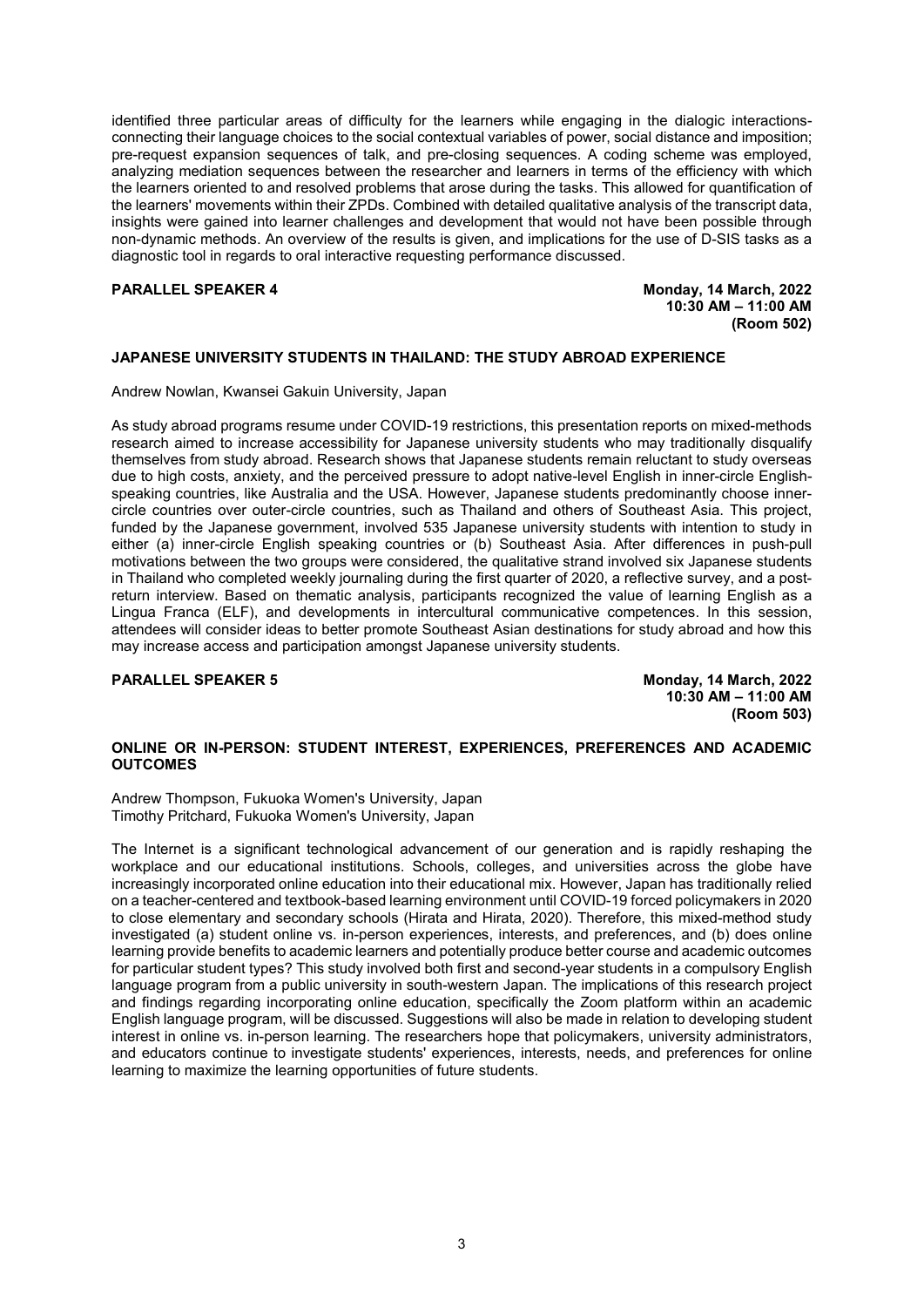identified three particular areas of difficulty for the learners while engaging in the dialogic interactions-connecting their language choices to the social contextual variables of power, social distance and imposition; pre-request expansion sequences of talk, and pre-closing sequences. A coding scheme was employed, analyzing mediation sequences between the researcher and learners in terms of the efficiency with which the learners oriented to and resolved problems that arose during the tasks. This allowed for quantification of the learners' movements within their ZPDs. Combined with detailed qualitative analysis of the transcript data, insights were gained into learner challenges and development that would not have been possible through non-dynamic methods. An overview of the results is given, and implications for the use of D-SIS tasks as a diagnostic tool in regards to oral interactive requesting performance discussed.

**PARALLEL SPEAKER 4**

**Monday, 14 March, 2022**
**10:30 AM – 11:00 AM**
**(Room 502)**

### JAPANESE UNIVERSITY STUDENTS IN THAILAND: THE STUDY ABROAD EXPERIENCE

Andrew Nowlan, Kwansei Gakuin University, Japan

As study abroad programs resume under COVID-19 restrictions, this presentation reports on mixed-methods research aimed to increase accessibility for Japanese university students who may traditionally disqualify themselves from study abroad. Research shows that Japanese students remain reluctant to study overseas due to high costs, anxiety, and the perceived pressure to adopt native-level English in inner-circle English-speaking countries, like Australia and the USA. However, Japanese students predominantly choose inner-circle countries over outer-circle countries, such as Thailand and others of Southeast Asia. This project, funded by the Japanese government, involved 535 Japanese university students with intention to study in either (a) inner-circle English speaking countries or (b) Southeast Asia. After differences in push-pull motivations between the two groups were considered, the qualitative strand involved six Japanese students in Thailand who completed weekly journaling during the first quarter of 2020, a reflective survey, and a post-return interview. Based on thematic analysis, participants recognized the value of learning English as a Lingua Franca (ELF), and developments in intercultural communicative competences. In this session, attendees will consider ideas to better promote Southeast Asian destinations for study abroad and how this may increase access and participation amongst Japanese university students.

**PARALLEL SPEAKER 5**

**Monday, 14 March, 2022**
**10:30 AM – 11:00 AM**
**(Room 503)**

### ONLINE OR IN-PERSON: STUDENT INTEREST, EXPERIENCES, PREFERENCES AND ACADEMIC OUTCOMES

Andrew Thompson, Fukuoka Women's University, Japan
Timothy Pritchard, Fukuoka Women's University, Japan

The Internet is a significant technological advancement of our generation and is rapidly reshaping the workplace and our educational institutions. Schools, colleges, and universities across the globe have increasingly incorporated online education into their educational mix. However, Japan has traditionally relied on a teacher-centered and textbook-based learning environment until COVID-19 forced policymakers in 2020 to close elementary and secondary schools (Hirata and Hirata, 2020). Therefore, this mixed-method study investigated (a) student online vs. in-person experiences, interests, and preferences, and (b) does online learning provide benefits to academic learners and potentially produce better course and academic outcomes for particular student types? This study involved both first and second-year students in a compulsory English language program from a public university in south-western Japan. The implications of this research project and findings regarding incorporating online education, specifically the Zoom platform within an academic English language program, will be discussed. Suggestions will also be made in relation to developing student interest in online vs. in-person learning. The researchers hope that policymakers, university administrators, and educators continue to investigate students' experiences, interests, needs, and preferences for online learning to maximize the learning opportunities of future students.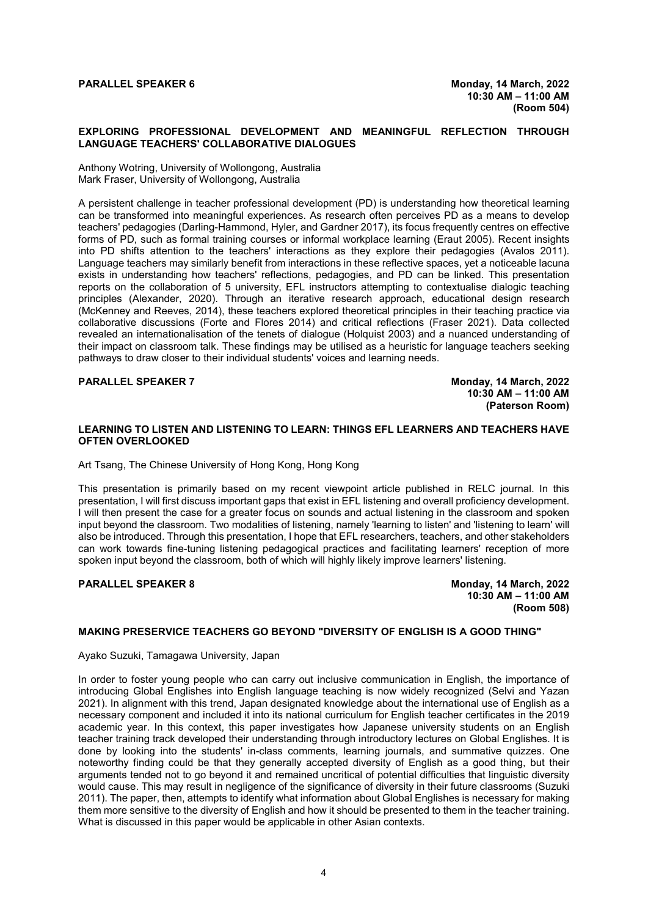**PARALLEL SPEAKER 6**

**Monday, 14 March, 2022**
**10:30 AM – 11:00 AM**
**(Room 504)**

**EXPLORING PROFESSIONAL DEVELOPMENT AND MEANINGFUL REFLECTION THROUGH LANGUAGE TEACHERS' COLLABORATIVE DIALOGUES**

Anthony Wotring, University of Wollongong, Australia
Mark Fraser, University of Wollongong, Australia

A persistent challenge in teacher professional development (PD) is understanding how theoretical learning can be transformed into meaningful experiences. As research often perceives PD as a means to develop teachers' pedagogies (Darling-Hammond, Hyler, and Gardner 2017), its focus frequently centres on effective forms of PD, such as formal training courses or informal workplace learning (Eraut 2005). Recent insights into PD shifts attention to the teachers' interactions as they explore their pedagogies (Avalos 2011). Language teachers may similarly benefit from interactions in these reflective spaces, yet a noticeable lacuna exists in understanding how teachers' reflections, pedagogies, and PD can be linked. This presentation reports on the collaboration of 5 university, EFL instructors attempting to contextualise dialogic teaching principles (Alexander, 2020). Through an iterative research approach, educational design research (McKenney and Reeves, 2014), these teachers explored theoretical principles in their teaching practice via collaborative discussions (Forte and Flores 2014) and critical reflections (Fraser 2021). Data collected revealed an internationalisation of the tenets of dialogue (Holquist 2003) and a nuanced understanding of their impact on classroom talk. These findings may be utilised as a heuristic for language teachers seeking pathways to draw closer to their individual students' voices and learning needs.

**PARALLEL SPEAKER 7**

**Monday, 14 March, 2022**
**10:30 AM – 11:00 AM**
**(Paterson Room)**

**LEARNING TO LISTEN AND LISTENING TO LEARN: THINGS EFL LEARNERS AND TEACHERS HAVE OFTEN OVERLOOKED**

Art Tsang, The Chinese University of Hong Kong, Hong Kong

This presentation is primarily based on my recent viewpoint article published in RELC journal. In this presentation, I will first discuss important gaps that exist in EFL listening and overall proficiency development. I will then present the case for a greater focus on sounds and actual listening in the classroom and spoken input beyond the classroom. Two modalities of listening, namely 'learning to listen' and 'listening to learn' will also be introduced. Through this presentation, I hope that EFL researchers, teachers, and other stakeholders can work towards fine-tuning listening pedagogical practices and facilitating learners' reception of more spoken input beyond the classroom, both of which will highly likely improve learners' listening.

**PARALLEL SPEAKER 8**

**Monday, 14 March, 2022**
**10:30 AM – 11:00 AM**
**(Room 508)**

**MAKING PRESERVICE TEACHERS GO BEYOND "DIVERSITY OF ENGLISH IS A GOOD THING"**

Ayako Suzuki, Tamagawa University, Japan

In order to foster young people who can carry out inclusive communication in English, the importance of introducing Global Englishes into English language teaching is now widely recognized (Selvi and Yazan 2021). In alignment with this trend, Japan designated knowledge about the international use of English as a necessary component and included it into its national curriculum for English teacher certificates in the 2019 academic year. In this context, this paper investigates how Japanese university students on an English teacher training track developed their understanding through introductory lectures on Global Englishes. It is done by looking into the students' in-class comments, learning journals, and summative quizzes. One noteworthy finding could be that they generally accepted diversity of English as a good thing, but their arguments tended not to go beyond it and remained uncritical of potential difficulties that linguistic diversity would cause. This may result in negligence of the significance of diversity in their future classrooms (Suzuki 2011). The paper, then, attempts to identify what information about Global Englishes is necessary for making them more sensitive to the diversity of English and how it should be presented to them in the teacher training. What is discussed in this paper would be applicable in other Asian contexts.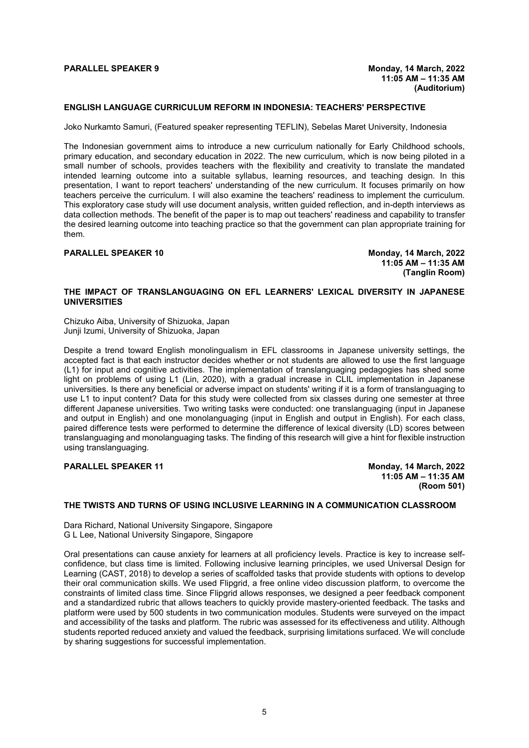**PARALLEL SPEAKER 9**

**Monday, 14 March, 2022**
**11:05 AM – 11:35 AM**
**(Auditorium)**

### ENGLISH LANGUAGE CURRICULUM REFORM IN INDONESIA: TEACHERS' PERSPECTIVE

Joko Nurkamto Samuri, (Featured speaker representing TEFLIN), Sebelas Maret University, Indonesia

The Indonesian government aims to introduce a new curriculum nationally for Early Childhood schools, primary education, and secondary education in 2022. The new curriculum, which is now being piloted in a small number of schools, provides teachers with the flexibility and creativity to translate the mandated intended learning outcome into a suitable syllabus, learning resources, and teaching design. In this presentation, I want to report teachers' understanding of the new curriculum. It focuses primarily on how teachers perceive the curriculum. I will also examine the teachers' readiness to implement the curriculum. This exploratory case study will use document analysis, written guided reflection, and in-depth interviews as data collection methods. The benefit of the paper is to map out teachers' readiness and capability to transfer the desired learning outcome into teaching practice so that the government can plan appropriate training for them.

**PARALLEL SPEAKER 10**

**Monday, 14 March, 2022**
**11:05 AM – 11:35 AM**
**(Tanglin Room)**

### THE IMPACT OF TRANSLANGUAGING ON EFL LEARNERS' LEXICAL DIVERSITY IN JAPANESE UNIVERSITIES

Chizuko Aiba, University of Shizuoka, Japan
Junji Izumi, University of Shizuoka, Japan

Despite a trend toward English monolingualism in EFL classrooms in Japanese university settings, the accepted fact is that each instructor decides whether or not students are allowed to use the first language (L1) for input and cognitive activities. The implementation of translanguaging pedagogies has shed some light on problems of using L1 (Lin, 2020), with a gradual increase in CLIL implementation in Japanese universities. Is there any beneficial or adverse impact on students' writing if it is a form of translanguaging to use L1 to input content? Data for this study were collected from six classes during one semester at three different Japanese universities. Two writing tasks were conducted: one translanguaging (input in Japanese and output in English) and one monolanguaging (input in English and output in English). For each class, paired difference tests were performed to determine the difference of lexical diversity (LD) scores between translanguaging and monolanguaging tasks. The finding of this research will give a hint for flexible instruction using translanguaging.

**PARALLEL SPEAKER 11**

**Monday, 14 March, 2022**
**11:05 AM – 11:35 AM**
**(Room 501)**

### THE TWISTS AND TURNS OF USING INCLUSIVE LEARNING IN A COMMUNICATION CLASSROOM

Dara Richard, National University Singapore, Singapore
G L Lee, National University Singapore, Singapore

Oral presentations can cause anxiety for learners at all proficiency levels. Practice is key to increase self-confidence, but class time is limited. Following inclusive learning principles, we used Universal Design for Learning (CAST, 2018) to develop a series of scaffolded tasks that provide students with options to develop their oral communication skills. We used Flipgrid, a free online video discussion platform, to overcome the constraints of limited class time. Since Flipgrid allows responses, we designed a peer feedback component and a standardized rubric that allows teachers to quickly provide mastery-oriented feedback. The tasks and platform were used by 500 students in two communication modules. Students were surveyed on the impact and accessibility of the tasks and platform. The rubric was assessed for its effectiveness and utility. Although students reported reduced anxiety and valued the feedback, surprising limitations surfaced. We will conclude by sharing suggestions for successful implementation.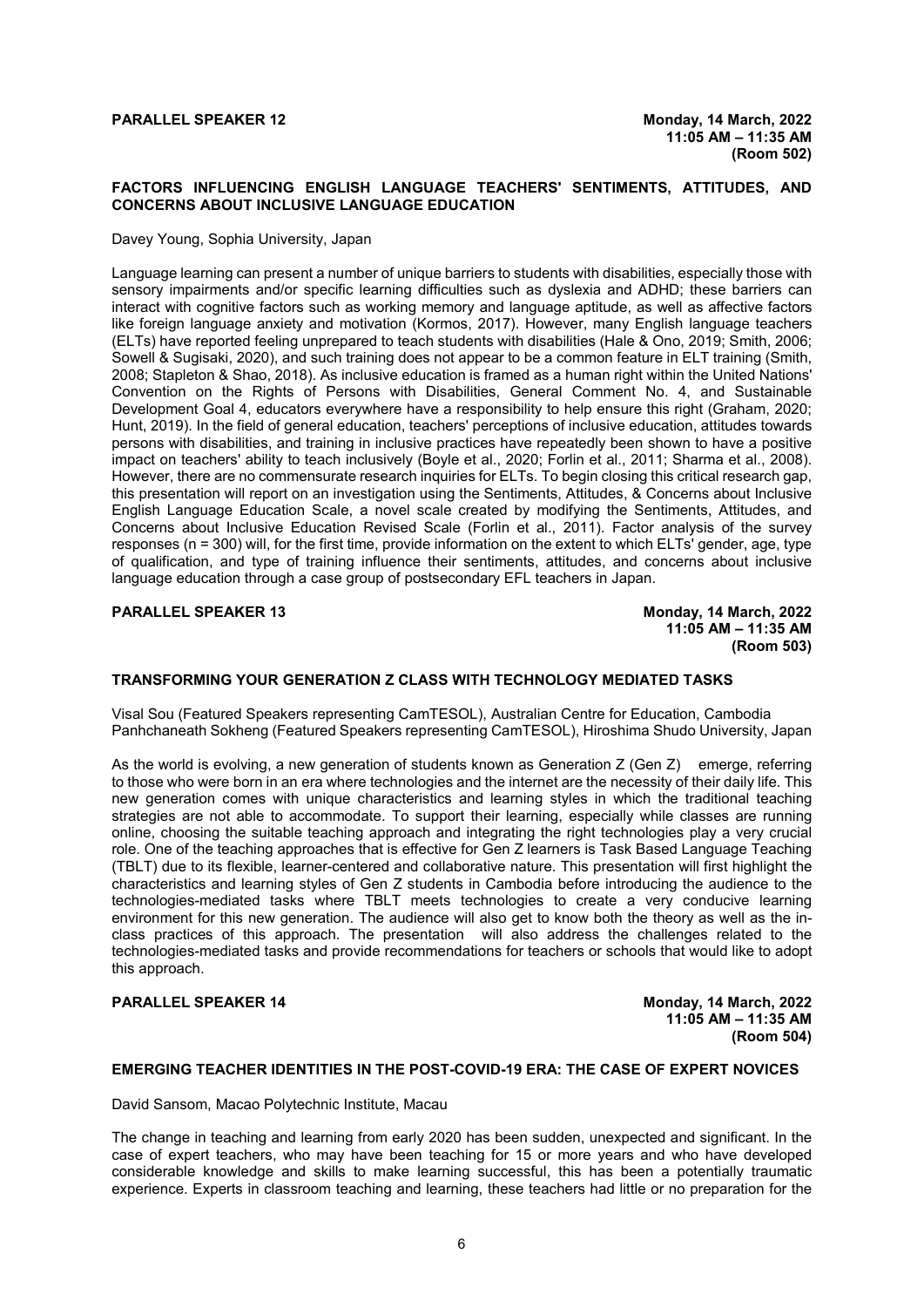**PARALLEL SPEAKER 12**

**Monday, 14 March, 2022**
**11:05 AM – 11:35 AM**
**(Room 502)**

### FACTORS INFLUENCING ENGLISH LANGUAGE TEACHERS' SENTIMENTS, ATTITUDES, AND CONCERNS ABOUT INCLUSIVE LANGUAGE EDUCATION

Davey Young, Sophia University, Japan

Language learning can present a number of unique barriers to students with disabilities, especially those with sensory impairments and/or specific learning difficulties such as dyslexia and ADHD; these barriers can interact with cognitive factors such as working memory and language aptitude, as well as affective factors like foreign language anxiety and motivation (Kormos, 2017). However, many English language teachers (ELTs) have reported feeling unprepared to teach students with disabilities (Hale & Ono, 2019; Smith, 2006; Sowell & Sugisaki, 2020), and such training does not appear to be a common feature in ELT training (Smith, 2008; Stapleton & Shao, 2018). As inclusive education is framed as a human right within the United Nations' Convention on the Rights of Persons with Disabilities, General Comment No. 4, and Sustainable Development Goal 4, educators everywhere have a responsibility to help ensure this right (Graham, 2020; Hunt, 2019). In the field of general education, teachers' perceptions of inclusive education, attitudes towards persons with disabilities, and training in inclusive practices have repeatedly been shown to have a positive impact on teachers' ability to teach inclusively (Boyle et al., 2020; Forlin et al., 2011; Sharma et al., 2008). However, there are no commensurate research inquiries for ELTs. To begin closing this critical research gap, this presentation will report on an investigation using the Sentiments, Attitudes, & Concerns about Inclusive English Language Education Scale, a novel scale created by modifying the Sentiments, Attitudes, and Concerns about Inclusive Education Revised Scale (Forlin et al., 2011). Factor analysis of the survey responses (n = 300) will, for the first time, provide information on the extent to which ELTs' gender, age, type of qualification, and type of training influence their sentiments, attitudes, and concerns about inclusive language education through a case group of postsecondary EFL teachers in Japan.

**PARALLEL SPEAKER 13**

**Monday, 14 March, 2022**
**11:05 AM – 11:35 AM**
**(Room 503)**

### TRANSFORMING YOUR GENERATION Z CLASS WITH TECHNOLOGY MEDIATED TASKS

Visal Sou (Featured Speakers representing CamTESOL), Australian Centre for Education, Cambodia
Panhchaneath Sokheng (Featured Speakers representing CamTESOL), Hiroshima Shudo University, Japan

As the world is evolving, a new generation of students known as Generation Z (Gen Z) emerge, referring to those who were born in an era where technologies and the internet are the necessity of their daily life. This new generation comes with unique characteristics and learning styles in which the traditional teaching strategies are not able to accommodate. To support their learning, especially while classes are running online, choosing the suitable teaching approach and integrating the right technologies play a very crucial role. One of the teaching approaches that is effective for Gen Z learners is Task Based Language Teaching (TBLT) due to its flexible, learner-centered and collaborative nature. This presentation will first highlight the characteristics and learning styles of Gen Z students in Cambodia before introducing the audience to the technologies-mediated tasks where TBLT meets technologies to create a very conducive learning environment for this new generation. The audience will also get to know both the theory as well as the in-class practices of this approach. The presentation will also address the challenges related to the technologies-mediated tasks and provide recommendations for teachers or schools that would like to adopt this approach.

**PARALLEL SPEAKER 14**

**Monday, 14 March, 2022**
**11:05 AM – 11:35 AM**
**(Room 504)**

### EMERGING TEACHER IDENTITIES IN THE POST-COVID-19 ERA: THE CASE OF EXPERT NOVICES

David Sansom, Macao Polytechnic Institute, Macau

The change in teaching and learning from early 2020 has been sudden, unexpected and significant. In the case of expert teachers, who may have been teaching for 15 or more years and who have developed considerable knowledge and skills to make learning successful, this has been a potentially traumatic experience. Experts in classroom teaching and learning, these teachers had little or no preparation for the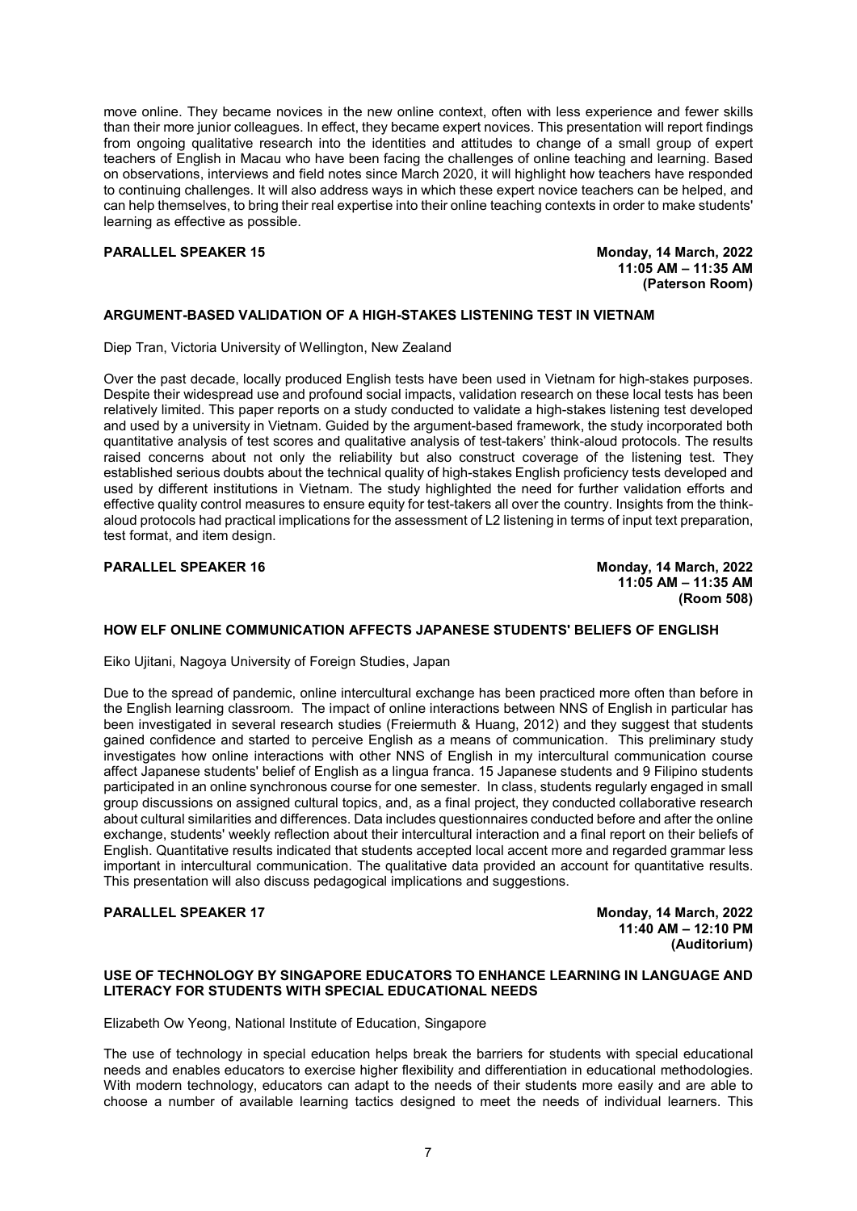move online. They became novices in the new online context, often with less experience and fewer skills than their more junior colleagues. In effect, they became expert novices. This presentation will report findings from ongoing qualitative research into the identities and attitudes to change of a small group of expert teachers of English in Macau who have been facing the challenges of online teaching and learning. Based on observations, interviews and field notes since March 2020, it will highlight how teachers have responded to continuing challenges. It will also address ways in which these expert novice teachers can be helped, and can help themselves, to bring their real expertise into their online teaching contexts in order to make students' learning as effective as possible.

**PARALLEL SPEAKER 15** — **Monday, 14 March, 2022**
**11:05 AM – 11:35 AM**
**(Paterson Room)**

### ARGUMENT-BASED VALIDATION OF A HIGH-STAKES LISTENING TEST IN VIETNAM

Diep Tran, Victoria University of Wellington, New Zealand

Over the past decade, locally produced English tests have been used in Vietnam for high-stakes purposes. Despite their widespread use and profound social impacts, validation research on these local tests has been relatively limited. This paper reports on a study conducted to validate a high-stakes listening test developed and used by a university in Vietnam. Guided by the argument-based framework, the study incorporated both quantitative analysis of test scores and qualitative analysis of test-takers' think-aloud protocols. The results raised concerns about not only the reliability but also construct coverage of the listening test. They established serious doubts about the technical quality of high-stakes English proficiency tests developed and used by different institutions in Vietnam. The study highlighted the need for further validation efforts and effective quality control measures to ensure equity for test-takers all over the country. Insights from the think-aloud protocols had practical implications for the assessment of L2 listening in terms of input text preparation, test format, and item design.

**PARALLEL SPEAKER 16** — **Monday, 14 March, 2022**
**11:05 AM – 11:35 AM**
**(Room 508)**

### HOW ELF ONLINE COMMUNICATION AFFECTS JAPANESE STUDENTS' BELIEFS OF ENGLISH

Eiko Ujitani, Nagoya University of Foreign Studies, Japan

Due to the spread of pandemic, online intercultural exchange has been practiced more often than before in the English learning classroom. The impact of online interactions between NNS of English in particular has been investigated in several research studies (Freiermuth & Huang, 2012) and they suggest that students gained confidence and started to perceive English as a means of communication. This preliminary study investigates how online interactions with other NNS of English in my intercultural communication course affect Japanese students' belief of English as a lingua franca. 15 Japanese students and 9 Filipino students participated in an online synchronous course for one semester. In class, students regularly engaged in small group discussions on assigned cultural topics, and, as a final project, they conducted collaborative research about cultural similarities and differences. Data includes questionnaires conducted before and after the online exchange, students' weekly reflection about their intercultural interaction and a final report on their beliefs of English. Quantitative results indicated that students accepted local accent more and regarded grammar less important in intercultural communication. The qualitative data provided an account for quantitative results. This presentation will also discuss pedagogical implications and suggestions.

**PARALLEL SPEAKER 17** — **Monday, 14 March, 2022**
**11:40 AM – 12:10 PM**
**(Auditorium)**

### USE OF TECHNOLOGY BY SINGAPORE EDUCATORS TO ENHANCE LEARNING IN LANGUAGE AND LITERACY FOR STUDENTS WITH SPECIAL EDUCATIONAL NEEDS

Elizabeth Ow Yeong, National Institute of Education, Singapore

The use of technology in special education helps break the barriers for students with special educational needs and enables educators to exercise higher flexibility and differentiation in educational methodologies. With modern technology, educators can adapt to the needs of their students more easily and are able to choose a number of available learning tactics designed to meet the needs of individual learners. This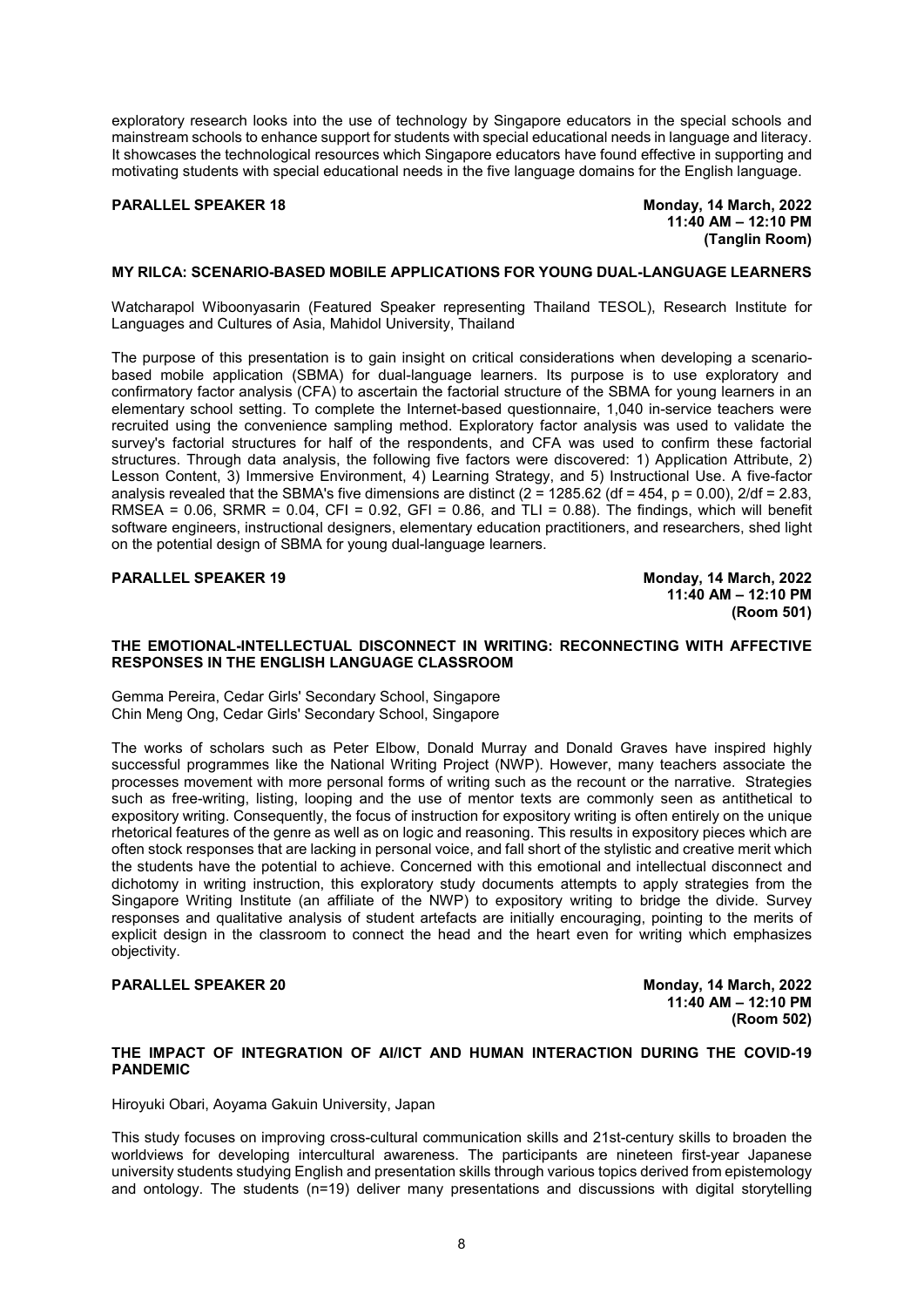exploratory research looks into the use of technology by Singapore educators in the special schools and mainstream schools to enhance support for students with special educational needs in language and literacy. It showcases the technological resources which Singapore educators have found effective in supporting and motivating students with special educational needs in the five language domains for the English language.

**PARALLEL SPEAKER 18** **Monday, 14 March, 2022**
**11:40 AM – 12:10 PM**
**(Tanglin Room)**

### MY RILCA: SCENARIO-BASED MOBILE APPLICATIONS FOR YOUNG DUAL-LANGUAGE LEARNERS

Watcharapol Wiboonyasarin (Featured Speaker representing Thailand TESOL), Research Institute for Languages and Cultures of Asia, Mahidol University, Thailand

The purpose of this presentation is to gain insight on critical considerations when developing a scenario-based mobile application (SBMA) for dual-language learners. Its purpose is to use exploratory and confirmatory factor analysis (CFA) to ascertain the factorial structure of the SBMA for young learners in an elementary school setting. To complete the Internet-based questionnaire, 1,040 in-service teachers were recruited using the convenience sampling method. Exploratory factor analysis was used to validate the survey's factorial structures for half of the respondents, and CFA was used to confirm these factorial structures. Through data analysis, the following five factors were discovered: 1) Application Attribute, 2) Lesson Content, 3) Immersive Environment, 4) Learning Strategy, and 5) Instructional Use. A five-factor analysis revealed that the SBMA's five dimensions are distinct (2 = 1285.62 (df = 454, p = 0.00), 2/df = 2.83, RMSEA = 0.06, SRMR = 0.04, CFI = 0.92, GFI = 0.86, and TLI = 0.88). The findings, which will benefit software engineers, instructional designers, elementary education practitioners, and researchers, shed light on the potential design of SBMA for young dual-language learners.

**PARALLEL SPEAKER 19** **Monday, 14 March, 2022**
**11:40 AM – 12:10 PM**
**(Room 501)**

### THE EMOTIONAL-INTELLECTUAL DISCONNECT IN WRITING: RECONNECTING WITH AFFECTIVE RESPONSES IN THE ENGLISH LANGUAGE CLASSROOM

Gemma Pereira, Cedar Girls' Secondary School, Singapore
Chin Meng Ong, Cedar Girls' Secondary School, Singapore

The works of scholars such as Peter Elbow, Donald Murray and Donald Graves have inspired highly successful programmes like the National Writing Project (NWP). However, many teachers associate the processes movement with more personal forms of writing such as the recount or the narrative. Strategies such as free-writing, listing, looping and the use of mentor texts are commonly seen as antithetical to expository writing. Consequently, the focus of instruction for expository writing is often entirely on the unique rhetorical features of the genre as well as on logic and reasoning. This results in expository pieces which are often stock responses that are lacking in personal voice, and fall short of the stylistic and creative merit which the students have the potential to achieve. Concerned with this emotional and intellectual disconnect and dichotomy in writing instruction, this exploratory study documents attempts to apply strategies from the Singapore Writing Institute (an affiliate of the NWP) to expository writing to bridge the divide. Survey responses and qualitative analysis of student artefacts are initially encouraging, pointing to the merits of explicit design in the classroom to connect the head and the heart even for writing which emphasizes objectivity.

**PARALLEL SPEAKER 20** **Monday, 14 March, 2022**
**11:40 AM – 12:10 PM**
**(Room 502)**

### THE IMPACT OF INTEGRATION OF AI/ICT AND HUMAN INTERACTION DURING THE COVID-19 PANDEMIC

Hiroyuki Obari, Aoyama Gakuin University, Japan

This study focuses on improving cross-cultural communication skills and 21st-century skills to broaden the worldviews for developing intercultural awareness. The participants are nineteen first-year Japanese university students studying English and presentation skills through various topics derived from epistemology and ontology. The students (n=19) deliver many presentations and discussions with digital storytelling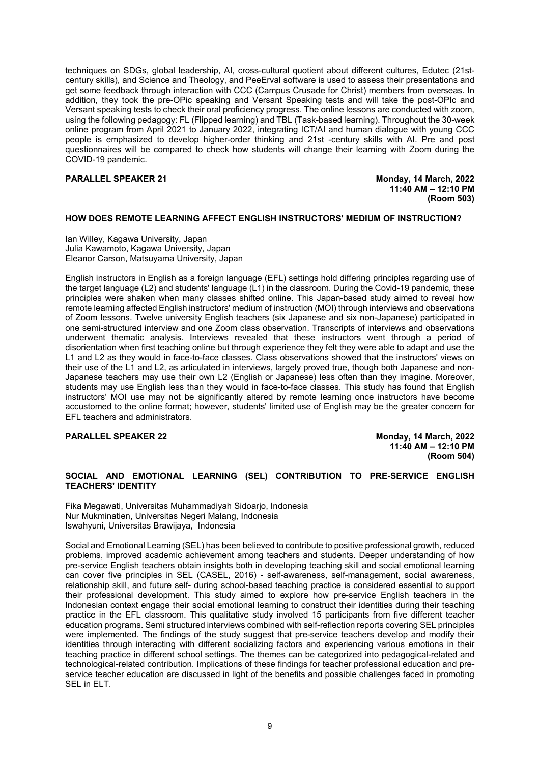techniques on SDGs, global leadership, AI, cross-cultural quotient about different cultures, Edutec (21st-century skills), and Science and Theology, and PeeErval software is used to assess their presentations and get some feedback through interaction with CCC (Campus Crusade for Christ) members from overseas. In addition, they took the pre-OPic speaking and Versant Speaking tests and will take the post-OPIc and Versant speaking tests to check their oral proficiency progress. The online lessons are conducted with zoom, using the following pedagogy: FL (Flipped learning) and TBL (Task-based learning). Throughout the 30-week online program from April 2021 to January 2022, integrating ICT/AI and human dialogue with young CCC people is emphasized to develop higher-order thinking and 21st -century skills with AI. Pre and post questionnaires will be compared to check how students will change their learning with Zoom during the COVID-19 pandemic.

**PARALLEL SPEAKER 21** **Monday, 14 March, 2022**
**11:40 AM – 12:10 PM**
**(Room 503)**

### HOW DOES REMOTE LEARNING AFFECT ENGLISH INSTRUCTORS' MEDIUM OF INSTRUCTION?

Ian Willey, Kagawa University, Japan
Julia Kawamoto, Kagawa University, Japan
Eleanor Carson, Matsuyama University, Japan

English instructors in English as a foreign language (EFL) settings hold differing principles regarding use of the target language (L2) and students' language (L1) in the classroom. During the Covid-19 pandemic, these principles were shaken when many classes shifted online. This Japan-based study aimed to reveal how remote learning affected English instructors' medium of instruction (MOI) through interviews and observations of Zoom lessons. Twelve university English teachers (six Japanese and six non-Japanese) participated in one semi-structured interview and one Zoom class observation. Transcripts of interviews and observations underwent thematic analysis. Interviews revealed that these instructors went through a period of disorientation when first teaching online but through experience they felt they were able to adapt and use the L1 and L2 as they would in face-to-face classes. Class observations showed that the instructors' views on their use of the L1 and L2, as articulated in interviews, largely proved true, though both Japanese and non-Japanese teachers may use their own L2 (English or Japanese) less often than they imagine. Moreover, students may use English less than they would in face-to-face classes. This study has found that English instructors' MOI use may not be significantly altered by remote learning once instructors have become accustomed to the online format; however, students' limited use of English may be the greater concern for EFL teachers and administrators.

**PARALLEL SPEAKER 22** **Monday, 14 March, 2022**
**11:40 AM – 12:10 PM**
**(Room 504)**

### SOCIAL AND EMOTIONAL LEARNING (SEL) CONTRIBUTION TO PRE-SERVICE ENGLISH TEACHERS' IDENTITY

Fika Megawati, Universitas Muhammadiyah Sidoarjo, Indonesia
Nur Mukminatien, Universitas Negeri Malang, Indonesia
Iswahyuni, Universitas Brawijaya, Indonesia

Social and Emotional Learning (SEL) has been believed to contribute to positive professional growth, reduced problems, improved academic achievement among teachers and students. Deeper understanding of how pre-service English teachers obtain insights both in developing teaching skill and social emotional learning can cover five principles in SEL (CASEL, 2016) - self-awareness, self-management, social awareness, relationship skill, and future self- during school-based teaching practice is considered essential to support their professional development. This study aimed to explore how pre-service English teachers in the Indonesian context engage their social emotional learning to construct their identities during their teaching practice in the EFL classroom. This qualitative study involved 15 participants from five different teacher education programs. Semi structured interviews combined with self-reflection reports covering SEL principles were implemented. The findings of the study suggest that pre-service teachers develop and modify their identities through interacting with different socializing factors and experiencing various emotions in their teaching practice in different school settings. The themes can be categorized into pedagogical-related and technological-related contribution. Implications of these findings for teacher professional education and pre-service teacher education are discussed in light of the benefits and possible challenges faced in promoting SEL in ELT.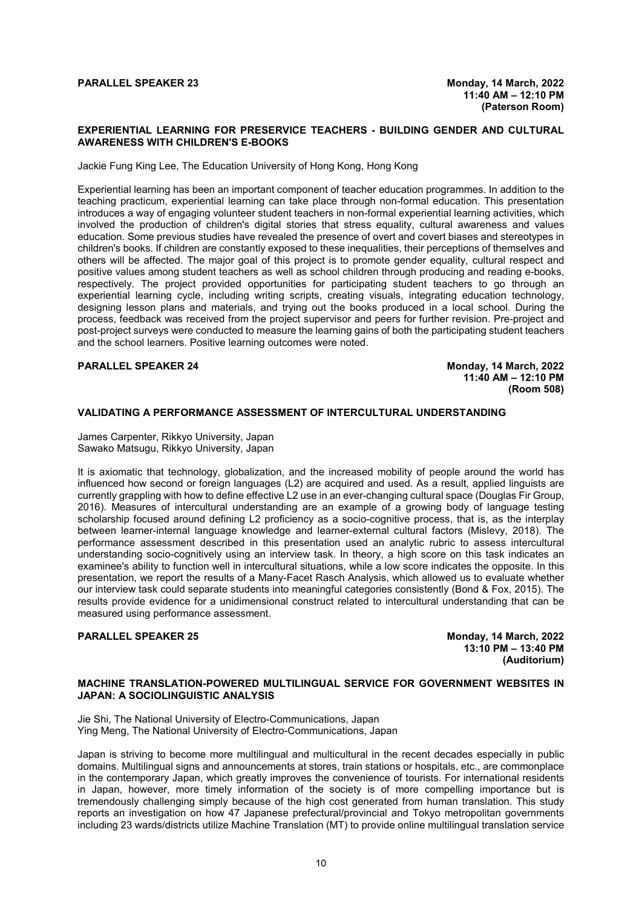**PARALLEL SPEAKER 23** **Monday, 14 March, 2022**
**11:40 AM – 12:10 PM**
**(Paterson Room)**

### EXPERIENTIAL LEARNING FOR PRESERVICE TEACHERS - BUILDING GENDER AND CULTURAL AWARENESS WITH CHILDREN'S E-BOOKS

Jackie Fung King Lee, The Education University of Hong Kong, Hong Kong

Experiential learning has been an important component of teacher education programmes. In addition to the teaching practicum, experiential learning can take place through non-formal education. This presentation introduces a way of engaging volunteer student teachers in non-formal experiential learning activities, which involved the production of children's digital stories that stress equality, cultural awareness and values education. Some previous studies have revealed the presence of overt and covert biases and stereotypes in children's books. If children are constantly exposed to these inequalities, their perceptions of themselves and others will be affected. The major goal of this project is to promote gender equality, cultural respect and positive values among student teachers as well as school children through producing and reading e-books, respectively. The project provided opportunities for participating student teachers to go through an experiential learning cycle, including writing scripts, creating visuals, integrating education technology, designing lesson plans and materials, and trying out the books produced in a local school. During the process, feedback was received from the project supervisor and peers for further revision. Pre-project and post-project surveys were conducted to measure the learning gains of both the participating student teachers and the school learners. Positive learning outcomes were noted.

**PARALLEL SPEAKER 24** **Monday, 14 March, 2022**
**11:40 AM – 12:10 PM**
**(Room 508)**

### VALIDATING A PERFORMANCE ASSESSMENT OF INTERCULTURAL UNDERSTANDING

James Carpenter, Rikkyo University, Japan
Sawako Matsugu, Rikkyo University, Japan

It is axiomatic that technology, globalization, and the increased mobility of people around the world has influenced how second or foreign languages (L2) are acquired and used. As a result, applied linguists are currently grappling with how to define effective L2 use in an ever-changing cultural space (Douglas Fir Group, 2016). Measures of intercultural understanding are an example of a growing body of language testing scholarship focused around defining L2 proficiency as a socio-cognitive process, that is, as the interplay between learner-internal language knowledge and learner-external cultural factors (Mislevy, 2018). The performance assessment described in this presentation used an analytic rubric to assess intercultural understanding socio-cognitively using an interview task. In theory, a high score on this task indicates an examinee's ability to function well in intercultural situations, while a low score indicates the opposite. In this presentation, we report the results of a Many-Facet Rasch Analysis, which allowed us to evaluate whether our interview task could separate students into meaningful categories consistently (Bond & Fox, 2015). The results provide evidence for a unidimensional construct related to intercultural understanding that can be measured using performance assessment.

**PARALLEL SPEAKER 25** **Monday, 14 March, 2022**
**13:10 PM – 13:40 PM**
**(Auditorium)**

### MACHINE TRANSLATION-POWERED MULTILINGUAL SERVICE FOR GOVERNMENT WEBSITES IN JAPAN: A SOCIOLINGUISTIC ANALYSIS

Jie Shi, The National University of Electro-Communications, Japan
Ying Meng, The National University of Electro-Communications, Japan

Japan is striving to become more multilingual and multicultural in the recent decades especially in public domains. Multilingual signs and announcements at stores, train stations or hospitals, etc., are commonplace in the contemporary Japan, which greatly improves the convenience of tourists. For international residents in Japan, however, more timely information of the society is of more compelling importance but is tremendously challenging simply because of the high cost generated from human translation. This study reports an investigation on how 47 Japanese prefectural/provincial and Tokyo metropolitan governments including 23 wards/districts utilize Machine Translation (MT) to provide online multilingual translation service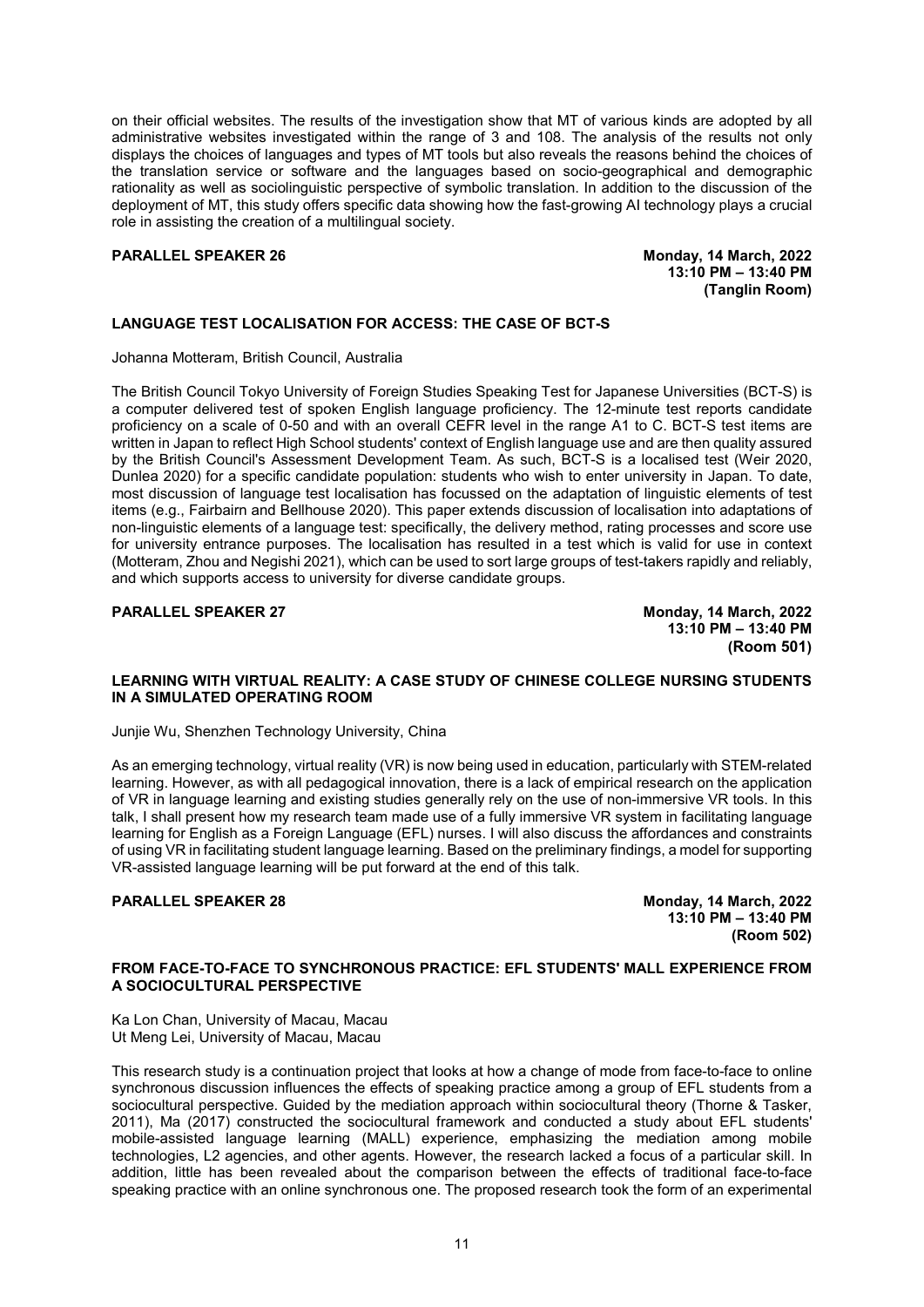on their official websites. The results of the investigation show that MT of various kinds are adopted by all administrative websites investigated within the range of 3 and 108. The analysis of the results not only displays the choices of languages and types of MT tools but also reveals the reasons behind the choices of the translation service or software and the languages based on socio-geographical and demographic rationality as well as sociolinguistic perspective of symbolic translation. In addition to the discussion of the deployment of MT, this study offers specific data showing how the fast-growing AI technology plays a crucial role in assisting the creation of a multilingual society.

**PARALLEL SPEAKER 26** **Monday, 14 March, 2022**
**13:10 PM – 13:40 PM**
**(Tanglin Room)**

### LANGUAGE TEST LOCALISATION FOR ACCESS: THE CASE OF BCT-S

Johanna Motteram, British Council, Australia

The British Council Tokyo University of Foreign Studies Speaking Test for Japanese Universities (BCT-S) is a computer delivered test of spoken English language proficiency. The 12-minute test reports candidate proficiency on a scale of 0-50 and with an overall CEFR level in the range A1 to C. BCT-S test items are written in Japan to reflect High School students' context of English language use and are then quality assured by the British Council's Assessment Development Team. As such, BCT-S is a localised test (Weir 2020, Dunlea 2020) for a specific candidate population: students who wish to enter university in Japan. To date, most discussion of language test localisation has focussed on the adaptation of linguistic elements of test items (e.g., Fairbairn and Bellhouse 2020). This paper extends discussion of localisation into adaptations of non-linguistic elements of a language test: specifically, the delivery method, rating processes and score use for university entrance purposes. The localisation has resulted in a test which is valid for use in context (Motteram, Zhou and Negishi 2021), which can be used to sort large groups of test-takers rapidly and reliably, and which supports access to university for diverse candidate groups.

**PARALLEL SPEAKER 27** **Monday, 14 March, 2022**
**13:10 PM – 13:40 PM**
**(Room 501)**

### LEARNING WITH VIRTUAL REALITY: A CASE STUDY OF CHINESE COLLEGE NURSING STUDENTS IN A SIMULATED OPERATING ROOM

Junjie Wu, Shenzhen Technology University, China

As an emerging technology, virtual reality (VR) is now being used in education, particularly with STEM-related learning. However, as with all pedagogical innovation, there is a lack of empirical research on the application of VR in language learning and existing studies generally rely on the use of non-immersive VR tools. In this talk, I shall present how my research team made use of a fully immersive VR system in facilitating language learning for English as a Foreign Language (EFL) nurses. I will also discuss the affordances and constraints of using VR in facilitating student language learning. Based on the preliminary findings, a model for supporting VR-assisted language learning will be put forward at the end of this talk.

**PARALLEL SPEAKER 28** **Monday, 14 March, 2022**
**13:10 PM – 13:40 PM**
**(Room 502)**

### FROM FACE-TO-FACE TO SYNCHRONOUS PRACTICE: EFL STUDENTS' MALL EXPERIENCE FROM A SOCIOCULTURAL PERSPECTIVE

Ka Lon Chan, University of Macau, Macau
Ut Meng Lei, University of Macau, Macau

This research study is a continuation project that looks at how a change of mode from face-to-face to online synchronous discussion influences the effects of speaking practice among a group of EFL students from a sociocultural perspective. Guided by the mediation approach within sociocultural theory (Thorne & Tasker, 2011), Ma (2017) constructed the sociocultural framework and conducted a study about EFL students' mobile-assisted language learning (MALL) experience, emphasizing the mediation among mobile technologies, L2 agencies, and other agents. However, the research lacked a focus of a particular skill. In addition, little has been revealed about the comparison between the effects of traditional face-to-face speaking practice with an online synchronous one. The proposed research took the form of an experimental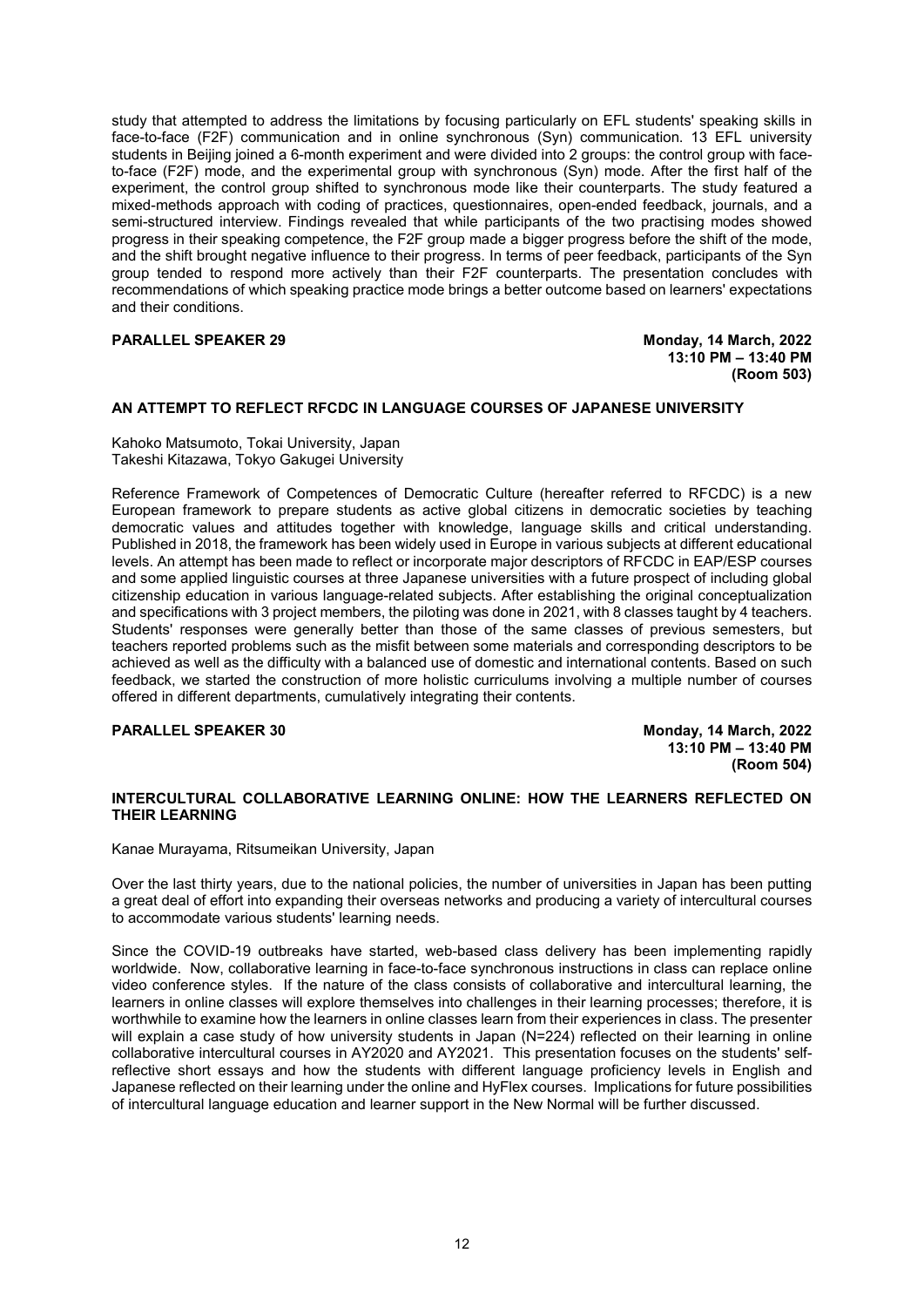study that attempted to address the limitations by focusing particularly on EFL students' speaking skills in face-to-face (F2F) communication and in online synchronous (Syn) communication. 13 EFL university students in Beijing joined a 6-month experiment and were divided into 2 groups: the control group with face-to-face (F2F) mode, and the experimental group with synchronous (Syn) mode. After the first half of the experiment, the control group shifted to synchronous mode like their counterparts. The study featured a mixed-methods approach with coding of practices, questionnaires, open-ended feedback, journals, and a semi-structured interview. Findings revealed that while participants of the two practising modes showed progress in their speaking competence, the F2F group made a bigger progress before the shift of the mode, and the shift brought negative influence to their progress. In terms of peer feedback, participants of the Syn group tended to respond more actively than their F2F counterparts. The presentation concludes with recommendations of which speaking practice mode brings a better outcome based on learners' expectations and their conditions.

**PARALLEL SPEAKER 29**

**Monday, 14 March, 2022**
**13:10 PM – 13:40 PM**
**(Room 503)**

### AN ATTEMPT TO REFLECT RFCDC IN LANGUAGE COURSES OF JAPANESE UNIVERSITY

Kahoko Matsumoto, Tokai University, Japan
Takeshi Kitazawa, Tokyo Gakugei University

Reference Framework of Competences of Democratic Culture (hereafter referred to RFCDC) is a new European framework to prepare students as active global citizens in democratic societies by teaching democratic values and attitudes together with knowledge, language skills and critical understanding. Published in 2018, the framework has been widely used in Europe in various subjects at different educational levels. An attempt has been made to reflect or incorporate major descriptors of RFCDC in EAP/ESP courses and some applied linguistic courses at three Japanese universities with a future prospect of including global citizenship education in various language-related subjects. After establishing the original conceptualization and specifications with 3 project members, the piloting was done in 2021, with 8 classes taught by 4 teachers. Students' responses were generally better than those of the same classes of previous semesters, but teachers reported problems such as the misfit between some materials and corresponding descriptors to be achieved as well as the difficulty with a balanced use of domestic and international contents. Based on such feedback, we started the construction of more holistic curriculums involving a multiple number of courses offered in different departments, cumulatively integrating their contents.

**PARALLEL SPEAKER 30**

**Monday, 14 March, 2022**
**13:10 PM – 13:40 PM**
**(Room 504)**

### INTERCULTURAL COLLABORATIVE LEARNING ONLINE: HOW THE LEARNERS REFLECTED ON THEIR LEARNING

Kanae Murayama, Ritsumeikan University, Japan

Over the last thirty years, due to the national policies, the number of universities in Japan has been putting a great deal of effort into expanding their overseas networks and producing a variety of intercultural courses to accommodate various students' learning needs.

Since the COVID-19 outbreaks have started, web-based class delivery has been implementing rapidly worldwide. Now, collaborative learning in face-to-face synchronous instructions in class can replace online video conference styles. If the nature of the class consists of collaborative and intercultural learning, the learners in online classes will explore themselves into challenges in their learning processes; therefore, it is worthwhile to examine how the learners in online classes learn from their experiences in class. The presenter will explain a case study of how university students in Japan (N=224) reflected on their learning in online collaborative intercultural courses in AY2020 and AY2021. This presentation focuses on the students' self-reflective short essays and how the students with different language proficiency levels in English and Japanese reflected on their learning under the online and HyFlex courses. Implications for future possibilities of intercultural language education and learner support in the New Normal will be further discussed.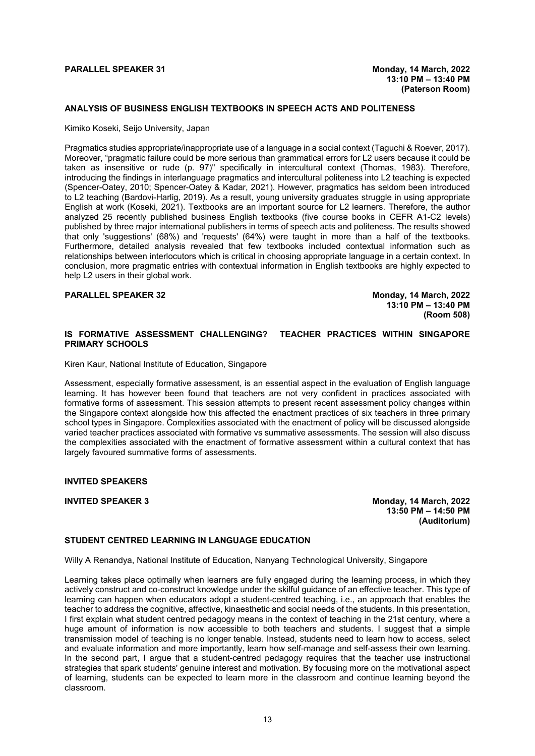**PARALLEL SPEAKER 31**

**Monday, 14 March, 2022**
**13:10 PM – 13:40 PM**
**(Paterson Room)**

### ANALYSIS OF BUSINESS ENGLISH TEXTBOOKS IN SPEECH ACTS AND POLITENESS

Kimiko Koseki, Seijo University, Japan

Pragmatics studies appropriate/inappropriate use of a language in a social context (Taguchi & Roever, 2017). Moreover, "pragmatic failure could be more serious than grammatical errors for L2 users because it could be taken as insensitive or rude (p. 97)" specifically in intercultural context (Thomas, 1983). Therefore, introducing the findings in interlanguage pragmatics and intercultural politeness into L2 teaching is expected (Spencer-Oatey, 2010; Spencer-Oatey & Kadar, 2021). However, pragmatics has seldom been introduced to L2 teaching (Bardovi-Harlig, 2019). As a result, young university graduates struggle in using appropriate English at work (Koseki, 2021). Textbooks are an important source for L2 learners. Therefore, the author analyzed 25 recently published business English textbooks (five course books in CEFR A1-C2 levels) published by three major international publishers in terms of speech acts and politeness. The results showed that only 'suggestions' (68%) and 'requests' (64%) were taught in more than a half of the textbooks. Furthermore, detailed analysis revealed that few textbooks included contextual information such as relationships between interlocutors which is critical in choosing appropriate language in a certain context. In conclusion, more pragmatic entries with contextual information in English textbooks are highly expected to help L2 users in their global work.

**PARALLEL SPEAKER 32**

**Monday, 14 March, 2022**
**13:10 PM – 13:40 PM**
**(Room 508)**

### IS FORMATIVE ASSESSMENT CHALLENGING? TEACHER PRACTICES WITHIN SINGAPORE PRIMARY SCHOOLS

Kiren Kaur, National Institute of Education, Singapore

Assessment, especially formative assessment, is an essential aspect in the evaluation of English language learning. It has however been found that teachers are not very confident in practices associated with formative forms of assessment. This session attempts to present recent assessment policy changes within the Singapore context alongside how this affected the enactment practices of six teachers in three primary school types in Singapore. Complexities associated with the enactment of policy will be discussed alongside varied teacher practices associated with formative vs summative assessments. The session will also discuss the complexities associated with the enactment of formative assessment within a cultural context that has largely favoured summative forms of assessments.

## INVITED SPEAKERS

**INVITED SPEAKER 3**

**Monday, 14 March, 2022**
**13:50 PM – 14:50 PM**
**(Auditorium)**

### STUDENT CENTRED LEARNING IN LANGUAGE EDUCATION

Willy A Renandya, National Institute of Education, Nanyang Technological University, Singapore

Learning takes place optimally when learners are fully engaged during the learning process, in which they actively construct and co-construct knowledge under the skilful guidance of an effective teacher. This type of learning can happen when educators adopt a student-centred teaching, i.e., an approach that enables the teacher to address the cognitive, affective, kinaesthetic and social needs of the students. In this presentation, I first explain what student centred pedagogy means in the context of teaching in the 21st century, where a huge amount of information is now accessible to both teachers and students. I suggest that a simple transmission model of teaching is no longer tenable. Instead, students need to learn how to access, select and evaluate information and more importantly, learn how self-manage and self-assess their own learning. In the second part, I argue that a student-centred pedagogy requires that the teacher use instructional strategies that spark students' genuine interest and motivation. By focusing more on the motivational aspect of learning, students can be expected to learn more in the classroom and continue learning beyond the classroom.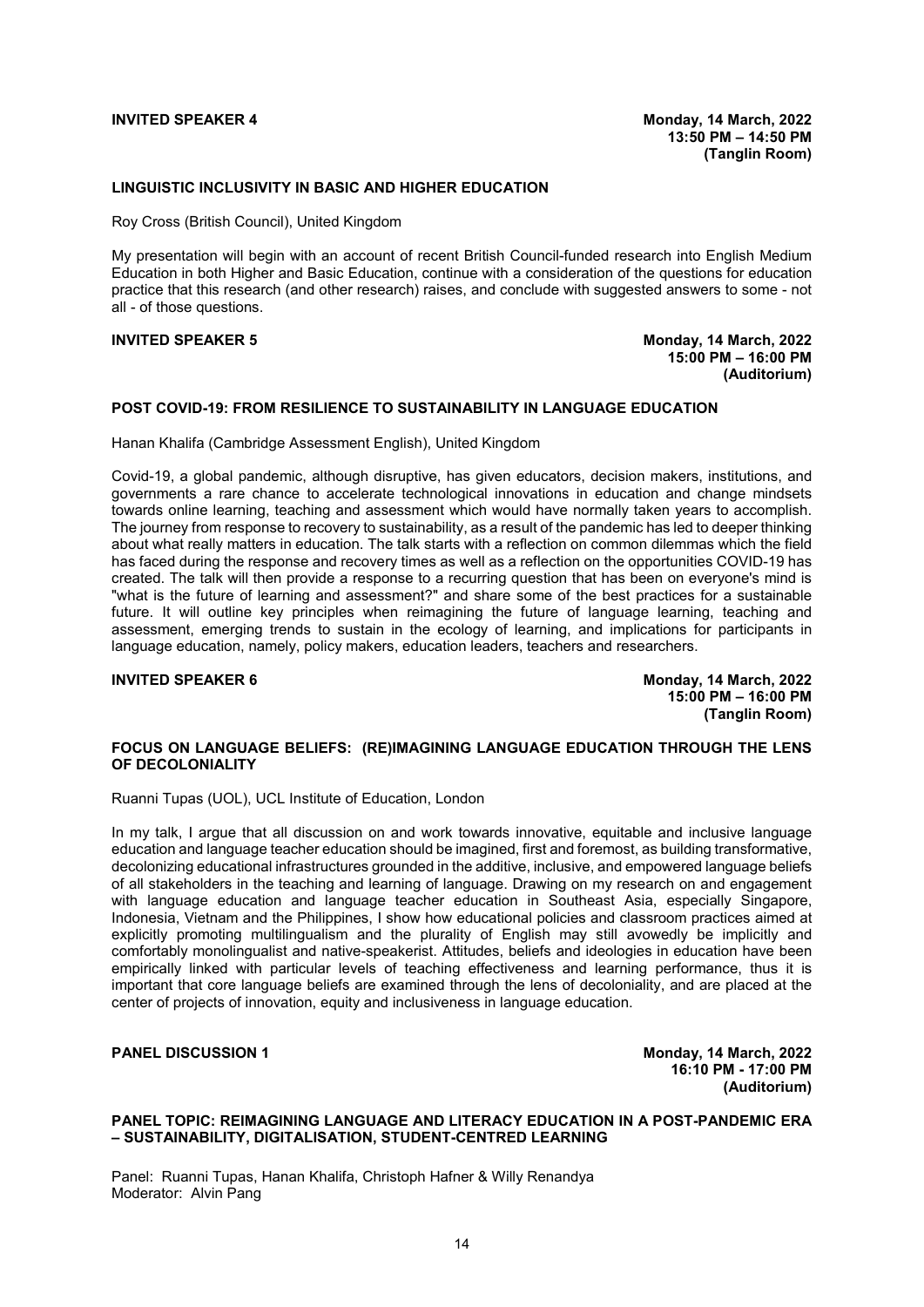**INVITED SPEAKER 4** **Monday, 14 March, 2022**
**13:50 PM – 14:50 PM**
**(Tanglin Room)**

## LINGUISTIC INCLUSIVITY IN BASIC AND HIGHER EDUCATION

Roy Cross (British Council), United Kingdom

My presentation will begin with an account of recent British Council-funded research into English Medium Education in both Higher and Basic Education, continue with a consideration of the questions for education practice that this research (and other research) raises, and conclude with suggested answers to some - not all - of those questions.

**INVITED SPEAKER 5** **Monday, 14 March, 2022**
**15:00 PM – 16:00 PM**
**(Auditorium)**

## POST COVID-19: FROM RESILIENCE TO SUSTAINABILITY IN LANGUAGE EDUCATION

Hanan Khalifa (Cambridge Assessment English), United Kingdom

Covid-19, a global pandemic, although disruptive, has given educators, decision makers, institutions, and governments a rare chance to accelerate technological innovations in education and change mindsets towards online learning, teaching and assessment which would have normally taken years to accomplish. The journey from response to recovery to sustainability, as a result of the pandemic has led to deeper thinking about what really matters in education. The talk starts with a reflection on common dilemmas which the field has faced during the response and recovery times as well as a reflection on the opportunities COVID-19 has created. The talk will then provide a response to a recurring question that has been on everyone's mind is "what is the future of learning and assessment?" and share some of the best practices for a sustainable future. It will outline key principles when reimagining the future of language learning, teaching and assessment, emerging trends to sustain in the ecology of learning, and implications for participants in language education, namely, policy makers, education leaders, teachers and researchers.

**INVITED SPEAKER 6** **Monday, 14 March, 2022**
**15:00 PM – 16:00 PM**
**(Tanglin Room)**

## FOCUS ON LANGUAGE BELIEFS: (RE)IMAGINING LANGUAGE EDUCATION THROUGH THE LENS OF DECOLONIALITY

Ruanni Tupas (UOL), UCL Institute of Education, London

In my talk, I argue that all discussion on and work towards innovative, equitable and inclusive language education and language teacher education should be imagined, first and foremost, as building transformative, decolonizing educational infrastructures grounded in the additive, inclusive, and empowered language beliefs of all stakeholders in the teaching and learning of language. Drawing on my research on and engagement with language education and language teacher education in Southeast Asia, especially Singapore, Indonesia, Vietnam and the Philippines, I show how educational policies and classroom practices aimed at explicitly promoting multilingualism and the plurality of English may still avowedly be implicitly and comfortably monolingualist and native-speakerist. Attitudes, beliefs and ideologies in education have been empirically linked with particular levels of teaching effectiveness and learning performance, thus it is important that core language beliefs are examined through the lens of decoloniality, and are placed at the center of projects of innovation, equity and inclusiveness in language education.

**PANEL DISCUSSION 1** **Monday, 14 March, 2022**
**16:10 PM - 17:00 PM**
**(Auditorium)**

## PANEL TOPIC: REIMAGINING LANGUAGE AND LITERACY EDUCATION IN A POST-PANDEMIC ERA – SUSTAINABILITY, DIGITALISATION, STUDENT-CENTRED LEARNING

Panel: Ruanni Tupas, Hanan Khalifa, Christoph Hafner & Willy Renandya
Moderator: Alvin Pang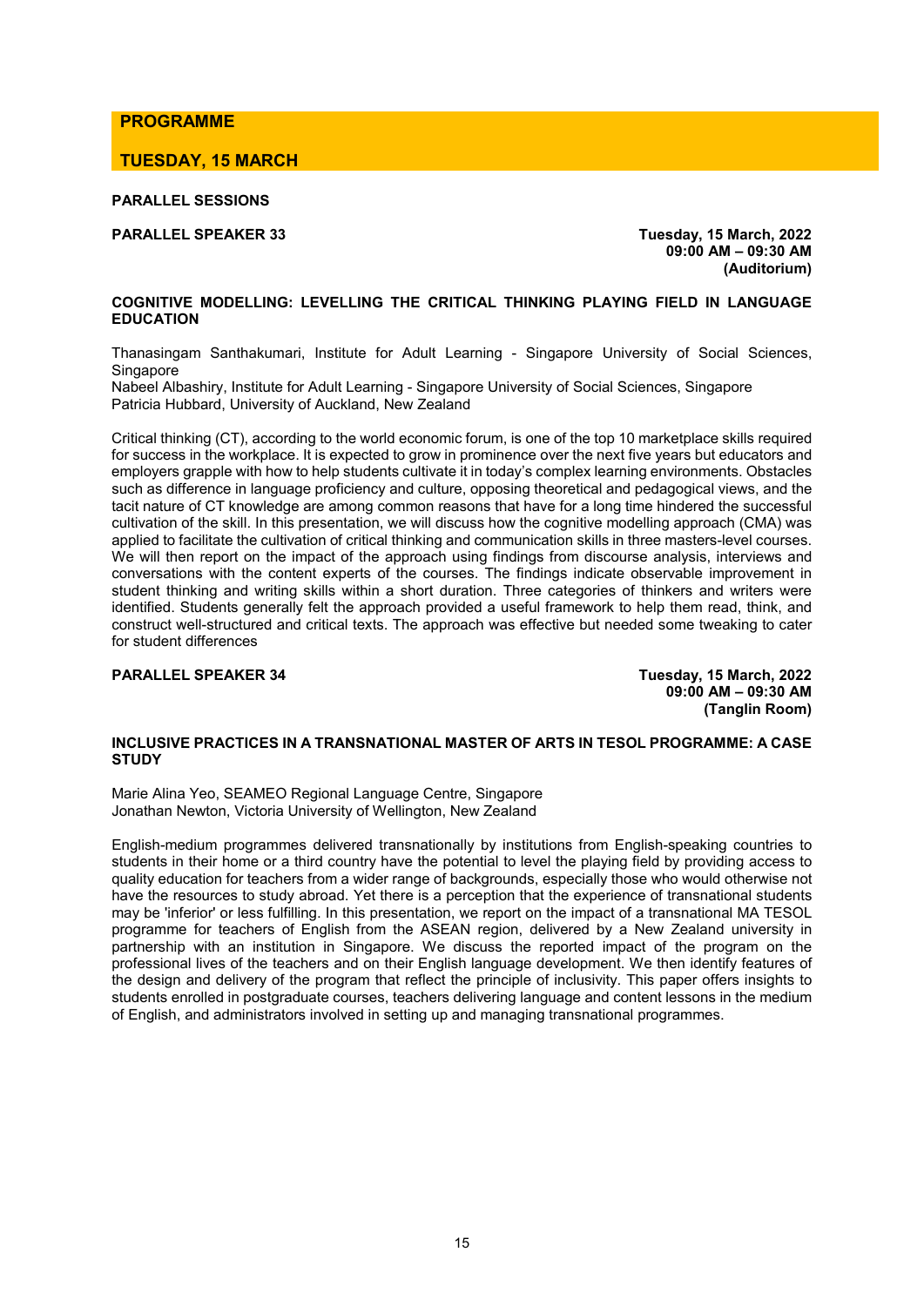## PROGRAMME

## TUESDAY, 15 MARCH

### PARALLEL SESSIONS

**PARALLEL SPEAKER 33**

**Tuesday, 15 March, 2022**
**09:00 AM – 09:30 AM**
**(Auditorium)**

**COGNITIVE MODELLING: LEVELLING THE CRITICAL THINKING PLAYING FIELD IN LANGUAGE EDUCATION**

Thanasingam Santhakumari, Institute for Adult Learning - Singapore University of Social Sciences, Singapore
Nabeel Albashiry, Institute for Adult Learning - Singapore University of Social Sciences, Singapore
Patricia Hubbard, University of Auckland, New Zealand

Critical thinking (CT), according to the world economic forum, is one of the top 10 marketplace skills required for success in the workplace. It is expected to grow in prominence over the next five years but educators and employers grapple with how to help students cultivate it in today's complex learning environments. Obstacles such as difference in language proficiency and culture, opposing theoretical and pedagogical views, and the tacit nature of CT knowledge are among common reasons that have for a long time hindered the successful cultivation of the skill. In this presentation, we will discuss how the cognitive modelling approach (CMA) was applied to facilitate the cultivation of critical thinking and communication skills in three masters-level courses. We will then report on the impact of the approach using findings from discourse analysis, interviews and conversations with the content experts of the courses. The findings indicate observable improvement in student thinking and writing skills within a short duration. Three categories of thinkers and writers were identified. Students generally felt the approach provided a useful framework to help them read, think, and construct well-structured and critical texts. The approach was effective but needed some tweaking to cater for student differences

**PARALLEL SPEAKER 34**

**Tuesday, 15 March, 2022**
**09:00 AM – 09:30 AM**
**(Tanglin Room)**

**INCLUSIVE PRACTICES IN A TRANSNATIONAL MASTER OF ARTS IN TESOL PROGRAMME: A CASE STUDY**

Marie Alina Yeo, SEAMEO Regional Language Centre, Singapore
Jonathan Newton, Victoria University of Wellington, New Zealand

English-medium programmes delivered transnationally by institutions from English-speaking countries to students in their home or a third country have the potential to level the playing field by providing access to quality education for teachers from a wider range of backgrounds, especially those who would otherwise not have the resources to study abroad. Yet there is a perception that the experience of transnational students may be 'inferior' or less fulfilling. In this presentation, we report on the impact of a transnational MA TESOL programme for teachers of English from the ASEAN region, delivered by a New Zealand university in partnership with an institution in Singapore. We discuss the reported impact of the program on the professional lives of the teachers and on their English language development. We then identify features of the design and delivery of the program that reflect the principle of inclusivity. This paper offers insights to students enrolled in postgraduate courses, teachers delivering language and content lessons in the medium of English, and administrators involved in setting up and managing transnational programmes.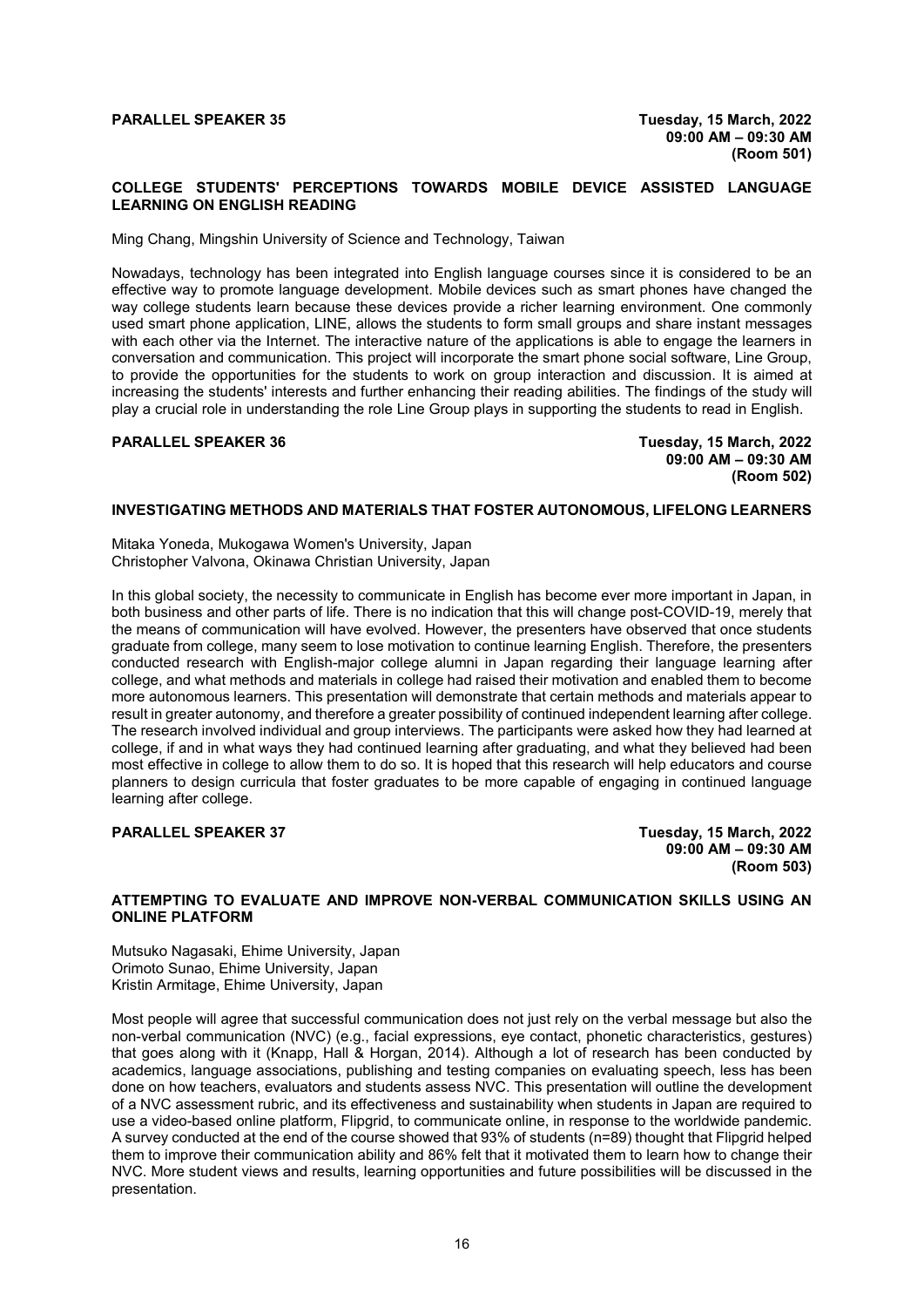**PARALLEL SPEAKER 35**

Tuesday, 15 March, 2022
09:00 AM – 09:30 AM
(Room 501)

## COLLEGE STUDENTS' PERCEPTIONS TOWARDS MOBILE DEVICE ASSISTED LANGUAGE LEARNING ON ENGLISH READING

Ming Chang, Mingshin University of Science and Technology, Taiwan

Nowadays, technology has been integrated into English language courses since it is considered to be an effective way to promote language development. Mobile devices such as smart phones have changed the way college students learn because these devices provide a richer learning environment. One commonly used smart phone application, LINE, allows the students to form small groups and share instant messages with each other via the Internet. The interactive nature of the applications is able to engage the learners in conversation and communication. This project will incorporate the smart phone social software, Line Group, to provide the opportunities for the students to work on group interaction and discussion. It is aimed at increasing the students' interests and further enhancing their reading abilities. The findings of the study will play a crucial role in understanding the role Line Group plays in supporting the students to read in English.

**PARALLEL SPEAKER 36**

Tuesday, 15 March, 2022
09:00 AM – 09:30 AM
(Room 502)

## INVESTIGATING METHODS AND MATERIALS THAT FOSTER AUTONOMOUS, LIFELONG LEARNERS

Mitaka Yoneda, Mukogawa Women's University, Japan
Christopher Valvona, Okinawa Christian University, Japan

In this global society, the necessity to communicate in English has become ever more important in Japan, in both business and other parts of life. There is no indication that this will change post-COVID-19, merely that the means of communication will have evolved. However, the presenters have observed that once students graduate from college, many seem to lose motivation to continue learning English. Therefore, the presenters conducted research with English-major college alumni in Japan regarding their language learning after college, and what methods and materials in college had raised their motivation and enabled them to become more autonomous learners. This presentation will demonstrate that certain methods and materials appear to result in greater autonomy, and therefore a greater possibility of continued independent learning after college. The research involved individual and group interviews. The participants were asked how they had learned at college, if and in what ways they had continued learning after graduating, and what they believed had been most effective in college to allow them to do so. It is hoped that this research will help educators and course planners to design curricula that foster graduates to be more capable of engaging in continued language learning after college.

**PARALLEL SPEAKER 37**

Tuesday, 15 March, 2022
09:00 AM – 09:30 AM
(Room 503)

## ATTEMPTING TO EVALUATE AND IMPROVE NON-VERBAL COMMUNICATION SKILLS USING AN ONLINE PLATFORM

Mutsuko Nagasaki, Ehime University, Japan
Orimoto Sunao, Ehime University, Japan
Kristin Armitage, Ehime University, Japan

Most people will agree that successful communication does not just rely on the verbal message but also the non-verbal communication (NVC) (e.g., facial expressions, eye contact, phonetic characteristics, gestures) that goes along with it (Knapp, Hall & Horgan, 2014). Although a lot of research has been conducted by academics, language associations, publishing and testing companies on evaluating speech, less has been done on how teachers, evaluators and students assess NVC. This presentation will outline the development of a NVC assessment rubric, and its effectiveness and sustainability when students in Japan are required to use a video-based online platform, Flipgrid, to communicate online, in response to the worldwide pandemic. A survey conducted at the end of the course showed that 93% of students (n=89) thought that Flipgrid helped them to improve their communication ability and 86% felt that it motivated them to learn how to change their NVC. More student views and results, learning opportunities and future possibilities will be discussed in the presentation.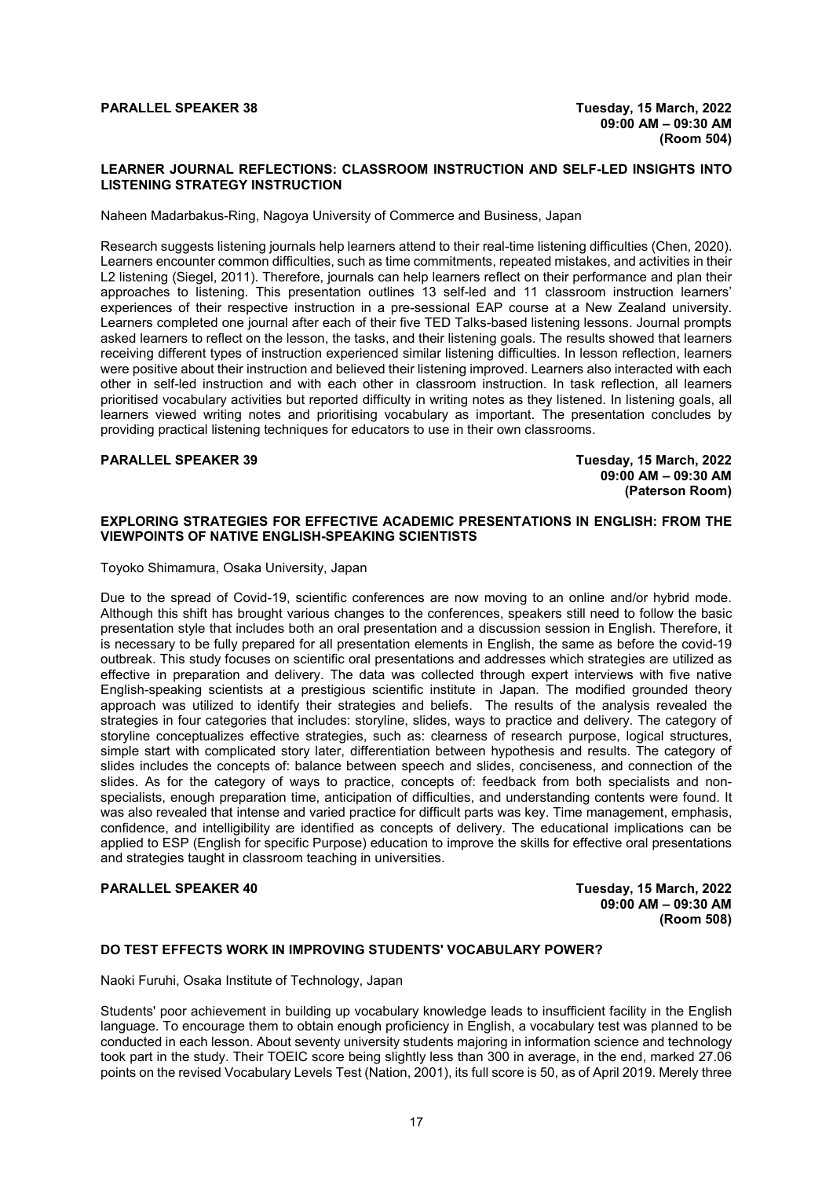**PARALLEL SPEAKER 38**

**Tuesday, 15 March, 2022**
**09:00 AM – 09:30 AM**
**(Room 504)**

**LEARNER JOURNAL REFLECTIONS: CLASSROOM INSTRUCTION AND SELF-LED INSIGHTS INTO LISTENING STRATEGY INSTRUCTION**

Naheen Madarbakus-Ring, Nagoya University of Commerce and Business, Japan

Research suggests listening journals help learners attend to their real-time listening difficulties (Chen, 2020). Learners encounter common difficulties, such as time commitments, repeated mistakes, and activities in their L2 listening (Siegel, 2011). Therefore, journals can help learners reflect on their performance and plan their approaches to listening. This presentation outlines 13 self-led and 11 classroom instruction learners' experiences of their respective instruction in a pre-sessional EAP course at a New Zealand university. Learners completed one journal after each of their five TED Talks-based listening lessons. Journal prompts asked learners to reflect on the lesson, the tasks, and their listening goals. The results showed that learners receiving different types of instruction experienced similar listening difficulties. In lesson reflection, learners were positive about their instruction and believed their listening improved. Learners also interacted with each other in self-led instruction and with each other in classroom instruction. In task reflection, all learners prioritised vocabulary activities but reported difficulty in writing notes as they listened. In listening goals, all learners viewed writing notes and prioritising vocabulary as important. The presentation concludes by providing practical listening techniques for educators to use in their own classrooms.

**PARALLEL SPEAKER 39**

**Tuesday, 15 March, 2022**
**09:00 AM – 09:30 AM**
**(Paterson Room)**

**EXPLORING STRATEGIES FOR EFFECTIVE ACADEMIC PRESENTATIONS IN ENGLISH: FROM THE VIEWPOINTS OF NATIVE ENGLISH-SPEAKING SCIENTISTS**

Toyoko Shimamura, Osaka University, Japan

Due to the spread of Covid-19, scientific conferences are now moving to an online and/or hybrid mode. Although this shift has brought various changes to the conferences, speakers still need to follow the basic presentation style that includes both an oral presentation and a discussion session in English. Therefore, it is necessary to be fully prepared for all presentation elements in English, the same as before the covid-19 outbreak. This study focuses on scientific oral presentations and addresses which strategies are utilized as effective in preparation and delivery. The data was collected through expert interviews with five native English-speaking scientists at a prestigious scientific institute in Japan. The modified grounded theory approach was utilized to identify their strategies and beliefs. The results of the analysis revealed the strategies in four categories that includes: storyline, slides, ways to practice and delivery. The category of storyline conceptualizes effective strategies, such as: clearness of research purpose, logical structures, simple start with complicated story later, differentiation between hypothesis and results. The category of slides includes the concepts of: balance between speech and slides, conciseness, and connection of the slides. As for the category of ways to practice, concepts of: feedback from both specialists and non-specialists, enough preparation time, anticipation of difficulties, and understanding contents were found. It was also revealed that intense and varied practice for difficult parts was key. Time management, emphasis, confidence, and intelligibility are identified as concepts of delivery. The educational implications can be applied to ESP (English for specific Purpose) education to improve the skills for effective oral presentations and strategies taught in classroom teaching in universities.

**PARALLEL SPEAKER 40**

**Tuesday, 15 March, 2022**
**09:00 AM – 09:30 AM**
**(Room 508)**

**DO TEST EFFECTS WORK IN IMPROVING STUDENTS' VOCABULARY POWER?**

Naoki Furuhi, Osaka Institute of Technology, Japan

Students' poor achievement in building up vocabulary knowledge leads to insufficient facility in the English language. To encourage them to obtain enough proficiency in English, a vocabulary test was planned to be conducted in each lesson. About seventy university students majoring in information science and technology took part in the study. Their TOEIC score being slightly less than 300 in average, in the end, marked 27.06 points on the revised Vocabulary Levels Test (Nation, 2001), its full score is 50, as of April 2019. Merely three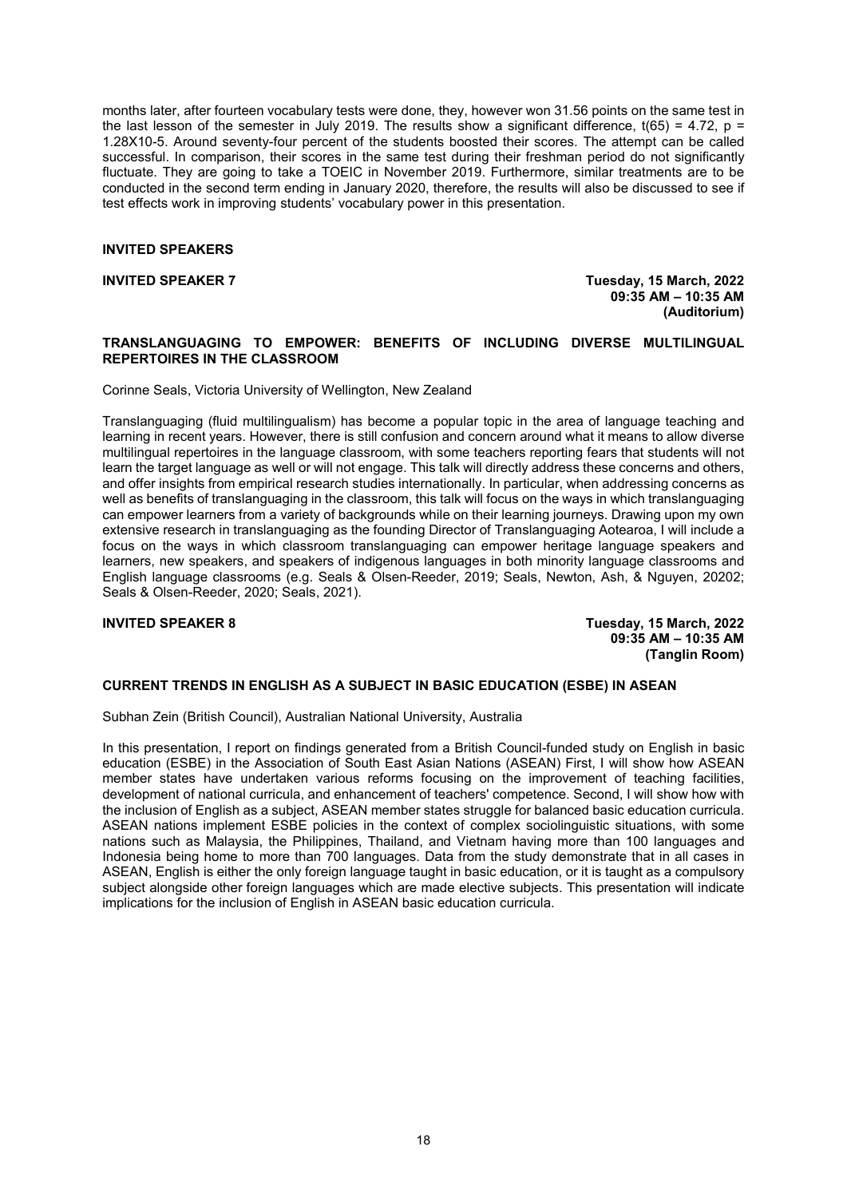months later, after fourteen vocabulary tests were done, they, however won 31.56 points on the same test in the last lesson of the semester in July 2019. The results show a significant difference, $t(65) = 4.72$, $p = 1.28X10\text{-}5$. Around seventy-four percent of the students boosted their scores. The attempt can be called successful. In comparison, their scores in the same test during their freshman period do not significantly fluctuate. They are going to take a TOEIC in November 2019. Furthermore, similar treatments are to be conducted in the second term ending in January 2020, therefore, the results will also be discussed to see if test effects work in improving students' vocabulary power in this presentation.

## INVITED SPEAKERS

### INVITED SPEAKER 7

**Tuesday, 15 March, 2022**
**09:35 AM – 10:35 AM**
**(Auditorium)**

### TRANSLANGUAGING TO EMPOWER: BENEFITS OF INCLUDING DIVERSE MULTILINGUAL REPERTOIRES IN THE CLASSROOM

Corinne Seals, Victoria University of Wellington, New Zealand

Translanguaging (fluid multilingualism) has become a popular topic in the area of language teaching and learning in recent years. However, there is still confusion and concern around what it means to allow diverse multilingual repertoires in the language classroom, with some teachers reporting fears that students will not learn the target language as well or will not engage. This talk will directly address these concerns and others, and offer insights from empirical research studies internationally. In particular, when addressing concerns as well as benefits of translanguaging in the classroom, this talk will focus on the ways in which translanguaging can empower learners from a variety of backgrounds while on their learning journeys. Drawing upon my own extensive research in translanguaging as the founding Director of Translanguaging Aotearoa, I will include a focus on the ways in which classroom translanguaging can empower heritage language speakers and learners, new speakers, and speakers of indigenous languages in both minority language classrooms and English language classrooms (e.g. Seals & Olsen-Reeder, 2019; Seals, Newton, Ash, & Nguyen, 20202; Seals & Olsen-Reeder, 2020; Seals, 2021).

### INVITED SPEAKER 8

**Tuesday, 15 March, 2022**
**09:35 AM – 10:35 AM**
**(Tanglin Room)**

### CURRENT TRENDS IN ENGLISH AS A SUBJECT IN BASIC EDUCATION (ESBE) IN ASEAN

Subhan Zein (British Council), Australian National University, Australia

In this presentation, I report on findings generated from a British Council-funded study on English in basic education (ESBE) in the Association of South East Asian Nations (ASEAN) First, I will show how ASEAN member states have undertaken various reforms focusing on the improvement of teaching facilities, development of national curricula, and enhancement of teachers' competence. Second, I will show how with the inclusion of English as a subject, ASEAN member states struggle for balanced basic education curricula. ASEAN nations implement ESBE policies in the context of complex sociolinguistic situations, with some nations such as Malaysia, the Philippines, Thailand, and Vietnam having more than 100 languages and Indonesia being home to more than 700 languages. Data from the study demonstrate that in all cases in ASEAN, English is either the only foreign language taught in basic education, or it is taught as a compulsory subject alongside other foreign languages which are made elective subjects. This presentation will indicate implications for the inclusion of English in ASEAN basic education curricula.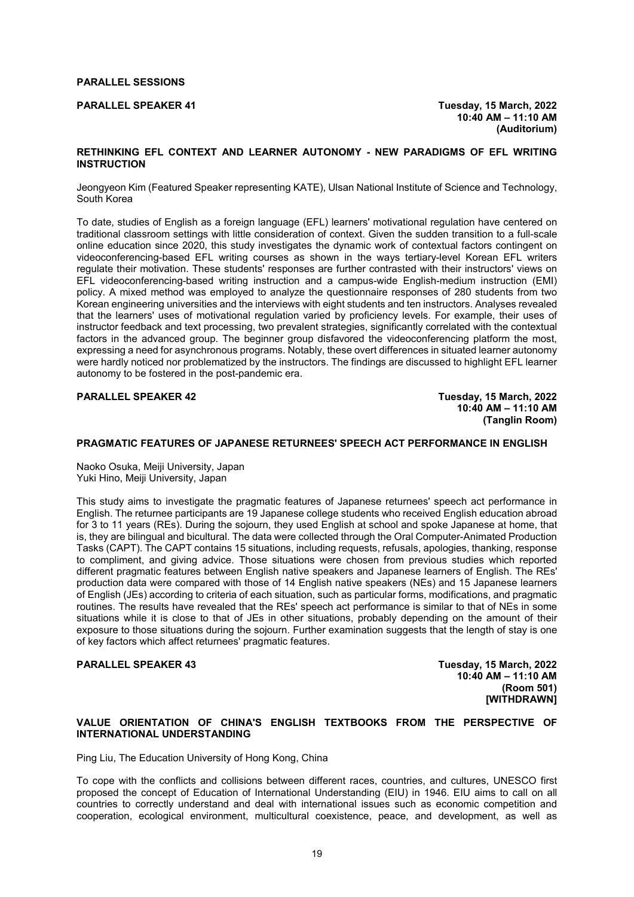**PARALLEL SESSIONS**

**PARALLEL SPEAKER 41**

**Tuesday, 15 March, 2022**
**10:40 AM – 11:10 AM**
**(Auditorium)**

**RETHINKING EFL CONTEXT AND LEARNER AUTONOMY - NEW PARADIGMS OF EFL WRITING INSTRUCTION**

Jeongyeon Kim (Featured Speaker representing KATE), Ulsan National Institute of Science and Technology, South Korea

To date, studies of English as a foreign language (EFL) learners' motivational regulation have centered on traditional classroom settings with little consideration of context. Given the sudden transition to a full-scale online education since 2020, this study investigates the dynamic work of contextual factors contingent on videoconferencing-based EFL writing courses as shown in the ways tertiary-level Korean EFL writers regulate their motivation. These students' responses are further contrasted with their instructors' views on EFL videoconferencing-based writing instruction and a campus-wide English-medium instruction (EMI) policy. A mixed method was employed to analyze the questionnaire responses of 280 students from two Korean engineering universities and the interviews with eight students and ten instructors. Analyses revealed that the learners' uses of motivational regulation varied by proficiency levels. For example, their uses of instructor feedback and text processing, two prevalent strategies, significantly correlated with the contextual factors in the advanced group. The beginner group disfavored the videoconferencing platform the most, expressing a need for asynchronous programs. Notably, these overt differences in situated learner autonomy were hardly noticed nor problematized by the instructors. The findings are discussed to highlight EFL learner autonomy to be fostered in the post-pandemic era.

**PARALLEL SPEAKER 42**

**Tuesday, 15 March, 2022**
**10:40 AM – 11:10 AM**
**(Tanglin Room)**

**PRAGMATIC FEATURES OF JAPANESE RETURNEES' SPEECH ACT PERFORMANCE IN ENGLISH**

Naoko Osuka, Meiji University, Japan
Yuki Hino, Meiji University, Japan

This study aims to investigate the pragmatic features of Japanese returnees' speech act performance in English. The returnee participants are 19 Japanese college students who received English education abroad for 3 to 11 years (REs). During the sojourn, they used English at school and spoke Japanese at home, that is, they are bilingual and bicultural. The data were collected through the Oral Computer-Animated Production Tasks (CAPT). The CAPT contains 15 situations, including requests, refusals, apologies, thanking, response to compliment, and giving advice. Those situations were chosen from previous studies which reported different pragmatic features between English native speakers and Japanese learners of English. The REs' production data were compared with those of 14 English native speakers (NEs) and 15 Japanese learners of English (JEs) according to criteria of each situation, such as particular forms, modifications, and pragmatic routines. The results have revealed that the REs' speech act performance is similar to that of NEs in some situations while it is close to that of JEs in other situations, probably depending on the amount of their exposure to those situations during the sojourn. Further examination suggests that the length of stay is one of key factors which affect returnees' pragmatic features.

**PARALLEL SPEAKER 43**

**Tuesday, 15 March, 2022**
**10:40 AM – 11:10 AM**
**(Room 501)**
**[WITHDRAWN]**

**VALUE ORIENTATION OF CHINA'S ENGLISH TEXTBOOKS FROM THE PERSPECTIVE OF INTERNATIONAL UNDERSTANDING**

Ping Liu, The Education University of Hong Kong, China

To cope with the conflicts and collisions between different races, countries, and cultures, UNESCO first proposed the concept of Education of International Understanding (EIU) in 1946. EIU aims to call on all countries to correctly understand and deal with international issues such as economic competition and cooperation, ecological environment, multicultural coexistence, peace, and development, as well as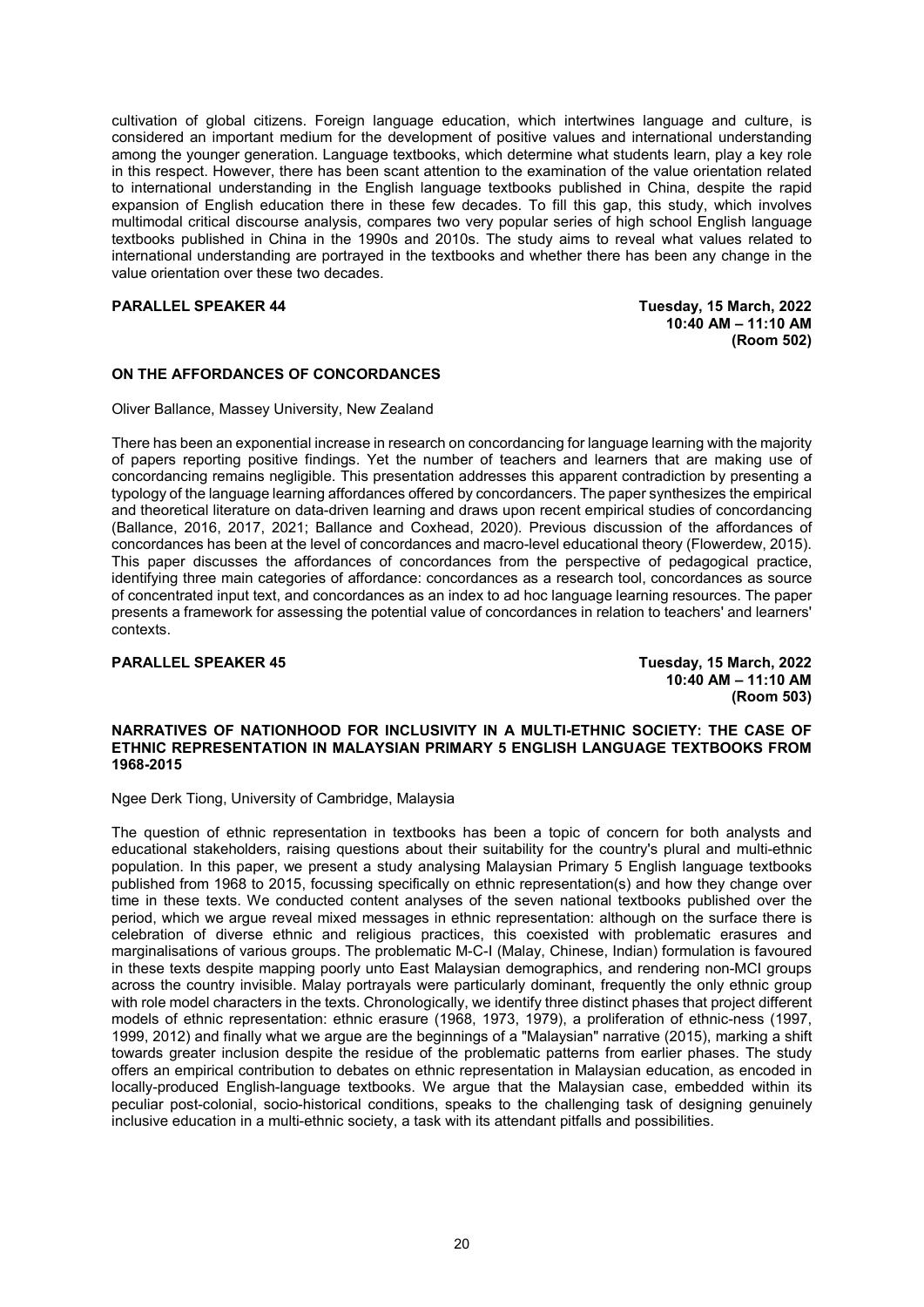cultivation of global citizens. Foreign language education, which intertwines language and culture, is considered an important medium for the development of positive values and international understanding among the younger generation. Language textbooks, which determine what students learn, play a key role in this respect. However, there has been scant attention to the examination of the value orientation related to international understanding in the English language textbooks published in China, despite the rapid expansion of English education there in these few decades. To fill this gap, this study, which involves multimodal critical discourse analysis, compares two very popular series of high school English language textbooks published in China in the 1990s and 2010s. The study aims to reveal what values related to international understanding are portrayed in the textbooks and whether there has been any change in the value orientation over these two decades.

**PARALLEL SPEAKER 44**

**Tuesday, 15 March, 2022**
**10:40 AM – 11:10 AM**
**(Room 502)**

**ON THE AFFORDANCES OF CONCORDANCES**

Oliver Ballance, Massey University, New Zealand

There has been an exponential increase in research on concordancing for language learning with the majority of papers reporting positive findings. Yet the number of teachers and learners that are making use of concordancing remains negligible. This presentation addresses this apparent contradiction by presenting a typology of the language learning affordances offered by concordancers. The paper synthesizes the empirical and theoretical literature on data-driven learning and draws upon recent empirical studies of concordancing (Ballance, 2016, 2017, 2021; Ballance and Coxhead, 2020). Previous discussion of the affordances of concordances has been at the level of concordances and macro-level educational theory (Flowerdew, 2015). This paper discusses the affordances of concordances from the perspective of pedagogical practice, identifying three main categories of affordance: concordances as a research tool, concordances as source of concentrated input text, and concordances as an index to ad hoc language learning resources. The paper presents a framework for assessing the potential value of concordances in relation to teachers' and learners' contexts.

**PARALLEL SPEAKER 45**

**Tuesday, 15 March, 2022**
**10:40 AM – 11:10 AM**
**(Room 503)**

**NARRATIVES OF NATIONHOOD FOR INCLUSIVITY IN A MULTI-ETHNIC SOCIETY: THE CASE OF ETHNIC REPRESENTATION IN MALAYSIAN PRIMARY 5 ENGLISH LANGUAGE TEXTBOOKS FROM 1968-2015**

Ngee Derk Tiong, University of Cambridge, Malaysia

The question of ethnic representation in textbooks has been a topic of concern for both analysts and educational stakeholders, raising questions about their suitability for the country's plural and multi-ethnic population. In this paper, we present a study analysing Malaysian Primary 5 English language textbooks published from 1968 to 2015, focussing specifically on ethnic representation(s) and how they change over time in these texts. We conducted content analyses of the seven national textbooks published over the period, which we argue reveal mixed messages in ethnic representation: although on the surface there is celebration of diverse ethnic and religious practices, this coexisted with problematic erasures and marginalisations of various groups. The problematic M-C-I (Malay, Chinese, Indian) formulation is favoured in these texts despite mapping poorly unto East Malaysian demographics, and rendering non-MCI groups across the country invisible. Malay portrayals were particularly dominant, frequently the only ethnic group with role model characters in the texts. Chronologically, we identify three distinct phases that project different models of ethnic representation: ethnic erasure (1968, 1973, 1979), a proliferation of ethnic-ness (1997, 1999, 2012) and finally what we argue are the beginnings of a "Malaysian" narrative (2015), marking a shift towards greater inclusion despite the residue of the problematic patterns from earlier phases. The study offers an empirical contribution to debates on ethnic representation in Malaysian education, as encoded in locally-produced English-language textbooks. We argue that the Malaysian case, embedded within its peculiar post-colonial, socio-historical conditions, speaks to the challenging task of designing genuinely inclusive education in a multi-ethnic society, a task with its attendant pitfalls and possibilities.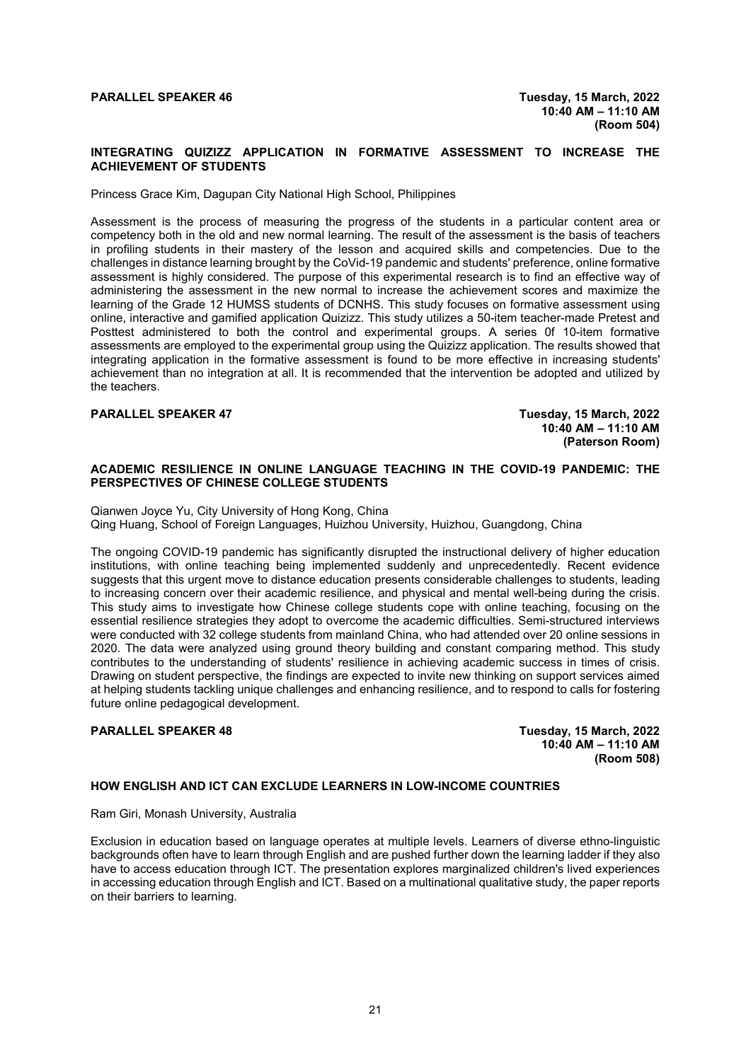**PARALLEL SPEAKER 46**

**Tuesday, 15 March, 2022**
**10:40 AM – 11:10 AM**
**(Room 504)**

### INTEGRATING QUIZIZZ APPLICATION IN FORMATIVE ASSESSMENT TO INCREASE THE ACHIEVEMENT OF STUDENTS

Princess Grace Kim, Dagupan City National High School, Philippines

Assessment is the process of measuring the progress of the students in a particular content area or competency both in the old and new normal learning. The result of the assessment is the basis of teachers in profiling students in their mastery of the lesson and acquired skills and competencies. Due to the challenges in distance learning brought by the CoVid-19 pandemic and students' preference, online formative assessment is highly considered. The purpose of this experimental research is to find an effective way of administering the assessment in the new normal to increase the achievement scores and maximize the learning of the Grade 12 HUMSS students of DCNHS. This study focuses on formative assessment using online, interactive and gamified application Quizizz. This study utilizes a 50-item teacher-made Pretest and Posttest administered to both the control and experimental groups. A series 0f 10-item formative assessments are employed to the experimental group using the Quizizz application. The results showed that integrating application in the formative assessment is found to be more effective in increasing students' achievement than no integration at all. It is recommended that the intervention be adopted and utilized by the teachers.

**PARALLEL SPEAKER 47**

**Tuesday, 15 March, 2022**
**10:40 AM – 11:10 AM**
**(Paterson Room)**

### ACADEMIC RESILIENCE IN ONLINE LANGUAGE TEACHING IN THE COVID-19 PANDEMIC: THE PERSPECTIVES OF CHINESE COLLEGE STUDENTS

Qianwen Joyce Yu, City University of Hong Kong, China
Qing Huang, School of Foreign Languages, Huizhou University, Huizhou, Guangdong, China

The ongoing COVID-19 pandemic has significantly disrupted the instructional delivery of higher education institutions, with online teaching being implemented suddenly and unprecedentedly. Recent evidence suggests that this urgent move to distance education presents considerable challenges to students, leading to increasing concern over their academic resilience, and physical and mental well-being during the crisis. This study aims to investigate how Chinese college students cope with online teaching, focusing on the essential resilience strategies they adopt to overcome the academic difficulties. Semi-structured interviews were conducted with 32 college students from mainland China, who had attended over 20 online sessions in 2020. The data were analyzed using ground theory building and constant comparing method. This study contributes to the understanding of students' resilience in achieving academic success in times of crisis. Drawing on student perspective, the findings are expected to invite new thinking on support services aimed at helping students tackling unique challenges and enhancing resilience, and to respond to calls for fostering future online pedagogical development.

**PARALLEL SPEAKER 48**

**Tuesday, 15 March, 2022**
**10:40 AM – 11:10 AM**
**(Room 508)**

### HOW ENGLISH AND ICT CAN EXCLUDE LEARNERS IN LOW-INCOME COUNTRIES

Ram Giri, Monash University, Australia

Exclusion in education based on language operates at multiple levels. Learners of diverse ethno-linguistic backgrounds often have to learn through English and are pushed further down the learning ladder if they also have to access education through ICT. The presentation explores marginalized children's lived experiences in accessing education through English and ICT. Based on a multinational qualitative study, the paper reports on their barriers to learning.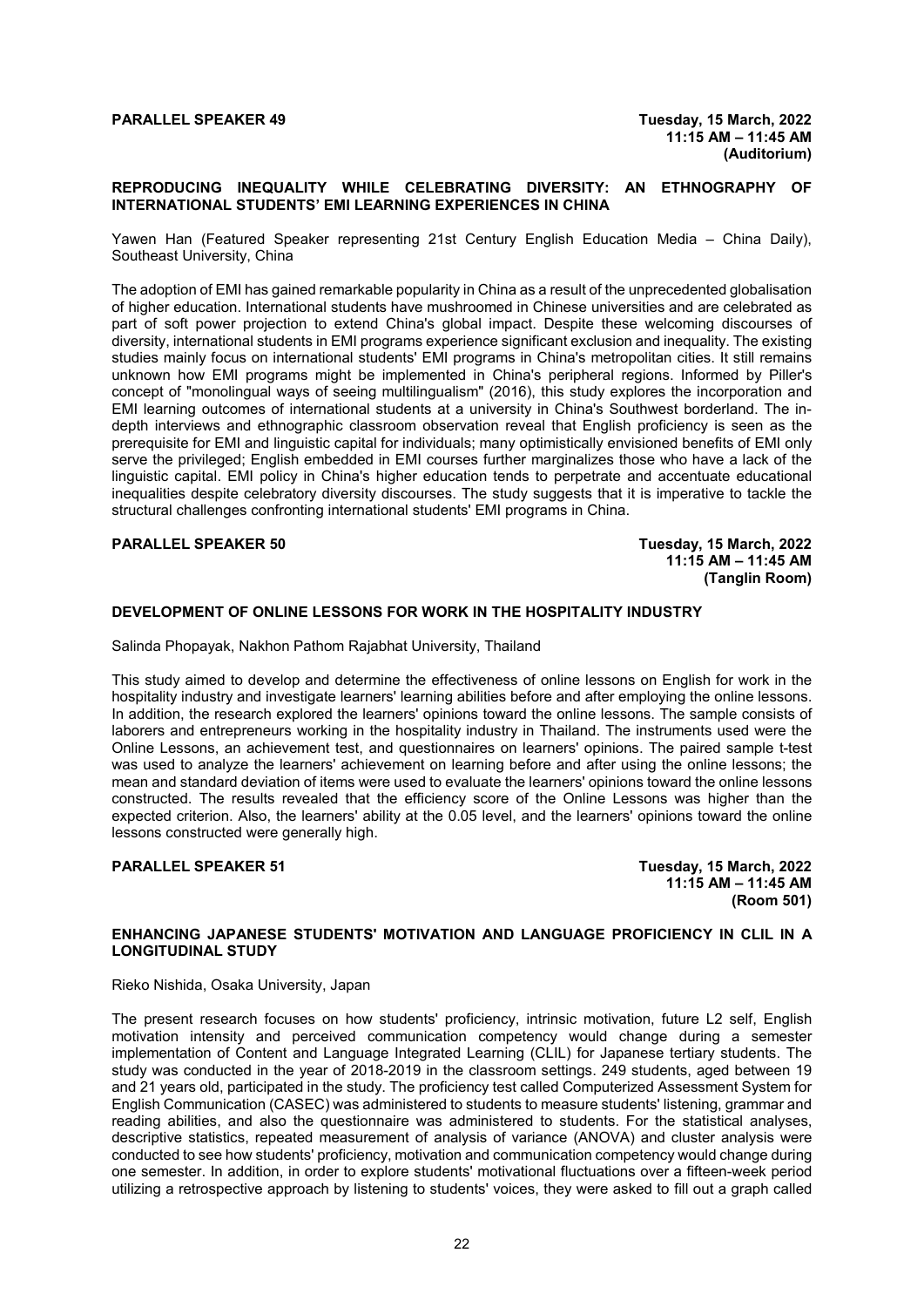**PARALLEL SPEAKER 49** **Tuesday, 15 March, 2022**
**11:15 AM – 11:45 AM**
**(Auditorium)**

### REPRODUCING INEQUALITY WHILE CELEBRATING DIVERSITY: AN ETHNOGRAPHY OF INTERNATIONAL STUDENTS' EMI LEARNING EXPERIENCES IN CHINA

Yawen Han (Featured Speaker representing 21st Century English Education Media – China Daily), Southeast University, China

The adoption of EMI has gained remarkable popularity in China as a result of the unprecedented globalisation of higher education. International students have mushroomed in Chinese universities and are celebrated as part of soft power projection to extend China's global impact. Despite these welcoming discourses of diversity, international students in EMI programs experience significant exclusion and inequality. The existing studies mainly focus on international students' EMI programs in China's metropolitan cities. It still remains unknown how EMI programs might be implemented in China's peripheral regions. Informed by Piller's concept of "monolingual ways of seeing multilingualism" (2016), this study explores the incorporation and EMI learning outcomes of international students at a university in China's Southwest borderland. The in-depth interviews and ethnographic classroom observation reveal that English proficiency is seen as the prerequisite for EMI and linguistic capital for individuals; many optimistically envisioned benefits of EMI only serve the privileged; English embedded in EMI courses further marginalizes those who have a lack of the linguistic capital. EMI policy in China's higher education tends to perpetrate and accentuate educational inequalities despite celebratory diversity discourses. The study suggests that it is imperative to tackle the structural challenges confronting international students' EMI programs in China.

**PARALLEL SPEAKER 50** **Tuesday, 15 March, 2022**
**11:15 AM – 11:45 AM**
**(Tanglin Room)**

### DEVELOPMENT OF ONLINE LESSONS FOR WORK IN THE HOSPITALITY INDUSTRY

Salinda Phopayak, Nakhon Pathom Rajabhat University, Thailand

This study aimed to develop and determine the effectiveness of online lessons on English for work in the hospitality industry and investigate learners' learning abilities before and after employing the online lessons. In addition, the research explored the learners' opinions toward the online lessons. The sample consists of laborers and entrepreneurs working in the hospitality industry in Thailand. The instruments used were the Online Lessons, an achievement test, and questionnaires on learners' opinions. The paired sample t-test was used to analyze the learners' achievement on learning before and after using the online lessons; the mean and standard deviation of items were used to evaluate the learners' opinions toward the online lessons constructed. The results revealed that the efficiency score of the Online Lessons was higher than the expected criterion. Also, the learners' ability at the 0.05 level, and the learners' opinions toward the online lessons constructed were generally high.

**PARALLEL SPEAKER 51** **Tuesday, 15 March, 2022**
**11:15 AM – 11:45 AM**
**(Room 501)**

### ENHANCING JAPANESE STUDENTS' MOTIVATION AND LANGUAGE PROFICIENCY IN CLIL IN A LONGITUDINAL STUDY

Rieko Nishida, Osaka University, Japan

The present research focuses on how students' proficiency, intrinsic motivation, future L2 self, English motivation intensity and perceived communication competency would change during a semester implementation of Content and Language Integrated Learning (CLIL) for Japanese tertiary students. The study was conducted in the year of 2018-2019 in the classroom settings. 249 students, aged between 19 and 21 years old, participated in the study. The proficiency test called Computerized Assessment System for English Communication (CASEC) was administered to students to measure students' listening, grammar and reading abilities, and also the questionnaire was administered to students. For the statistical analyses, descriptive statistics, repeated measurement of analysis of variance (ANOVA) and cluster analysis were conducted to see how students' proficiency, motivation and communication competency would change during one semester. In addition, in order to explore students' motivational fluctuations over a fifteen-week period utilizing a retrospective approach by listening to students' voices, they were asked to fill out a graph called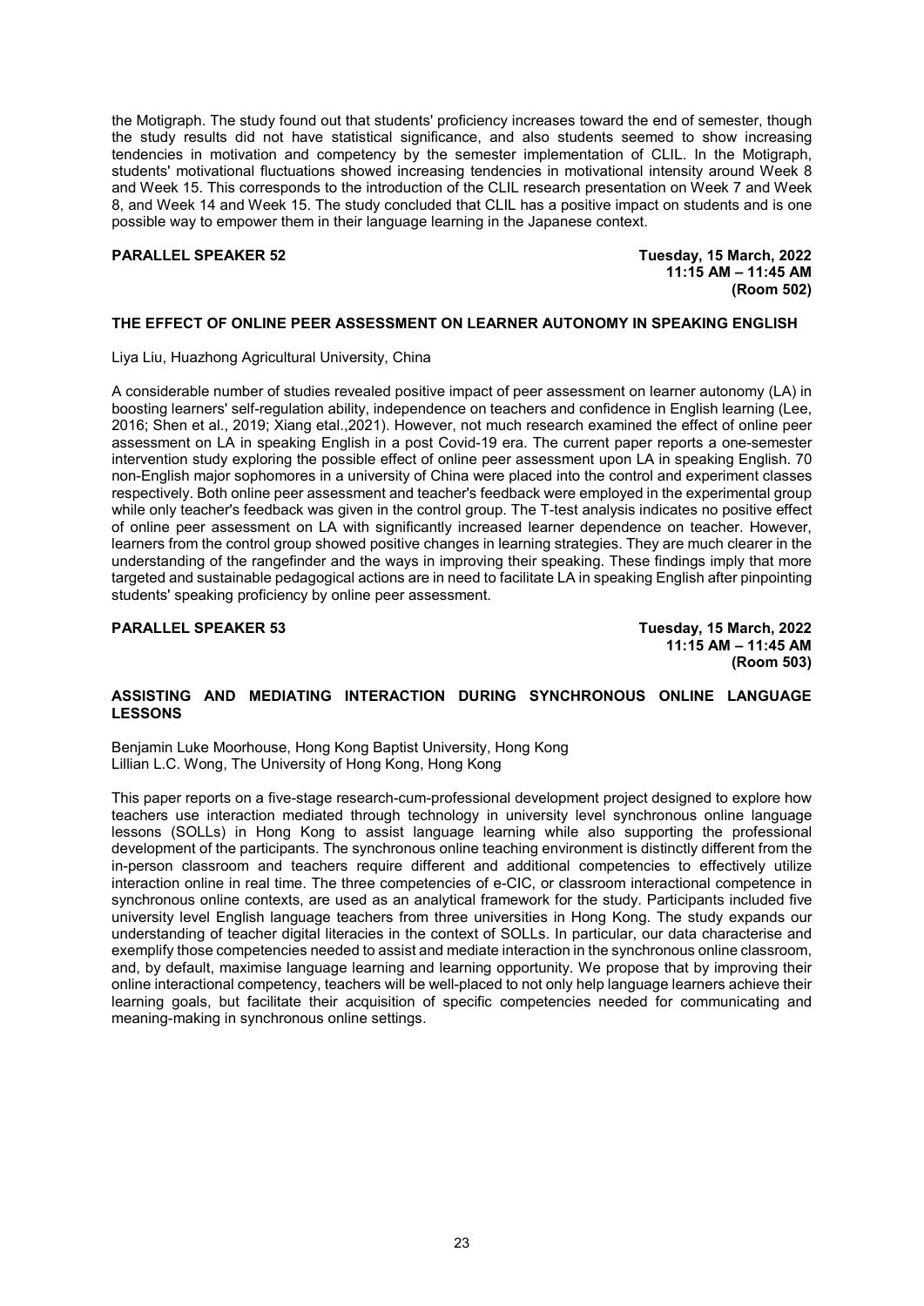the Motigraph. The study found out that students' proficiency increases toward the end of semester, though the study results did not have statistical significance, and also students seemed to show increasing tendencies in motivation and competency by the semester implementation of CLIL. In the Motigraph, students' motivational fluctuations showed increasing tendencies in motivational intensity around Week 8 and Week 15. This corresponds to the introduction of the CLIL research presentation on Week 7 and Week 8, and Week 14 and Week 15. The study concluded that CLIL has a positive impact on students and is one possible way to empower them in their language learning in the Japanese context.

**PARALLEL SPEAKER 52** — **Tuesday, 15 March, 2022, 11:15 AM – 11:45 AM (Room 502)**

### THE EFFECT OF ONLINE PEER ASSESSMENT ON LEARNER AUTONOMY IN SPEAKING ENGLISH

Liya Liu, Huazhong Agricultural University, China

A considerable number of studies revealed positive impact of peer assessment on learner autonomy (LA) in boosting learners' self-regulation ability, independence on teachers and confidence in English learning (Lee, 2016; Shen et al., 2019; Xiang etal.,2021). However, not much research examined the effect of online peer assessment on LA in speaking English in a post Covid-19 era. The current paper reports a one-semester intervention study exploring the possible effect of online peer assessment upon LA in speaking English. 70 non-English major sophomores in a university of China were placed into the control and experiment classes respectively. Both online peer assessment and teacher's feedback were employed in the experimental group while only teacher's feedback was given in the control group. The T-test analysis indicates no positive effect of online peer assessment on LA with significantly increased learner dependence on teacher. However, learners from the control group showed positive changes in learning strategies. They are much clearer in the understanding of the rangefinder and the ways in improving their speaking. These findings imply that more targeted and sustainable pedagogical actions are in need to facilitate LA in speaking English after pinpointing students' speaking proficiency by online peer assessment.

**PARALLEL SPEAKER 53** — **Tuesday, 15 March, 2022, 11:15 AM – 11:45 AM (Room 503)**

### ASSISTING AND MEDIATING INTERACTION DURING SYNCHRONOUS ONLINE LANGUAGE LESSONS

Benjamin Luke Moorhouse, Hong Kong Baptist University, Hong Kong
Lillian L.C. Wong, The University of Hong Kong, Hong Kong

This paper reports on a five-stage research-cum-professional development project designed to explore how teachers use interaction mediated through technology in university level synchronous online language lessons (SOLLs) in Hong Kong to assist language learning while also supporting the professional development of the participants. The synchronous online teaching environment is distinctly different from the in-person classroom and teachers require different and additional competencies to effectively utilize interaction online in real time. The three competencies of e-CIC, or classroom interactional competence in synchronous online contexts, are used as an analytical framework for the study. Participants included five university level English language teachers from three universities in Hong Kong. The study expands our understanding of teacher digital literacies in the context of SOLLs. In particular, our data characterise and exemplify those competencies needed to assist and mediate interaction in the synchronous online classroom, and, by default, maximise language learning and learning opportunity. We propose that by improving their online interactional competency, teachers will be well-placed to not only help language learners achieve their learning goals, but facilitate their acquisition of specific competencies needed for communicating and meaning-making in synchronous online settings.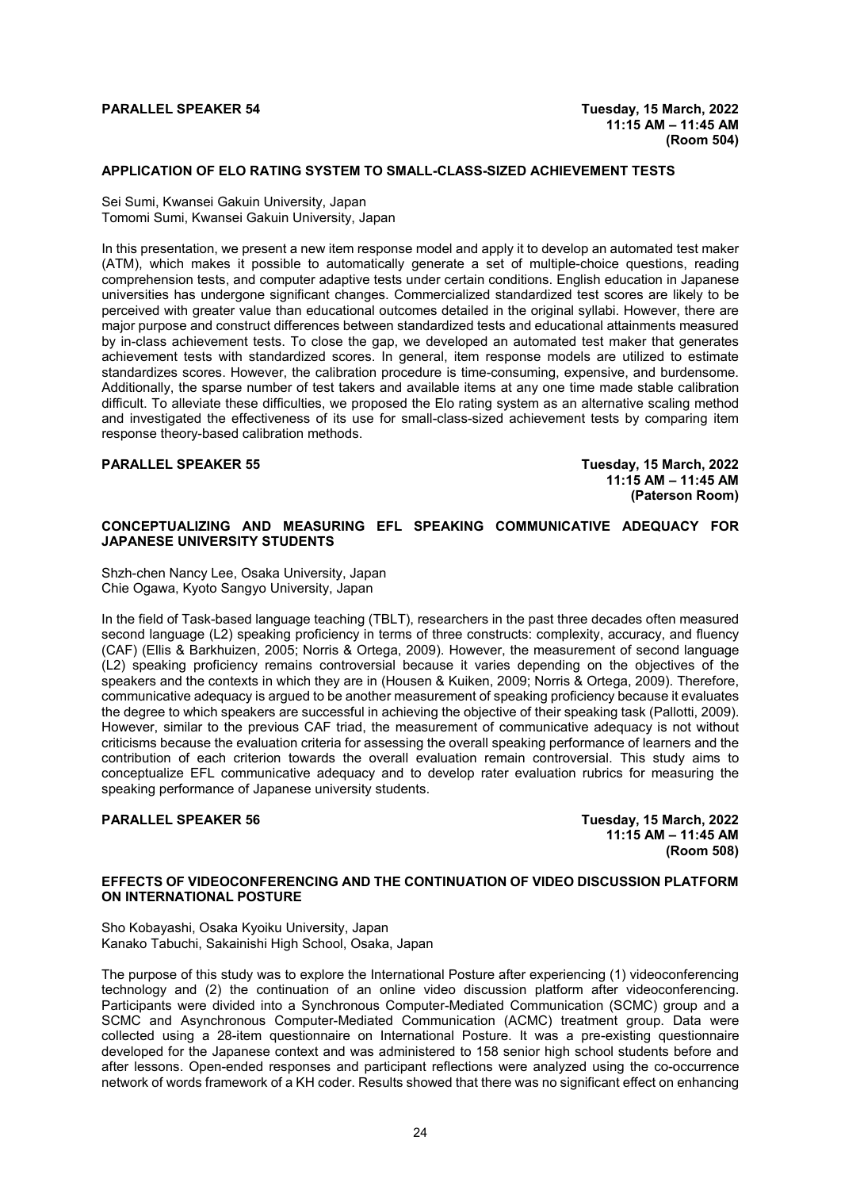**PARALLEL SPEAKER 54**

**Tuesday, 15 March, 2022**
**11:15 AM – 11:45 AM**
**(Room 504)**

### APPLICATION OF ELO RATING SYSTEM TO SMALL-CLASS-SIZED ACHIEVEMENT TESTS

Sei Sumi, Kwansei Gakuin University, Japan
Tomomi Sumi, Kwansei Gakuin University, Japan

In this presentation, we present a new item response model and apply it to develop an automated test maker (ATM), which makes it possible to automatically generate a set of multiple-choice questions, reading comprehension tests, and computer adaptive tests under certain conditions. English education in Japanese universities has undergone significant changes. Commercialized standardized test scores are likely to be perceived with greater value than educational outcomes detailed in the original syllabi. However, there are major purpose and construct differences between standardized tests and educational attainments measured by in-class achievement tests. To close the gap, we developed an automated test maker that generates achievement tests with standardized scores. In general, item response models are utilized to estimate standardizes scores. However, the calibration procedure is time-consuming, expensive, and burdensome. Additionally, the sparse number of test takers and available items at any one time made stable calibration difficult. To alleviate these difficulties, we proposed the Elo rating system as an alternative scaling method and investigated the effectiveness of its use for small-class-sized achievement tests by comparing item response theory-based calibration methods.

**PARALLEL SPEAKER 55**

**Tuesday, 15 March, 2022**
**11:15 AM – 11:45 AM**
**(Paterson Room)**

### CONCEPTUALIZING AND MEASURING EFL SPEAKING COMMUNICATIVE ADEQUACY FOR JAPANESE UNIVERSITY STUDENTS

Shzh-chen Nancy Lee, Osaka University, Japan
Chie Ogawa, Kyoto Sangyo University, Japan

In the field of Task-based language teaching (TBLT), researchers in the past three decades often measured second language (L2) speaking proficiency in terms of three constructs: complexity, accuracy, and fluency (CAF) (Ellis & Barkhuizen, 2005; Norris & Ortega, 2009). However, the measurement of second language (L2) speaking proficiency remains controversial because it varies depending on the objectives of the speakers and the contexts in which they are in (Housen & Kuiken, 2009; Norris & Ortega, 2009). Therefore, communicative adequacy is argued to be another measurement of speaking proficiency because it evaluates the degree to which speakers are successful in achieving the objective of their speaking task (Pallotti, 2009). However, similar to the previous CAF triad, the measurement of communicative adequacy is not without criticisms because the evaluation criteria for assessing the overall speaking performance of learners and the contribution of each criterion towards the overall evaluation remain controversial. This study aims to conceptualize EFL communicative adequacy and to develop rater evaluation rubrics for measuring the speaking performance of Japanese university students.

**PARALLEL SPEAKER 56**

**Tuesday, 15 March, 2022**
**11:15 AM – 11:45 AM**
**(Room 508)**

### EFFECTS OF VIDEOCONFERENCING AND THE CONTINUATION OF VIDEO DISCUSSION PLATFORM ON INTERNATIONAL POSTURE

Sho Kobayashi, Osaka Kyoiku University, Japan
Kanako Tabuchi, Sakainishi High School, Osaka, Japan

The purpose of this study was to explore the International Posture after experiencing (1) videoconferencing technology and (2) the continuation of an online video discussion platform after videoconferencing. Participants were divided into a Synchronous Computer-Mediated Communication (SCMC) group and a SCMC and Asynchronous Computer-Mediated Communication (ACMC) treatment group. Data were collected using a 28-item questionnaire on International Posture. It was a pre-existing questionnaire developed for the Japanese context and was administered to 158 senior high school students before and after lessons. Open-ended responses and participant reflections were analyzed using the co-occurrence network of words framework of a KH coder. Results showed that there was no significant effect on enhancing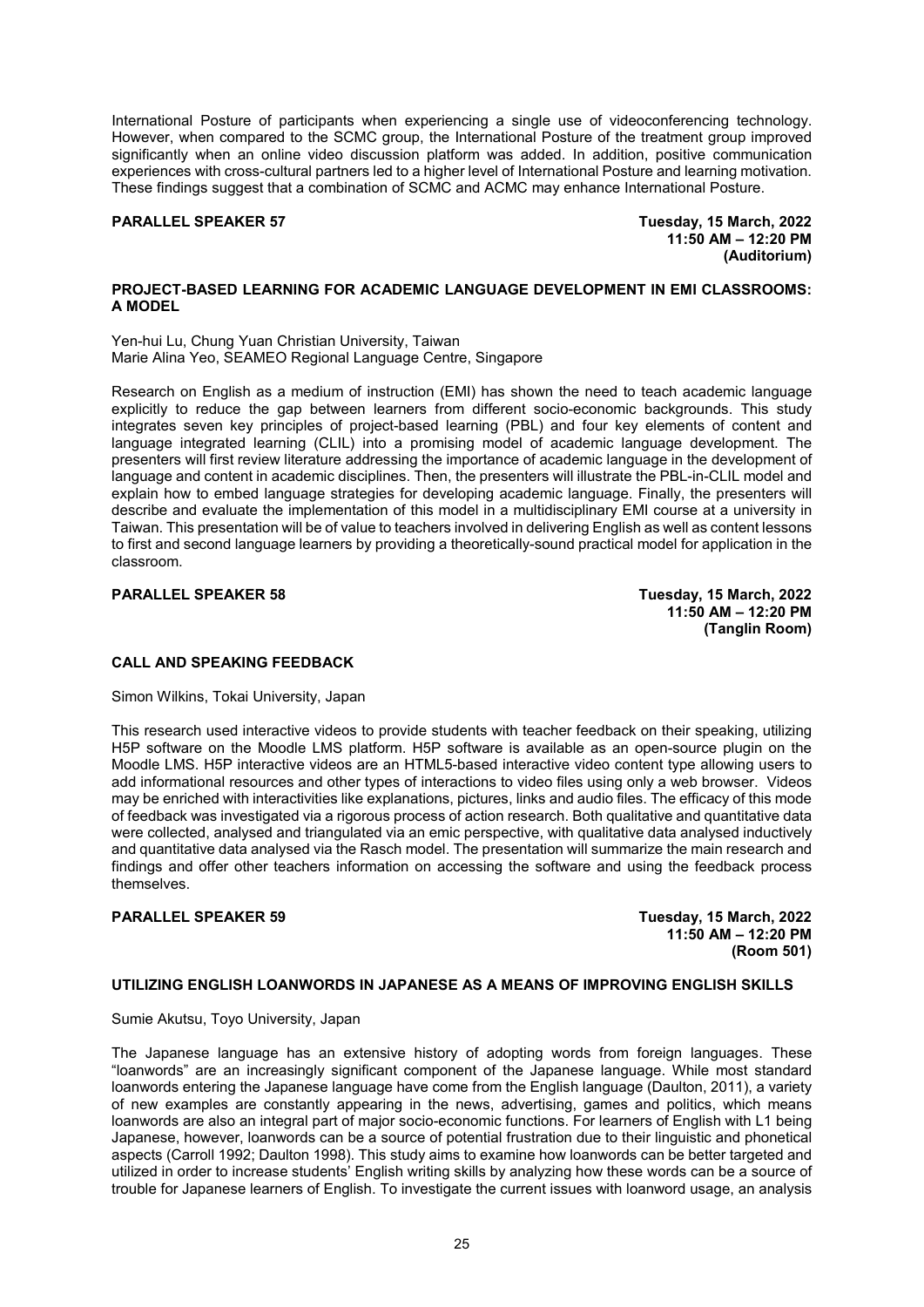International Posture of participants when experiencing a single use of videoconferencing technology. However, when compared to the SCMC group, the International Posture of the treatment group improved significantly when an online video discussion platform was added. In addition, positive communication experiences with cross-cultural partners led to a higher level of International Posture and learning motivation. These findings suggest that a combination of SCMC and ACMC may enhance International Posture.

**PARALLEL SPEAKER 57** **Tuesday, 15 March, 2022**
**11:50 AM – 12:20 PM**
**(Auditorium)**

### PROJECT-BASED LEARNING FOR ACADEMIC LANGUAGE DEVELOPMENT IN EMI CLASSROOMS: A MODEL

Yen-hui Lu, Chung Yuan Christian University, Taiwan
Marie Alina Yeo, SEAMEO Regional Language Centre, Singapore

Research on English as a medium of instruction (EMI) has shown the need to teach academic language explicitly to reduce the gap between learners from different socio-economic backgrounds. This study integrates seven key principles of project-based learning (PBL) and four key elements of content and language integrated learning (CLIL) into a promising model of academic language development. The presenters will first review literature addressing the importance of academic language in the development of language and content in academic disciplines. Then, the presenters will illustrate the PBL-in-CLIL model and explain how to embed language strategies for developing academic language. Finally, the presenters will describe and evaluate the implementation of this model in a multidisciplinary EMI course at a university in Taiwan. This presentation will be of value to teachers involved in delivering English as well as content lessons to first and second language learners by providing a theoretically-sound practical model for application in the classroom.

**PARALLEL SPEAKER 58** **Tuesday, 15 March, 2022**
**11:50 AM – 12:20 PM**
**(Tanglin Room)**

### CALL AND SPEAKING FEEDBACK

Simon Wilkins, Tokai University, Japan

This research used interactive videos to provide students with teacher feedback on their speaking, utilizing H5P software on the Moodle LMS platform. H5P software is available as an open-source plugin on the Moodle LMS. H5P interactive videos are an HTML5-based interactive video content type allowing users to add informational resources and other types of interactions to video files using only a web browser. Videos may be enriched with interactivities like explanations, pictures, links and audio files. The efficacy of this mode of feedback was investigated via a rigorous process of action research. Both qualitative and quantitative data were collected, analysed and triangulated via an emic perspective, with qualitative data analysed inductively and quantitative data analysed via the Rasch model. The presentation will summarize the main research and findings and offer other teachers information on accessing the software and using the feedback process themselves.

**PARALLEL SPEAKER 59** **Tuesday, 15 March, 2022**
**11:50 AM – 12:20 PM**
**(Room 501)**

### UTILIZING ENGLISH LOANWORDS IN JAPANESE AS A MEANS OF IMPROVING ENGLISH SKILLS

Sumie Akutsu, Toyo University, Japan

The Japanese language has an extensive history of adopting words from foreign languages. These "loanwords" are an increasingly significant component of the Japanese language. While most standard loanwords entering the Japanese language have come from the English language (Daulton, 2011), a variety of new examples are constantly appearing in the news, advertising, games and politics, which means loanwords are also an integral part of major socio-economic functions. For learners of English with L1 being Japanese, however, loanwords can be a source of potential frustration due to their linguistic and phonetical aspects (Carroll 1992; Daulton 1998). This study aims to examine how loanwords can be better targeted and utilized in order to increase students' English writing skills by analyzing how these words can be a source of trouble for Japanese learners of English. To investigate the current issues with loanword usage, an analysis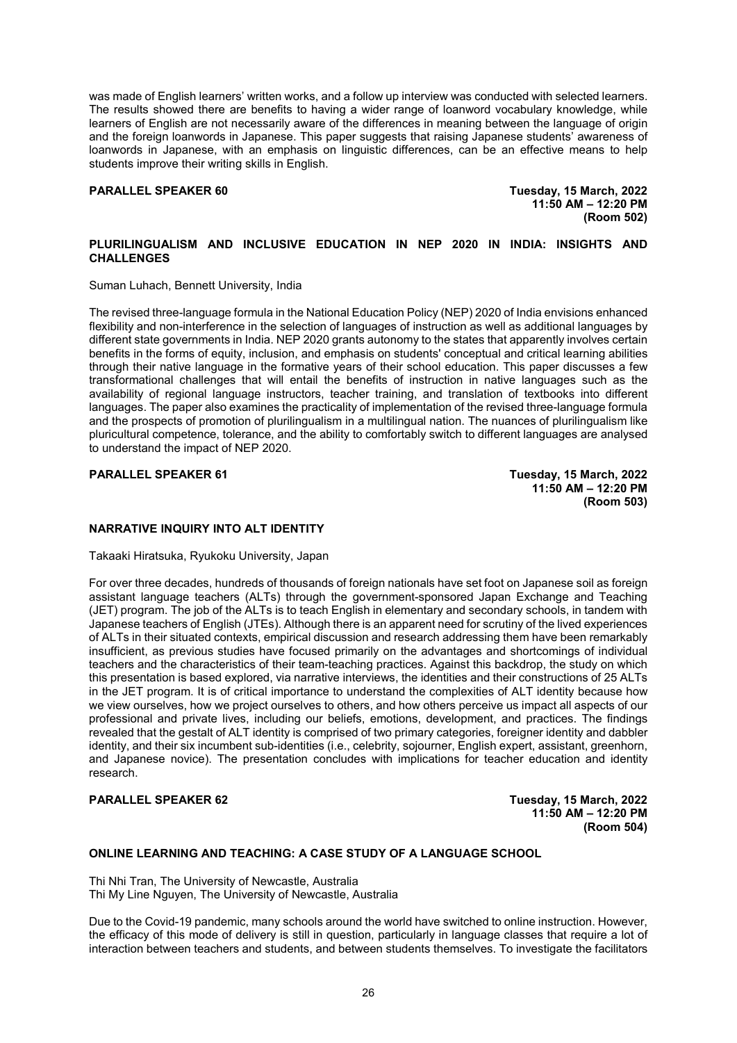was made of English learners' written works, and a follow up interview was conducted with selected learners. The results showed there are benefits to having a wider range of loanword vocabulary knowledge, while learners of English are not necessarily aware of the differences in meaning between the language of origin and the foreign loanwords in Japanese. This paper suggests that raising Japanese students' awareness of loanwords in Japanese, with an emphasis on linguistic differences, can be an effective means to help students improve their writing skills in English.

**PARALLEL SPEAKER 60** **Tuesday, 15 March, 2022**
**11:50 AM – 12:20 PM**
**(Room 502)**

### PLURILINGUALISM AND INCLUSIVE EDUCATION IN NEP 2020 IN INDIA: INSIGHTS AND CHALLENGES

Suman Luhach, Bennett University, India

The revised three-language formula in the National Education Policy (NEP) 2020 of India envisions enhanced flexibility and non-interference in the selection of languages of instruction as well as additional languages by different state governments in India. NEP 2020 grants autonomy to the states that apparently involves certain benefits in the forms of equity, inclusion, and emphasis on students' conceptual and critical learning abilities through their native language in the formative years of their school education. This paper discusses a few transformational challenges that will entail the benefits of instruction in native languages such as the availability of regional language instructors, teacher training, and translation of textbooks into different languages. The paper also examines the practicality of implementation of the revised three-language formula and the prospects of promotion of plurilingualism in a multilingual nation. The nuances of plurilingualism like pluricultural competence, tolerance, and the ability to comfortably switch to different languages are analysed to understand the impact of NEP 2020.

**PARALLEL SPEAKER 61** **Tuesday, 15 March, 2022**
**11:50 AM – 12:20 PM**
**(Room 503)**

### NARRATIVE INQUIRY INTO ALT IDENTITY

Takaaki Hiratsuka, Ryukoku University, Japan

For over three decades, hundreds of thousands of foreign nationals have set foot on Japanese soil as foreign assistant language teachers (ALTs) through the government-sponsored Japan Exchange and Teaching (JET) program. The job of the ALTs is to teach English in elementary and secondary schools, in tandem with Japanese teachers of English (JTEs). Although there is an apparent need for scrutiny of the lived experiences of ALTs in their situated contexts, empirical discussion and research addressing them have been remarkably insufficient, as previous studies have focused primarily on the advantages and shortcomings of individual teachers and the characteristics of their team-teaching practices. Against this backdrop, the study on which this presentation is based explored, via narrative interviews, the identities and their constructions of 25 ALTs in the JET program. It is of critical importance to understand the complexities of ALT identity because how we view ourselves, how we project ourselves to others, and how others perceive us impact all aspects of our professional and private lives, including our beliefs, emotions, development, and practices. The findings revealed that the gestalt of ALT identity is comprised of two primary categories, foreigner identity and dabbler identity, and their six incumbent sub-identities (i.e., celebrity, sojourner, English expert, assistant, greenhorn, and Japanese novice). The presentation concludes with implications for teacher education and identity research.

**PARALLEL SPEAKER 62** **Tuesday, 15 March, 2022**
**11:50 AM – 12:20 PM**
**(Room 504)**

### ONLINE LEARNING AND TEACHING: A CASE STUDY OF A LANGUAGE SCHOOL

Thi Nhi Tran, The University of Newcastle, Australia
Thi My Line Nguyen, The University of Newcastle, Australia

Due to the Covid-19 pandemic, many schools around the world have switched to online instruction. However, the efficacy of this mode of delivery is still in question, particularly in language classes that require a lot of interaction between teachers and students, and between students themselves. To investigate the facilitators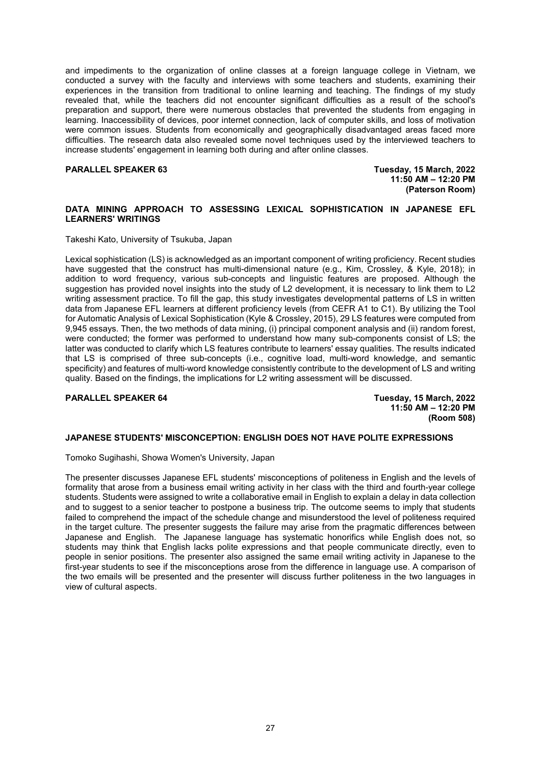and impediments to the organization of online classes at a foreign language college in Vietnam, we conducted a survey with the faculty and interviews with some teachers and students, examining their experiences in the transition from traditional to online learning and teaching. The findings of my study revealed that, while the teachers did not encounter significant difficulties as a result of the school's preparation and support, there were numerous obstacles that prevented the students from engaging in learning. Inaccessibility of devices, poor internet connection, lack of computer skills, and loss of motivation were common issues. Students from economically and geographically disadvantaged areas faced more difficulties. The research data also revealed some novel techniques used by the interviewed teachers to increase students' engagement in learning both during and after online classes.

**PARALLEL SPEAKER 63**

**Tuesday, 15 March, 2022**
**11:50 AM – 12:20 PM**
**(Paterson Room)**

**DATA MINING APPROACH TO ASSESSING LEXICAL SOPHISTICATION IN JAPANESE EFL LEARNERS' WRITINGS**

Takeshi Kato, University of Tsukuba, Japan

Lexical sophistication (LS) is acknowledged as an important component of writing proficiency. Recent studies have suggested that the construct has multi-dimensional nature (e.g., Kim, Crossley, & Kyle, 2018); in addition to word frequency, various sub-concepts and linguistic features are proposed. Although the suggestion has provided novel insights into the study of L2 development, it is necessary to link them to L2 writing assessment practice. To fill the gap, this study investigates developmental patterns of LS in written data from Japanese EFL learners at different proficiency levels (from CEFR A1 to C1). By utilizing the Tool for Automatic Analysis of Lexical Sophistication (Kyle & Crossley, 2015), 29 LS features were computed from 9,945 essays. Then, the two methods of data mining, (i) principal component analysis and (ii) random forest, were conducted; the former was performed to understand how many sub-components consist of LS; the latter was conducted to clarify which LS features contribute to learners' essay qualities. The results indicated that LS is comprised of three sub-concepts (i.e., cognitive load, multi-word knowledge, and semantic specificity) and features of multi-word knowledge consistently contribute to the development of LS and writing quality. Based on the findings, the implications for L2 writing assessment will be discussed.

**PARALLEL SPEAKER 64**

**Tuesday, 15 March, 2022**
**11:50 AM – 12:20 PM**
**(Room 508)**

**JAPANESE STUDENTS' MISCONCEPTION: ENGLISH DOES NOT HAVE POLITE EXPRESSIONS**

Tomoko Sugihashi, Showa Women's University, Japan

The presenter discusses Japanese EFL students' misconceptions of politeness in English and the levels of formality that arose from a business email writing activity in her class with the third and fourth-year college students. Students were assigned to write a collaborative email in English to explain a delay in data collection and to suggest to a senior teacher to postpone a business trip. The outcome seems to imply that students failed to comprehend the impact of the schedule change and misunderstood the level of politeness required in the target culture. The presenter suggests the failure may arise from the pragmatic differences between Japanese and English. The Japanese language has systematic honorifics while English does not, so students may think that English lacks polite expressions and that people communicate directly, even to people in senior positions. The presenter also assigned the same email writing activity in Japanese to the first-year students to see if the misconceptions arose from the difference in language use. A comparison of the two emails will be presented and the presenter will discuss further politeness in the two languages in view of cultural aspects.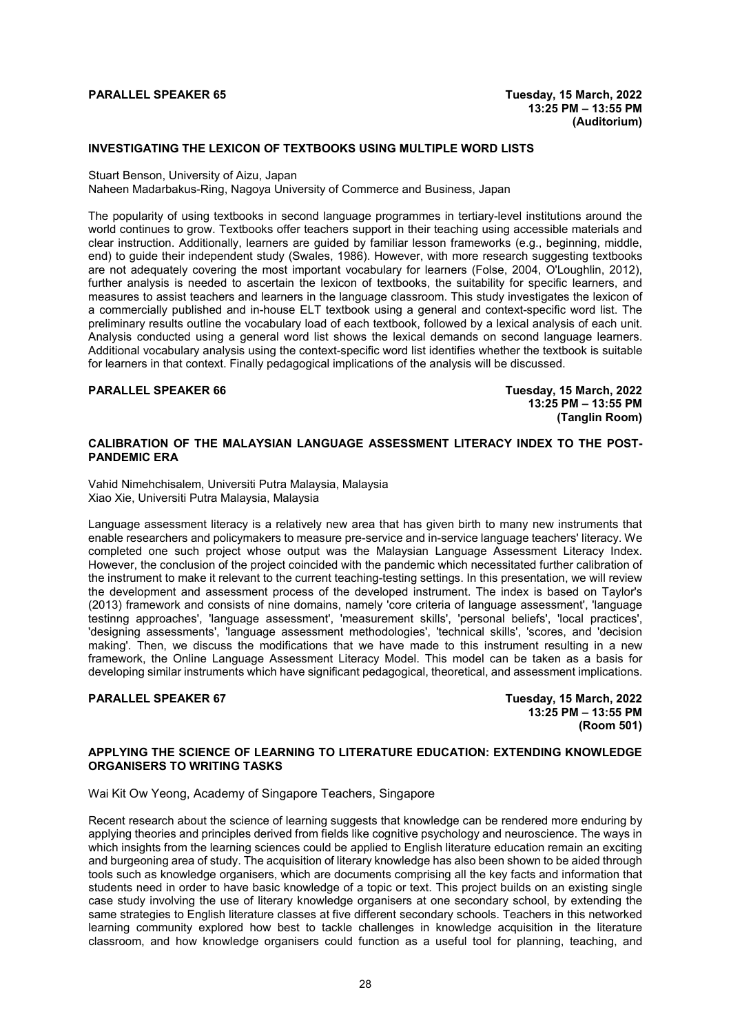**PARALLEL SPEAKER 65**

**Tuesday, 15 March, 2022**
**13:25 PM – 13:55 PM**
**(Auditorium)**

**INVESTIGATING THE LEXICON OF TEXTBOOKS USING MULTIPLE WORD LISTS**

Stuart Benson, University of Aizu, Japan
Naheen Madarbakus-Ring, Nagoya University of Commerce and Business, Japan

The popularity of using textbooks in second language programmes in tertiary-level institutions around the world continues to grow. Textbooks offer teachers support in their teaching using accessible materials and clear instruction. Additionally, learners are guided by familiar lesson frameworks (e.g., beginning, middle, end) to guide their independent study (Swales, 1986). However, with more research suggesting textbooks are not adequately covering the most important vocabulary for learners (Folse, 2004, O'Loughlin, 2012), further analysis is needed to ascertain the lexicon of textbooks, the suitability for specific learners, and measures to assist teachers and learners in the language classroom. This study investigates the lexicon of a commercially published and in-house ELT textbook using a general and context-specific word list. The preliminary results outline the vocabulary load of each textbook, followed by a lexical analysis of each unit. Analysis conducted using a general word list shows the lexical demands on second language learners. Additional vocabulary analysis using the context-specific word list identifies whether the textbook is suitable for learners in that context. Finally pedagogical implications of the analysis will be discussed.

**PARALLEL SPEAKER 66**

**Tuesday, 15 March, 2022**
**13:25 PM – 13:55 PM**
**(Tanglin Room)**

**CALIBRATION OF THE MALAYSIAN LANGUAGE ASSESSMENT LITERACY INDEX TO THE POST-PANDEMIC ERA**

Vahid Nimehchisalem, Universiti Putra Malaysia, Malaysia
Xiao Xie, Universiti Putra Malaysia, Malaysia

Language assessment literacy is a relatively new area that has given birth to many new instruments that enable researchers and policymakers to measure pre-service and in-service language teachers' literacy. We completed one such project whose output was the Malaysian Language Assessment Literacy Index. However, the conclusion of the project coincided with the pandemic which necessitated further calibration of the instrument to make it relevant to the current teaching-testing settings. In this presentation, we will review the development and assessment process of the developed instrument. The index is based on Taylor's (2013) framework and consists of nine domains, namely 'core criteria of language assessment', 'language testinng approaches', 'language assessment', 'measurement skills', 'personal beliefs', 'local practices', 'designing assessments', 'language assessment methodologies', 'technical skills', 'scores, and 'decision making'. Then, we discuss the modifications that we have made to this instrument resulting in a new framework, the Online Language Assessment Literacy Model. This model can be taken as a basis for developing similar instruments which have significant pedagogical, theoretical, and assessment implications.

**PARALLEL SPEAKER 67**

**Tuesday, 15 March, 2022**
**13:25 PM – 13:55 PM**
**(Room 501)**

**APPLYING THE SCIENCE OF LEARNING TO LITERATURE EDUCATION: EXTENDING KNOWLEDGE ORGANISERS TO WRITING TASKS**

Wai Kit Ow Yeong, Academy of Singapore Teachers, Singapore

Recent research about the science of learning suggests that knowledge can be rendered more enduring by applying theories and principles derived from fields like cognitive psychology and neuroscience. The ways in which insights from the learning sciences could be applied to English literature education remain an exciting and burgeoning area of study. The acquisition of literary knowledge has also been shown to be aided through tools such as knowledge organisers, which are documents comprising all the key facts and information that students need in order to have basic knowledge of a topic or text. This project builds on an existing single case study involving the use of literary knowledge organisers at one secondary school, by extending the same strategies to English literature classes at five different secondary schools. Teachers in this networked learning community explored how best to tackle challenges in knowledge acquisition in the literature classroom, and how knowledge organisers could function as a useful tool for planning, teaching, and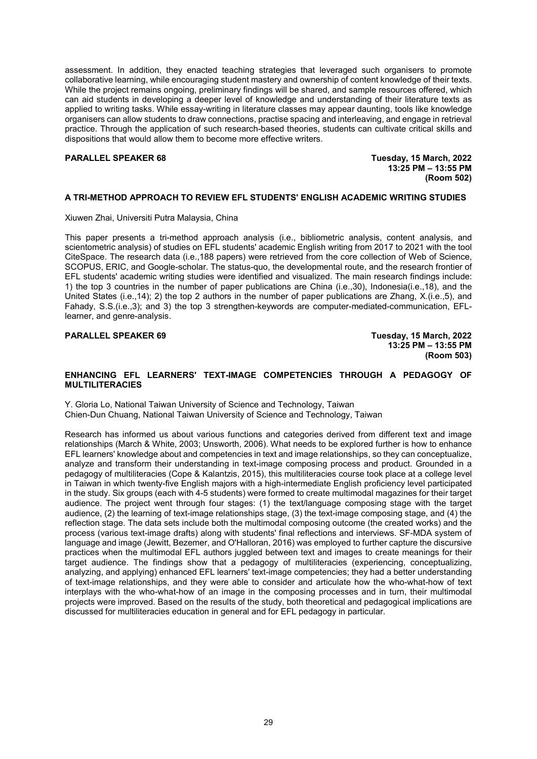assessment. In addition, they enacted teaching strategies that leveraged such organisers to promote collaborative learning, while encouraging student mastery and ownership of content knowledge of their texts. While the project remains ongoing, preliminary findings will be shared, and sample resources offered, which can aid students in developing a deeper level of knowledge and understanding of their literature texts as applied to writing tasks. While essay-writing in literature classes may appear daunting, tools like knowledge organisers can allow students to draw connections, practise spacing and interleaving, and engage in retrieval practice. Through the application of such research-based theories, students can cultivate critical skills and dispositions that would allow them to become more effective writers.

**PARALLEL SPEAKER 68** **Tuesday, 15 March, 2022**
**13:25 PM – 13:55 PM**
**(Room 502)**

**A TRI-METHOD APPROACH TO REVIEW EFL STUDENTS' ENGLISH ACADEMIC WRITING STUDIES**

Xiuwen Zhai, Universiti Putra Malaysia, China

This paper presents a tri-method approach analysis (i.e., bibliometric analysis, content analysis, and scientometric analysis) of studies on EFL students' academic English writing from 2017 to 2021 with the tool CiteSpace. The research data (i.e.,188 papers) were retrieved from the core collection of Web of Science, SCOPUS, ERIC, and Google-scholar. The status-quo, the developmental route, and the research frontier of EFL students' academic writing studies were identified and visualized. The main research findings include: 1) the top 3 countries in the number of paper publications are China (i.e.,30), Indonesia(i.e.,18), and the United States (i.e.,14); 2) the top 2 authors in the number of paper publications are Zhang, X.(i.e.,5), and Fahady, S.S.(i.e.,3); and 3) the top 3 strengthen-keywords are computer-mediated-communication, EFL-learner, and genre-analysis.

**PARALLEL SPEAKER 69** **Tuesday, 15 March, 2022**
**13:25 PM – 13:55 PM**
**(Room 503)**

**ENHANCING EFL LEARNERS' TEXT-IMAGE COMPETENCIES THROUGH A PEDAGOGY OF MULTILITERACIES**

Y. Gloria Lo, National Taiwan University of Science and Technology, Taiwan
Chien-Dun Chuang, National Taiwan University of Science and Technology, Taiwan

Research has informed us about various functions and categories derived from different text and image relationships (March & White, 2003; Unsworth, 2006). What needs to be explored further is how to enhance EFL learners' knowledge about and competencies in text and image relationships, so they can conceptualize, analyze and transform their understanding in text-image composing process and product. Grounded in a pedagogy of multiliteracies (Cope & Kalantzis, 2015), this multiliteracies course took place at a college level in Taiwan in which twenty-five English majors with a high-intermediate English proficiency level participated in the study. Six groups (each with 4-5 students) were formed to create multimodal magazines for their target audience. The project went through four stages: (1) the text/language composing stage with the target audience, (2) the learning of text-image relationships stage, (3) the text-image composing stage, and (4) the reflection stage. The data sets include both the multimodal composing outcome (the created works) and the process (various text-image drafts) along with students' final reflections and interviews. SF-MDA system of language and image (Jewitt, Bezemer, and O'Halloran, 2016) was employed to further capture the discursive practices when the multimodal EFL authors juggled between text and images to create meanings for their target audience. The findings show that a pedagogy of multiliteracies (experiencing, conceptualizing, analyzing, and applying) enhanced EFL learners' text-image competencies; they had a better understanding of text-image relationships, and they were able to consider and articulate how the who-what-how of text interplays with the who-what-how of an image in the composing processes and in turn, their multimodal projects were improved. Based on the results of the study, both theoretical and pedagogical implications are discussed for multiliteracies education in general and for EFL pedagogy in particular.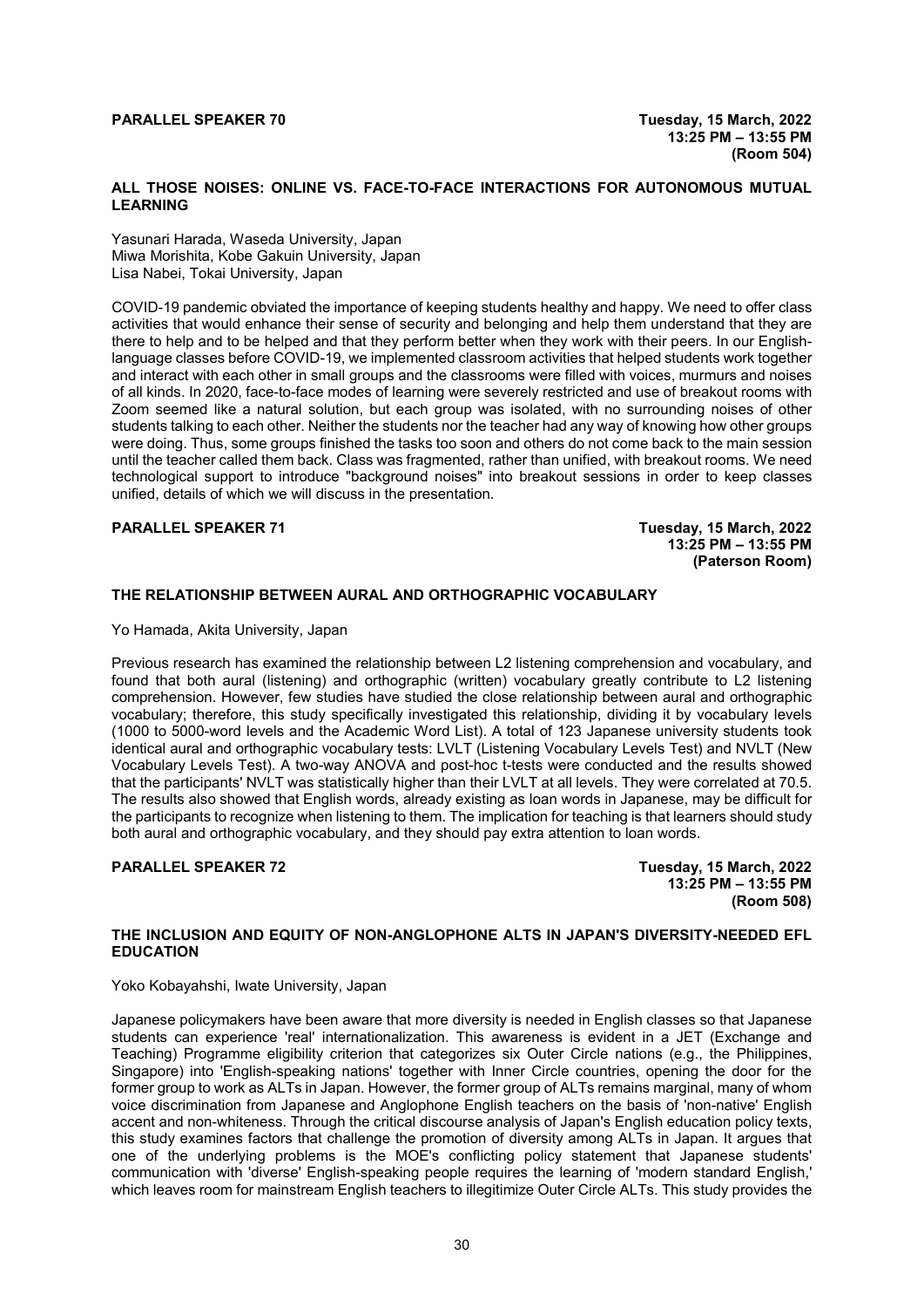**PARALLEL SPEAKER 70**

**Tuesday, 15 March, 2022**
**13:25 PM – 13:55 PM**
**(Room 504)**

### ALL THOSE NOISES: ONLINE VS. FACE-TO-FACE INTERACTIONS FOR AUTONOMOUS MUTUAL LEARNING

Yasunari Harada, Waseda University, Japan
Miwa Morishita, Kobe Gakuin University, Japan
Lisa Nabei, Tokai University, Japan

COVID-19 pandemic obviated the importance of keeping students healthy and happy. We need to offer class activities that would enhance their sense of security and belonging and help them understand that they are there to help and to be helped and that they perform better when they work with their peers. In our English-language classes before COVID-19, we implemented classroom activities that helped students work together and interact with each other in small groups and the classrooms were filled with voices, murmurs and noises of all kinds. In 2020, face-to-face modes of learning were severely restricted and use of breakout rooms with Zoom seemed like a natural solution, but each group was isolated, with no surrounding noises of other students talking to each other. Neither the students nor the teacher had any way of knowing how other groups were doing. Thus, some groups finished the tasks too soon and others do not come back to the main session until the teacher called them back. Class was fragmented, rather than unified, with breakout rooms. We need technological support to introduce "background noises" into breakout sessions in order to keep classes unified, details of which we will discuss in the presentation.

**PARALLEL SPEAKER 71**

**Tuesday, 15 March, 2022**
**13:25 PM – 13:55 PM**
**(Paterson Room)**

### THE RELATIONSHIP BETWEEN AURAL AND ORTHOGRAPHIC VOCABULARY

Yo Hamada, Akita University, Japan

Previous research has examined the relationship between L2 listening comprehension and vocabulary, and found that both aural (listening) and orthographic (written) vocabulary greatly contribute to L2 listening comprehension. However, few studies have studied the close relationship between aural and orthographic vocabulary; therefore, this study specifically investigated this relationship, dividing it by vocabulary levels (1000 to 5000-word levels and the Academic Word List). A total of 123 Japanese university students took identical aural and orthographic vocabulary tests: LVLT (Listening Vocabulary Levels Test) and NVLT (New Vocabulary Levels Test). A two-way ANOVA and post-hoc t-tests were conducted and the results showed that the participants' NVLT was statistically higher than their LVLT at all levels. They were correlated at 70.5. The results also showed that English words, already existing as loan words in Japanese, may be difficult for the participants to recognize when listening to them. The implication for teaching is that learners should study both aural and orthographic vocabulary, and they should pay extra attention to loan words.

**PARALLEL SPEAKER 72**

**Tuesday, 15 March, 2022**
**13:25 PM – 13:55 PM**
**(Room 508)**

### THE INCLUSION AND EQUITY OF NON-ANGLOPHONE ALTS IN JAPAN'S DIVERSITY-NEEDED EFL EDUCATION

Yoko Kobayahshi, Iwate University, Japan

Japanese policymakers have been aware that more diversity is needed in English classes so that Japanese students can experience 'real' internationalization. This awareness is evident in a JET (Exchange and Teaching) Programme eligibility criterion that categorizes six Outer Circle nations (e.g., the Philippines, Singapore) into 'English-speaking nations' together with Inner Circle countries, opening the door for the former group to work as ALTs in Japan. However, the former group of ALTs remains marginal, many of whom voice discrimination from Japanese and Anglophone English teachers on the basis of 'non-native' English accent and non-whiteness. Through the critical discourse analysis of Japan's English education policy texts, this study examines factors that challenge the promotion of diversity among ALTs in Japan. It argues that one of the underlying problems is the MOE's conflicting policy statement that Japanese students' communication with 'diverse' English-speaking people requires the learning of 'modern standard English,' which leaves room for mainstream English teachers to illegitimize Outer Circle ALTs. This study provides the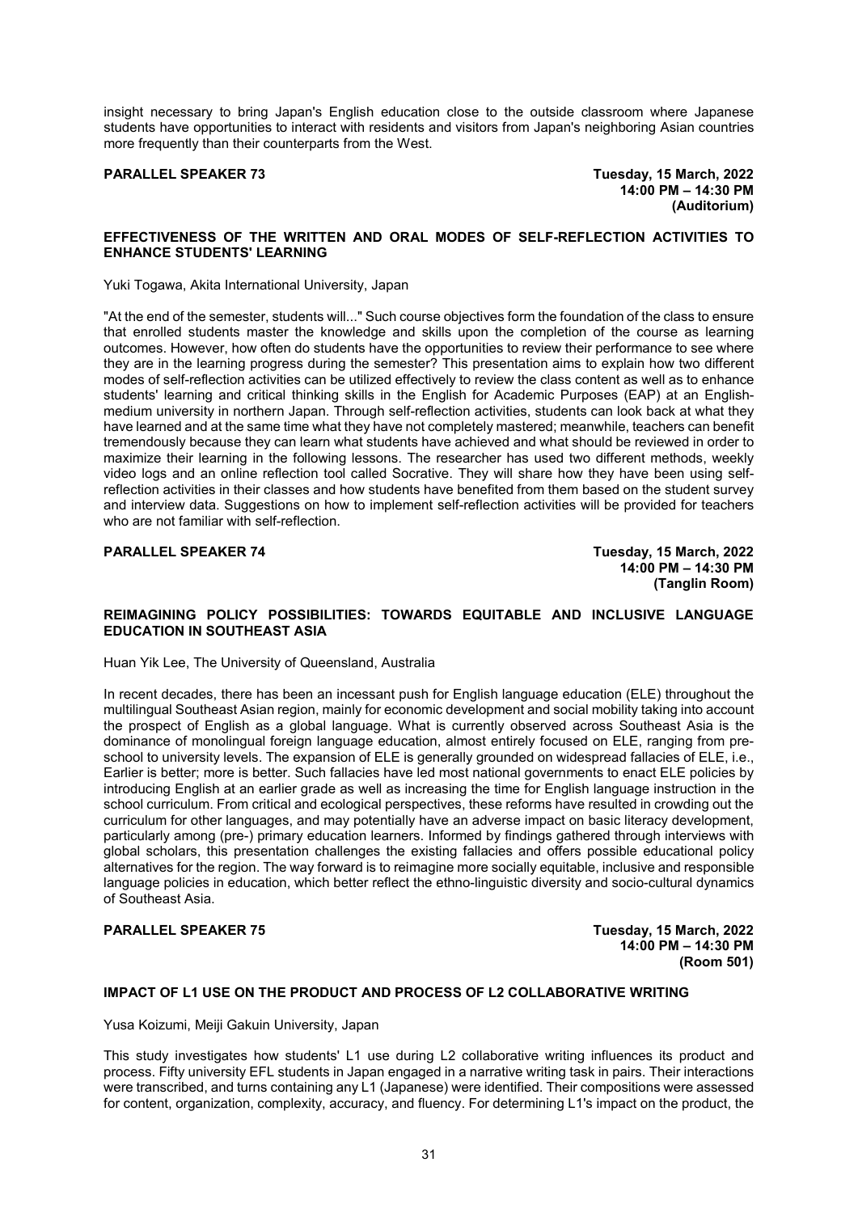insight necessary to bring Japan's English education close to the outside classroom where Japanese students have opportunities to interact with residents and visitors from Japan's neighboring Asian countries more frequently than their counterparts from the West.

**PARALLEL SPEAKER 73** **Tuesday, 15 March, 2022**
**14:00 PM – 14:30 PM**
**(Auditorium)**

### EFFECTIVENESS OF THE WRITTEN AND ORAL MODES OF SELF-REFLECTION ACTIVITIES TO ENHANCE STUDENTS' LEARNING

Yuki Togawa, Akita International University, Japan

"At the end of the semester, students will..." Such course objectives form the foundation of the class to ensure that enrolled students master the knowledge and skills upon the completion of the course as learning outcomes. However, how often do students have the opportunities to review their performance to see where they are in the learning progress during the semester? This presentation aims to explain how two different modes of self-reflection activities can be utilized effectively to review the class content as well as to enhance students' learning and critical thinking skills in the English for Academic Purposes (EAP) at an English-medium university in northern Japan. Through self-reflection activities, students can look back at what they have learned and at the same time what they have not completely mastered; meanwhile, teachers can benefit tremendously because they can learn what students have achieved and what should be reviewed in order to maximize their learning in the following lessons. The researcher has used two different methods, weekly video logs and an online reflection tool called Socrative. They will share how they have been using self-reflection activities in their classes and how students have benefited from them based on the student survey and interview data. Suggestions on how to implement self-reflection activities will be provided for teachers who are not familiar with self-reflection.

**PARALLEL SPEAKER 74** **Tuesday, 15 March, 2022**
**14:00 PM – 14:30 PM**
**(Tanglin Room)**

### REIMAGINING POLICY POSSIBILITIES: TOWARDS EQUITABLE AND INCLUSIVE LANGUAGE EDUCATION IN SOUTHEAST ASIA

Huan Yik Lee, The University of Queensland, Australia

In recent decades, there has been an incessant push for English language education (ELE) throughout the multilingual Southeast Asian region, mainly for economic development and social mobility taking into account the prospect of English as a global language. What is currently observed across Southeast Asia is the dominance of monolingual foreign language education, almost entirely focused on ELE, ranging from pre-school to university levels. The expansion of ELE is generally grounded on widespread fallacies of ELE, i.e., Earlier is better; more is better. Such fallacies have led most national governments to enact ELE policies by introducing English at an earlier grade as well as increasing the time for English language instruction in the school curriculum. From critical and ecological perspectives, these reforms have resulted in crowding out the curriculum for other languages, and may potentially have an adverse impact on basic literacy development, particularly among (pre-) primary education learners. Informed by findings gathered through interviews with global scholars, this presentation challenges the existing fallacies and offers possible educational policy alternatives for the region. The way forward is to reimagine more socially equitable, inclusive and responsible language policies in education, which better reflect the ethno-linguistic diversity and socio-cultural dynamics of Southeast Asia.

**PARALLEL SPEAKER 75** **Tuesday, 15 March, 2022**
**14:00 PM – 14:30 PM**
**(Room 501)**

### IMPACT OF L1 USE ON THE PRODUCT AND PROCESS OF L2 COLLABORATIVE WRITING

Yusa Koizumi, Meiji Gakuin University, Japan

This study investigates how students' L1 use during L2 collaborative writing influences its product and process. Fifty university EFL students in Japan engaged in a narrative writing task in pairs. Their interactions were transcribed, and turns containing any L1 (Japanese) were identified. Their compositions were assessed for content, organization, complexity, accuracy, and fluency. For determining L1's impact on the product, the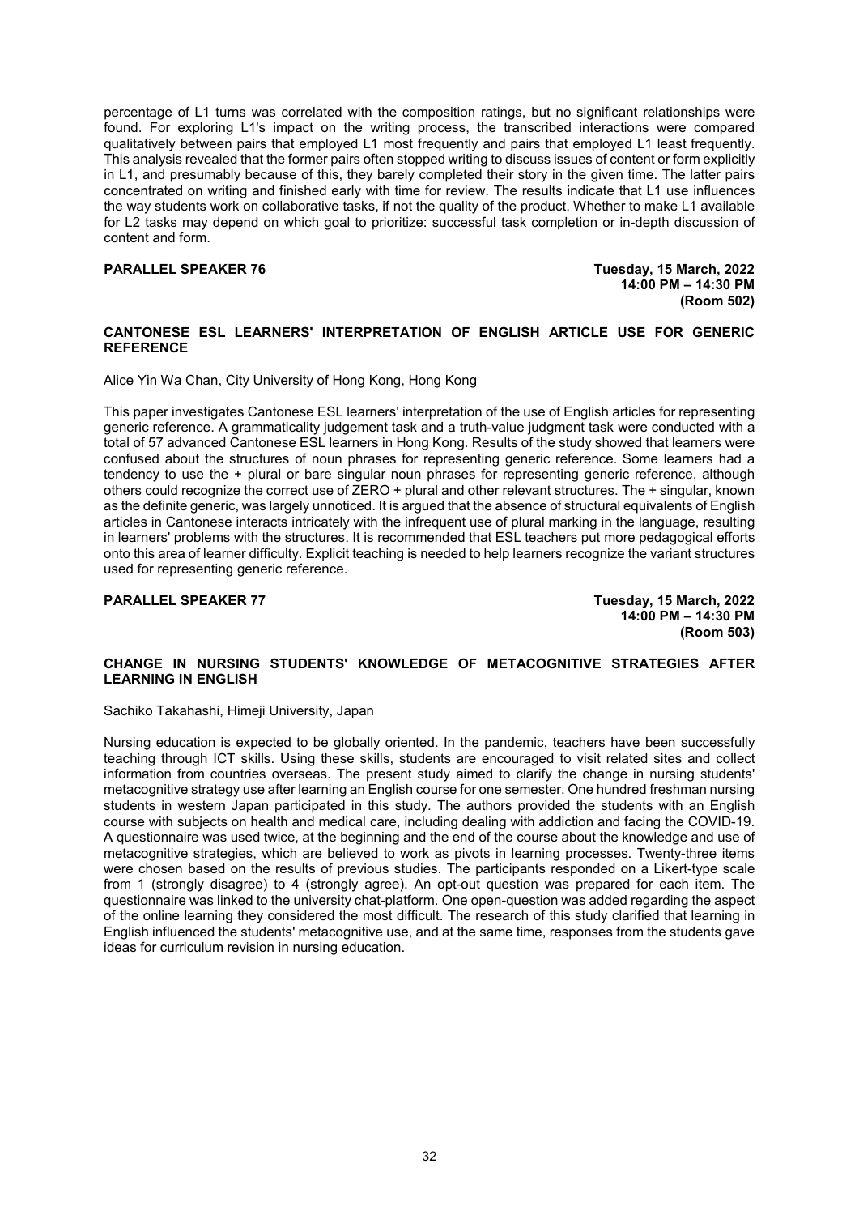percentage of L1 turns was correlated with the composition ratings, but no significant relationships were found. For exploring L1's impact on the writing process, the transcribed interactions were compared qualitatively between pairs that employed L1 most frequently and pairs that employed L1 least frequently. This analysis revealed that the former pairs often stopped writing to discuss issues of content or form explicitly in L1, and presumably because of this, they barely completed their story in the given time. The latter pairs concentrated on writing and finished early with time for review. The results indicate that L1 use influences the way students work on collaborative tasks, if not the quality of the product. Whether to make L1 available for L2 tasks may depend on which goal to prioritize: successful task completion or in-depth discussion of content and form.

**PARALLEL SPEAKER 76**

**Tuesday, 15 March, 2022**
**14:00 PM – 14:30 PM**
**(Room 502)**

**CANTONESE ESL LEARNERS' INTERPRETATION OF ENGLISH ARTICLE USE FOR GENERIC REFERENCE**

Alice Yin Wa Chan, City University of Hong Kong, Hong Kong

This paper investigates Cantonese ESL learners' interpretation of the use of English articles for representing generic reference. A grammaticality judgement task and a truth-value judgment task were conducted with a total of 57 advanced Cantonese ESL learners in Hong Kong. Results of the study showed that learners were confused about the structures of noun phrases for representing generic reference. Some learners had a tendency to use the + plural or bare singular noun phrases for representing generic reference, although others could recognize the correct use of ZERO + plural and other relevant structures. The + singular, known as the definite generic, was largely unnoticed. It is argued that the absence of structural equivalents of English articles in Cantonese interacts intricately with the infrequent use of plural marking in the language, resulting in learners' problems with the structures. It is recommended that ESL teachers put more pedagogical efforts onto this area of learner difficulty. Explicit teaching is needed to help learners recognize the variant structures used for representing generic reference.

**PARALLEL SPEAKER 77**

**Tuesday, 15 March, 2022**
**14:00 PM – 14:30 PM**
**(Room 503)**

**CHANGE IN NURSING STUDENTS' KNOWLEDGE OF METACOGNITIVE STRATEGIES AFTER LEARNING IN ENGLISH**

Sachiko Takahashi, Himeji University, Japan

Nursing education is expected to be globally oriented. In the pandemic, teachers have been successfully teaching through ICT skills. Using these skills, students are encouraged to visit related sites and collect information from countries overseas. The present study aimed to clarify the change in nursing students' metacognitive strategy use after learning an English course for one semester. One hundred freshman nursing students in western Japan participated in this study. The authors provided the students with an English course with subjects on health and medical care, including dealing with addiction and facing the COVID-19. A questionnaire was used twice, at the beginning and the end of the course about the knowledge and use of metacognitive strategies, which are believed to work as pivots in learning processes. Twenty-three items were chosen based on the results of previous studies. The participants responded on a Likert-type scale from 1 (strongly disagree) to 4 (strongly agree). An opt-out question was prepared for each item. The questionnaire was linked to the university chat-platform. One open-question was added regarding the aspect of the online learning they considered the most difficult. The research of this study clarified that learning in English influenced the students' metacognitive use, and at the same time, responses from the students gave ideas for curriculum revision in nursing education.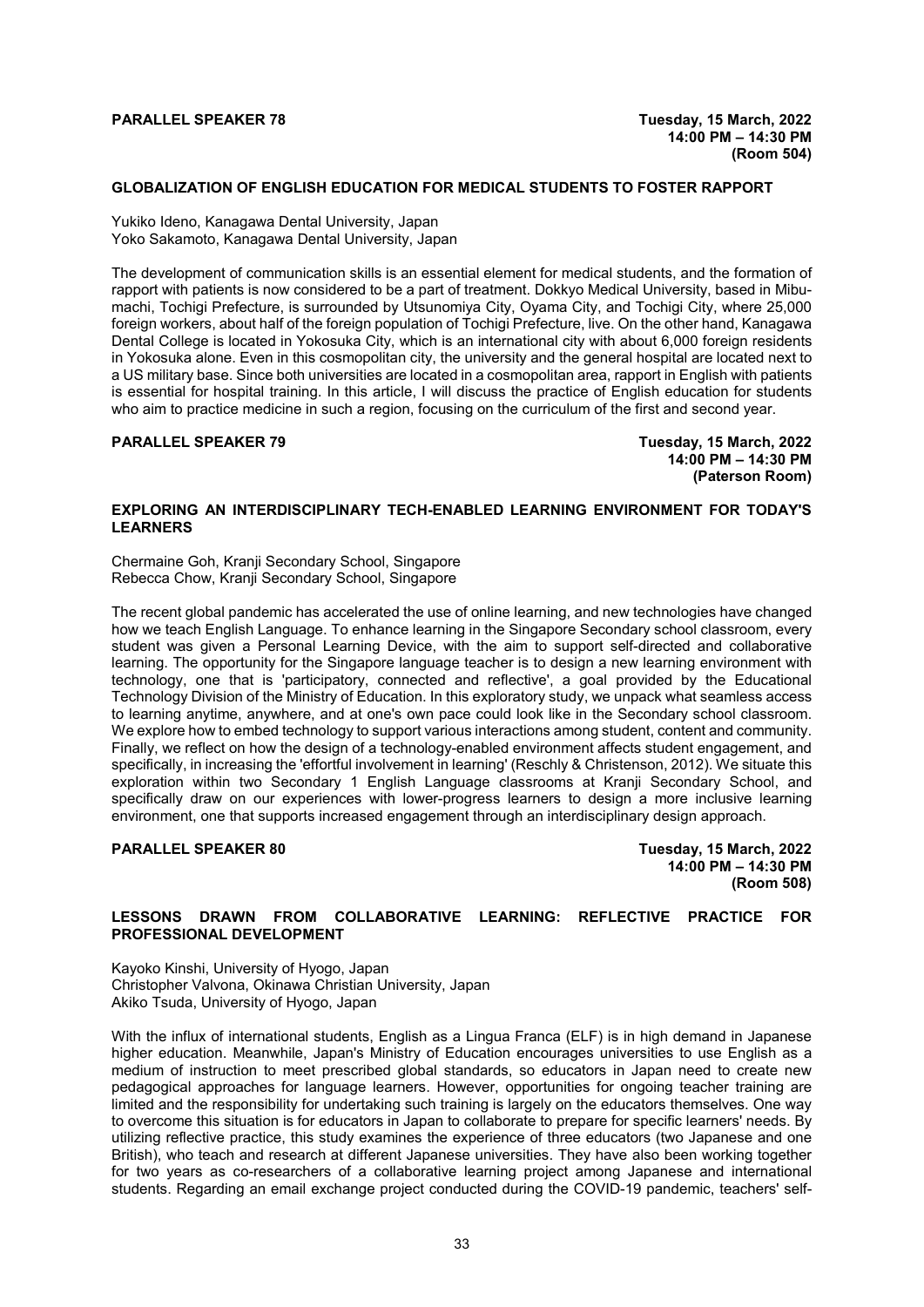**PARALLEL SPEAKER 78**

**Tuesday, 15 March, 2022**
**14:00 PM – 14:30 PM**
**(Room 504)**

**GLOBALIZATION OF ENGLISH EDUCATION FOR MEDICAL STUDENTS TO FOSTER RAPPORT**

Yukiko Ideno, Kanagawa Dental University, Japan
Yoko Sakamoto, Kanagawa Dental University, Japan

The development of communication skills is an essential element for medical students, and the formation of rapport with patients is now considered to be a part of treatment. Dokkyo Medical University, based in Mibu-machi, Tochigi Prefecture, is surrounded by Utsunomiya City, Oyama City, and Tochigi City, where 25,000 foreign workers, about half of the foreign population of Tochigi Prefecture, live. On the other hand, Kanagawa Dental College is located in Yokosuka City, which is an international city with about 6,000 foreign residents in Yokosuka alone. Even in this cosmopolitan city, the university and the general hospital are located next to a US military base. Since both universities are located in a cosmopolitan area, rapport in English with patients is essential for hospital training. In this article, I will discuss the practice of English education for students who aim to practice medicine in such a region, focusing on the curriculum of the first and second year.

**PARALLEL SPEAKER 79**

**Tuesday, 15 March, 2022**
**14:00 PM – 14:30 PM**
**(Paterson Room)**

**EXPLORING AN INTERDISCIPLINARY TECH-ENABLED LEARNING ENVIRONMENT FOR TODAY'S LEARNERS**

Chermaine Goh, Kranji Secondary School, Singapore
Rebecca Chow, Kranji Secondary School, Singapore

The recent global pandemic has accelerated the use of online learning, and new technologies have changed how we teach English Language. To enhance learning in the Singapore Secondary school classroom, every student was given a Personal Learning Device, with the aim to support self-directed and collaborative learning. The opportunity for the Singapore language teacher is to design a new learning environment with technology, one that is 'participatory, connected and reflective', a goal provided by the Educational Technology Division of the Ministry of Education. In this exploratory study, we unpack what seamless access to learning anytime, anywhere, and at one's own pace could look like in the Secondary school classroom. We explore how to embed technology to support various interactions among student, content and community. Finally, we reflect on how the design of a technology-enabled environment affects student engagement, and specifically, in increasing the 'effortful involvement in learning' (Reschly & Christenson, 2012). We situate this exploration within two Secondary 1 English Language classrooms at Kranji Secondary School, and specifically draw on our experiences with lower-progress learners to design a more inclusive learning environment, one that supports increased engagement through an interdisciplinary design approach.

**PARALLEL SPEAKER 80**

**Tuesday, 15 March, 2022**
**14:00 PM – 14:30 PM**
**(Room 508)**

**LESSONS DRAWN FROM COLLABORATIVE LEARNING: REFLECTIVE PRACTICE FOR PROFESSIONAL DEVELOPMENT**

Kayoko Kinshi, University of Hyogo, Japan
Christopher Valvona, Okinawa Christian University, Japan
Akiko Tsuda, University of Hyogo, Japan

With the influx of international students, English as a Lingua Franca (ELF) is in high demand in Japanese higher education. Meanwhile, Japan's Ministry of Education encourages universities to use English as a medium of instruction to meet prescribed global standards, so educators in Japan need to create new pedagogical approaches for language learners. However, opportunities for ongoing teacher training are limited and the responsibility for undertaking such training is largely on the educators themselves. One way to overcome this situation is for educators in Japan to collaborate to prepare for specific learners' needs. By utilizing reflective practice, this study examines the experience of three educators (two Japanese and one British), who teach and research at different Japanese universities. They have also been working together for two years as co-researchers of a collaborative learning project among Japanese and international students. Regarding an email exchange project conducted during the COVID-19 pandemic, teachers' self-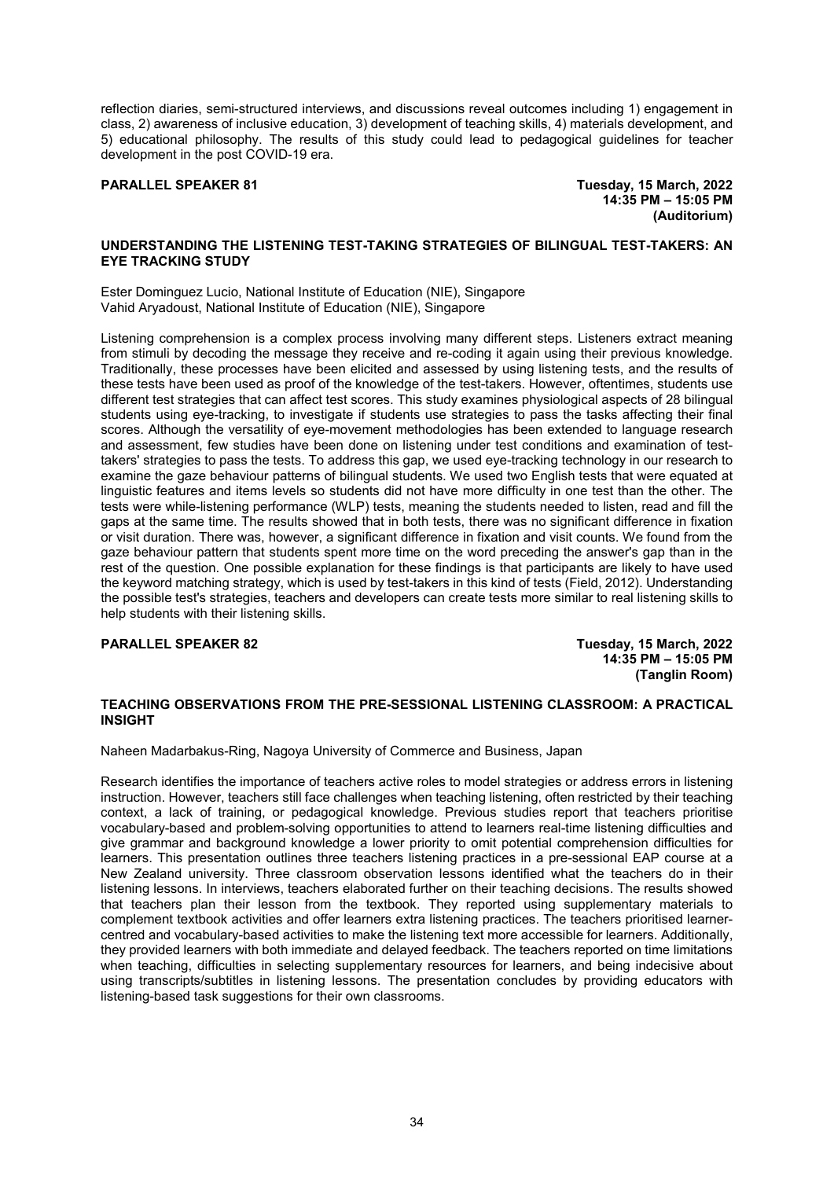reflection diaries, semi-structured interviews, and discussions reveal outcomes including 1) engagement in class, 2) awareness of inclusive education, 3) development of teaching skills, 4) materials development, and 5) educational philosophy. The results of this study could lead to pedagogical guidelines for teacher development in the post COVID-19 era.

**PARALLEL SPEAKER 81**

**Tuesday, 15 March, 2022**
**14:35 PM – 15:05 PM**
**(Auditorium)**

### UNDERSTANDING THE LISTENING TEST-TAKING STRATEGIES OF BILINGUAL TEST-TAKERS: AN EYE TRACKING STUDY

Ester Dominguez Lucio, National Institute of Education (NIE), Singapore
Vahid Aryadoust, National Institute of Education (NIE), Singapore

Listening comprehension is a complex process involving many different steps. Listeners extract meaning from stimuli by decoding the message they receive and re-coding it again using their previous knowledge. Traditionally, these processes have been elicited and assessed by using listening tests, and the results of these tests have been used as proof of the knowledge of the test-takers. However, oftentimes, students use different test strategies that can affect test scores. This study examines physiological aspects of 28 bilingual students using eye-tracking, to investigate if students use strategies to pass the tasks affecting their final scores. Although the versatility of eye-movement methodologies has been extended to language research and assessment, few studies have been done on listening under test conditions and examination of test-takers' strategies to pass the tests. To address this gap, we used eye-tracking technology in our research to examine the gaze behaviour patterns of bilingual students. We used two English tests that were equated at linguistic features and items levels so students did not have more difficulty in one test than the other. The tests were while-listening performance (WLP) tests, meaning the students needed to listen, read and fill the gaps at the same time. The results showed that in both tests, there was no significant difference in fixation or visit duration. There was, however, a significant difference in fixation and visit counts. We found from the gaze behaviour pattern that students spent more time on the word preceding the answer's gap than in the rest of the question. One possible explanation for these findings is that participants are likely to have used the keyword matching strategy, which is used by test-takers in this kind of tests (Field, 2012). Understanding the possible test's strategies, teachers and developers can create tests more similar to real listening skills to help students with their listening skills.

**PARALLEL SPEAKER 82**

**Tuesday, 15 March, 2022**
**14:35 PM – 15:05 PM**
**(Tanglin Room)**

### TEACHING OBSERVATIONS FROM THE PRE-SESSIONAL LISTENING CLASSROOM: A PRACTICAL INSIGHT

Naheen Madarbakus-Ring, Nagoya University of Commerce and Business, Japan

Research identifies the importance of teachers active roles to model strategies or address errors in listening instruction. However, teachers still face challenges when teaching listening, often restricted by their teaching context, a lack of training, or pedagogical knowledge. Previous studies report that teachers prioritise vocabulary-based and problem-solving opportunities to attend to learners real-time listening difficulties and give grammar and background knowledge a lower priority to omit potential comprehension difficulties for learners. This presentation outlines three teachers listening practices in a pre-sessional EAP course at a New Zealand university. Three classroom observation lessons identified what the teachers do in their listening lessons. In interviews, teachers elaborated further on their teaching decisions. The results showed that teachers plan their lesson from the textbook. They reported using supplementary materials to complement textbook activities and offer learners extra listening practices. The teachers prioritised learner-centred and vocabulary-based activities to make the listening text more accessible for learners. Additionally, they provided learners with both immediate and delayed feedback. The teachers reported on time limitations when teaching, difficulties in selecting supplementary resources for learners, and being indecisive about using transcripts/subtitles in listening lessons. The presentation concludes by providing educators with listening-based task suggestions for their own classrooms.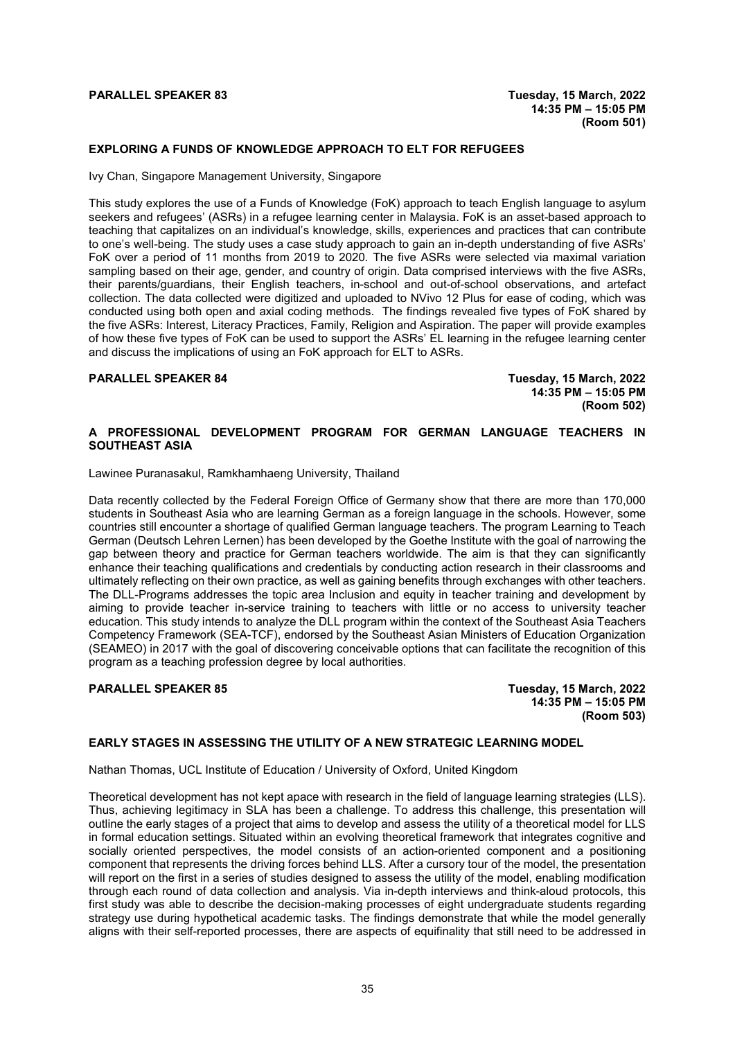**PARALLEL SPEAKER 83** **Tuesday, 15 March, 2022**
**14:35 PM – 15:05 PM**
**(Room 501)**

## EXPLORING A FUNDS OF KNOWLEDGE APPROACH TO ELT FOR REFUGEES

Ivy Chan, Singapore Management University, Singapore

This study explores the use of a Funds of Knowledge (FoK) approach to teach English language to asylum seekers and refugees' (ASRs) in a refugee learning center in Malaysia. FoK is an asset-based approach to teaching that capitalizes on an individual's knowledge, skills, experiences and practices that can contribute to one's well-being. The study uses a case study approach to gain an in-depth understanding of five ASRs' FoK over a period of 11 months from 2019 to 2020. The five ASRs were selected via maximal variation sampling based on their age, gender, and country of origin. Data comprised interviews with the five ASRs, their parents/guardians, their English teachers, in-school and out-of-school observations, and artefact collection. The data collected were digitized and uploaded to NVivo 12 Plus for ease of coding, which was conducted using both open and axial coding methods. The findings revealed five types of FoK shared by the five ASRs: Interest, Literacy Practices, Family, Religion and Aspiration. The paper will provide examples of how these five types of FoK can be used to support the ASRs' EL learning in the refugee learning center and discuss the implications of using an FoK approach for ELT to ASRs.

**PARALLEL SPEAKER 84** **Tuesday, 15 March, 2022**
**14:35 PM – 15:05 PM**
**(Room 502)**

## A PROFESSIONAL DEVELOPMENT PROGRAM FOR GERMAN LANGUAGE TEACHERS IN SOUTHEAST ASIA

Lawinee Puranasakul, Ramkhamhaeng University, Thailand

Data recently collected by the Federal Foreign Office of Germany show that there are more than 170,000 students in Southeast Asia who are learning German as a foreign language in the schools. However, some countries still encounter a shortage of qualified German language teachers. The program Learning to Teach German (Deutsch Lehren Lernen) has been developed by the Goethe Institute with the goal of narrowing the gap between theory and practice for German teachers worldwide. The aim is that they can significantly enhance their teaching qualifications and credentials by conducting action research in their classrooms and ultimately reflecting on their own practice, as well as gaining benefits through exchanges with other teachers. The DLL-Programs addresses the topic area Inclusion and equity in teacher training and development by aiming to provide teacher in-service training to teachers with little or no access to university teacher education. This study intends to analyze the DLL program within the context of the Southeast Asia Teachers Competency Framework (SEA-TCF), endorsed by the Southeast Asian Ministers of Education Organization (SEAMEO) in 2017 with the goal of discovering conceivable options that can facilitate the recognition of this program as a teaching profession degree by local authorities.

**PARALLEL SPEAKER 85** **Tuesday, 15 March, 2022**
**14:35 PM – 15:05 PM**
**(Room 503)**

## EARLY STAGES IN ASSESSING THE UTILITY OF A NEW STRATEGIC LEARNING MODEL

Nathan Thomas, UCL Institute of Education / University of Oxford, United Kingdom

Theoretical development has not kept apace with research in the field of language learning strategies (LLS). Thus, achieving legitimacy in SLA has been a challenge. To address this challenge, this presentation will outline the early stages of a project that aims to develop and assess the utility of a theoretical model for LLS in formal education settings. Situated within an evolving theoretical framework that integrates cognitive and socially oriented perspectives, the model consists of an action-oriented component and a positioning component that represents the driving forces behind LLS. After a cursory tour of the model, the presentation will report on the first in a series of studies designed to assess the utility of the model, enabling modification through each round of data collection and analysis. Via in-depth interviews and think-aloud protocols, this first study was able to describe the decision-making processes of eight undergraduate students regarding strategy use during hypothetical academic tasks. The findings demonstrate that while the model generally aligns with their self-reported processes, there are aspects of equifinality that still need to be addressed in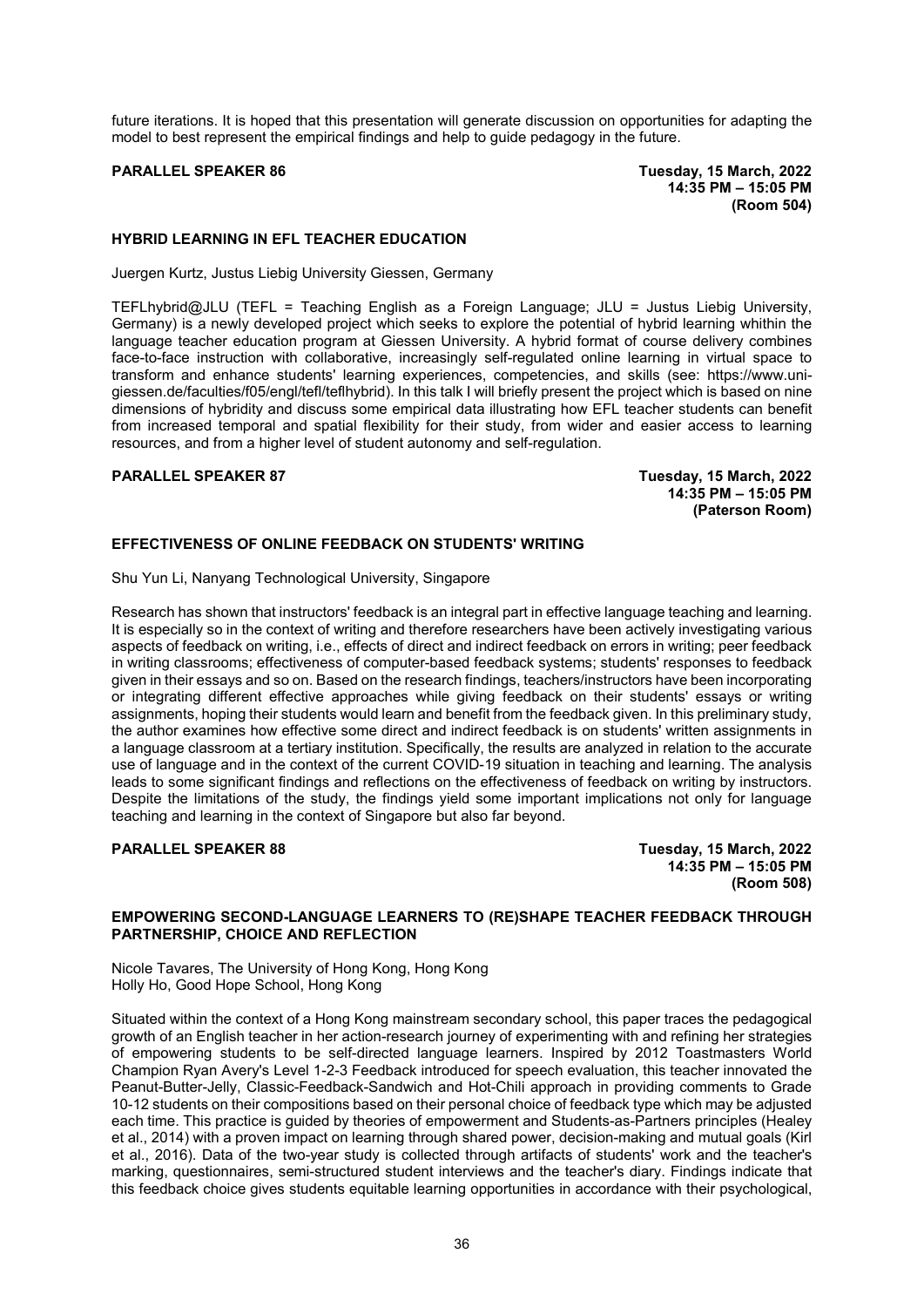future iterations. It is hoped that this presentation will generate discussion on opportunities for adapting the model to best represent the empirical findings and help to guide pedagogy in the future.

**PARALLEL SPEAKER 86** **Tuesday, 15 March, 2022**
**14:35 PM – 15:05 PM**
**(Room 504)**

### HYBRID LEARNING IN EFL TEACHER EDUCATION

Juergen Kurtz, Justus Liebig University Giessen, Germany

TEFLhybrid@JLU (TEFL = Teaching English as a Foreign Language; JLU = Justus Liebig University, Germany) is a newly developed project which seeks to explore the potential of hybrid learning whithin the language teacher education program at Giessen University. A hybrid format of course delivery combines face-to-face instruction with collaborative, increasingly self-regulated online learning in virtual space to transform and enhance students' learning experiences, competencies, and skills (see: https://www.uni-giessen.de/faculties/f05/engl/tefl/teflhybrid). In this talk I will briefly present the project which is based on nine dimensions of hybridity and discuss some empirical data illustrating how EFL teacher students can benefit from increased temporal and spatial flexibility for their study, from wider and easier access to learning resources, and from a higher level of student autonomy and self-regulation.

**PARALLEL SPEAKER 87** **Tuesday, 15 March, 2022**
**14:35 PM – 15:05 PM**
**(Paterson Room)**

### EFFECTIVENESS OF ONLINE FEEDBACK ON STUDENTS' WRITING

Shu Yun Li, Nanyang Technological University, Singapore

Research has shown that instructors' feedback is an integral part in effective language teaching and learning. It is especially so in the context of writing and therefore researchers have been actively investigating various aspects of feedback on writing, i.e., effects of direct and indirect feedback on errors in writing; peer feedback in writing classrooms; effectiveness of computer-based feedback systems; students' responses to feedback given in their essays and so on. Based on the research findings, teachers/instructors have been incorporating or integrating different effective approaches while giving feedback on their students' essays or writing assignments, hoping their students would learn and benefit from the feedback given. In this preliminary study, the author examines how effective some direct and indirect feedback is on students' written assignments in a language classroom at a tertiary institution. Specifically, the results are analyzed in relation to the accurate use of language and in the context of the current COVID-19 situation in teaching and learning. The analysis leads to some significant findings and reflections on the effectiveness of feedback on writing by instructors. Despite the limitations of the study, the findings yield some important implications not only for language teaching and learning in the context of Singapore but also far beyond.

**PARALLEL SPEAKER 88** **Tuesday, 15 March, 2022**
**14:35 PM – 15:05 PM**
**(Room 508)**

### EMPOWERING SECOND-LANGUAGE LEARNERS TO (RE)SHAPE TEACHER FEEDBACK THROUGH PARTNERSHIP, CHOICE AND REFLECTION

Nicole Tavares, The University of Hong Kong, Hong Kong
Holly Ho, Good Hope School, Hong Kong

Situated within the context of a Hong Kong mainstream secondary school, this paper traces the pedagogical growth of an English teacher in her action-research journey of experimenting with and refining her strategies of empowering students to be self-directed language learners. Inspired by 2012 Toastmasters World Champion Ryan Avery's Level 1-2-3 Feedback introduced for speech evaluation, this teacher innovated the Peanut-Butter-Jelly, Classic-Feedback-Sandwich and Hot-Chili approach in providing comments to Grade 10-12 students on their compositions based on their personal choice of feedback type which may be adjusted each time. This practice is guided by theories of empowerment and Students-as-Partners principles (Healey et al., 2014) with a proven impact on learning through shared power, decision-making and mutual goals (Kirl et al., 2016). Data of the two-year study is collected through artifacts of students' work and the teacher's marking, questionnaires, semi-structured student interviews and the teacher's diary. Findings indicate that this feedback choice gives students equitable learning opportunities in accordance with their psychological,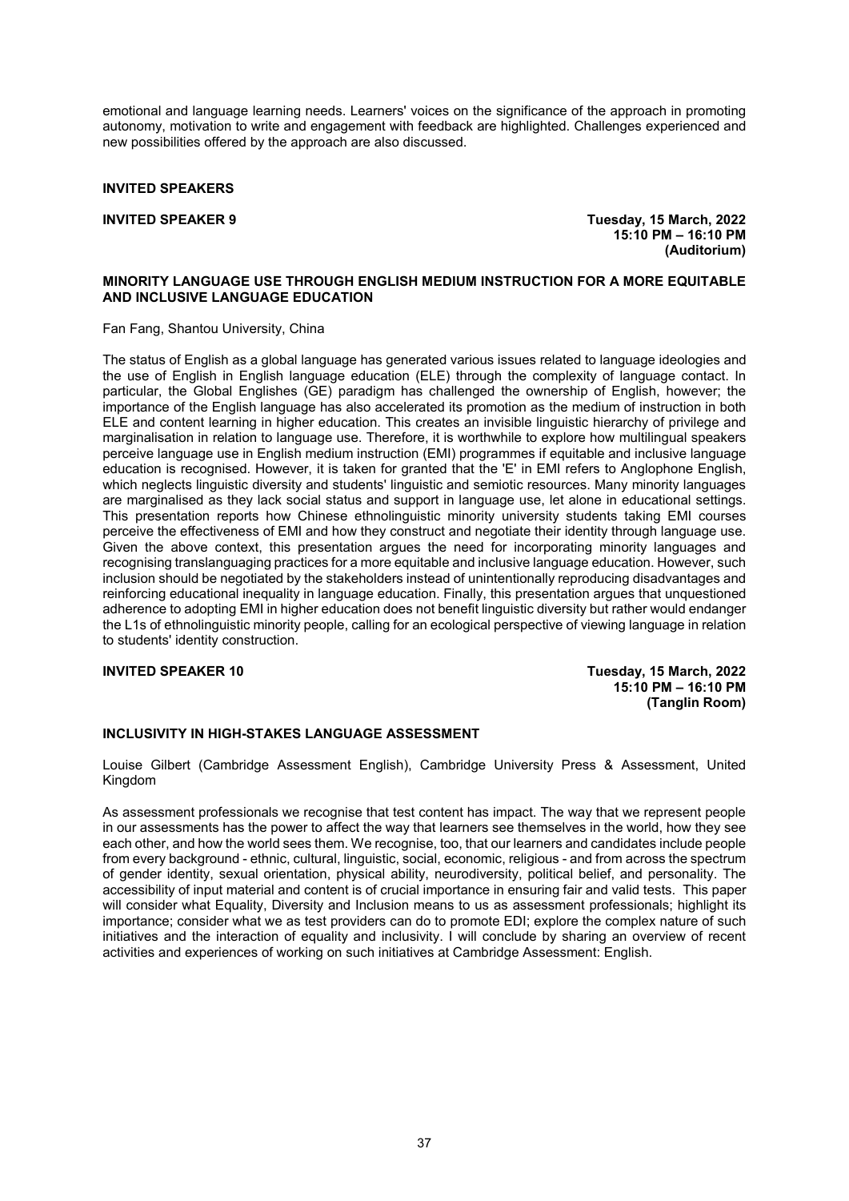emotional and language learning needs. Learners' voices on the significance of the approach in promoting autonomy, motivation to write and engagement with feedback are highlighted. Challenges experienced and new possibilities offered by the approach are also discussed.

## INVITED SPEAKERS

**INVITED SPEAKER 9** — **Tuesday, 15 March, 2022**
**15:10 PM – 16:10 PM**
**(Auditorium)**

### MINORITY LANGUAGE USE THROUGH ENGLISH MEDIUM INSTRUCTION FOR A MORE EQUITABLE AND INCLUSIVE LANGUAGE EDUCATION

Fan Fang, Shantou University, China

The status of English as a global language has generated various issues related to language ideologies and the use of English in English language education (ELE) through the complexity of language contact. In particular, the Global Englishes (GE) paradigm has challenged the ownership of English, however; the importance of the English language has also accelerated its promotion as the medium of instruction in both ELE and content learning in higher education. This creates an invisible linguistic hierarchy of privilege and marginalisation in relation to language use. Therefore, it is worthwhile to explore how multilingual speakers perceive language use in English medium instruction (EMI) programmes if equitable and inclusive language education is recognised. However, it is taken for granted that the 'E' in EMI refers to Anglophone English, which neglects linguistic diversity and students' linguistic and semiotic resources. Many minority languages are marginalised as they lack social status and support in language use, let alone in educational settings. This presentation reports how Chinese ethnolinguistic minority university students taking EMI courses perceive the effectiveness of EMI and how they construct and negotiate their identity through language use. Given the above context, this presentation argues the need for incorporating minority languages and recognising translanguaging practices for a more equitable and inclusive language education. However, such inclusion should be negotiated by the stakeholders instead of unintentionally reproducing disadvantages and reinforcing educational inequality in language education. Finally, this presentation argues that unquestioned adherence to adopting EMI in higher education does not benefit linguistic diversity but rather would endanger the L1s of ethnolinguistic minority people, calling for an ecological perspective of viewing language in relation to students' identity construction.

**INVITED SPEAKER 10** — **Tuesday, 15 March, 2022**
**15:10 PM – 16:10 PM**
**(Tanglin Room)**

### INCLUSIVITY IN HIGH-STAKES LANGUAGE ASSESSMENT

Louise Gilbert (Cambridge Assessment English), Cambridge University Press & Assessment, United Kingdom

As assessment professionals we recognise that test content has impact. The way that we represent people in our assessments has the power to affect the way that learners see themselves in the world, how they see each other, and how the world sees them. We recognise, too, that our learners and candidates include people from every background - ethnic, cultural, linguistic, social, economic, religious - and from across the spectrum of gender identity, sexual orientation, physical ability, neurodiversity, political belief, and personality. The accessibility of input material and content is of crucial importance in ensuring fair and valid tests. This paper will consider what Equality, Diversity and Inclusion means to us as assessment professionals; highlight its importance; consider what we as test providers can do to promote EDI; explore the complex nature of such initiatives and the interaction of equality and inclusivity. I will conclude by sharing an overview of recent activities and experiences of working on such initiatives at Cambridge Assessment: English.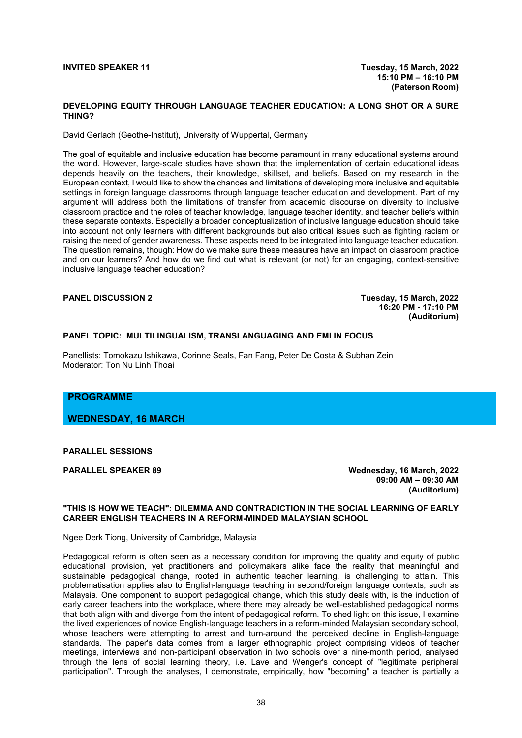**INVITED SPEAKER 11**

**Tuesday, 15 March, 2022**
**15:10 PM – 16:10 PM**
**(Paterson Room)**

**DEVELOPING EQUITY THROUGH LANGUAGE TEACHER EDUCATION: A LONG SHOT OR A SURE THING?**

David Gerlach (Geothe-Institut), University of Wuppertal, Germany

The goal of equitable and inclusive education has become paramount in many educational systems around the world. However, large-scale studies have shown that the implementation of certain educational ideas depends heavily on the teachers, their knowledge, skillset, and beliefs. Based on my research in the European context, I would like to show the chances and limitations of developing more inclusive and equitable settings in foreign language classrooms through language teacher education and development. Part of my argument will address both the limitations of transfer from academic discourse on diversity to inclusive classroom practice and the roles of teacher knowledge, language teacher identity, and teacher beliefs within these separate contexts. Especially a broader conceptualization of inclusive language education should take into account not only learners with different backgrounds but also critical issues such as fighting racism or raising the need of gender awareness. These aspects need to be integrated into language teacher education. The question remains, though: How do we make sure these measures have an impact on classroom practice and on our learners? And how do we find out what is relevant (or not) for an engaging, context-sensitive inclusive language teacher education?

**PANEL DISCUSSION 2**

**Tuesday, 15 March, 2022**
**16:20 PM - 17:10 PM**
**(Auditorium)**

**PANEL TOPIC: MULTILINGUALISM, TRANSLANGUAGING AND EMI IN FOCUS**

Panellists: Tomokazu Ishikawa, Corinne Seals, Fan Fang, Peter De Costa & Subhan Zein
Moderator: Ton Nu Linh Thoai

## PROGRAMME

## WEDNESDAY, 16 MARCH

**PARALLEL SESSIONS**

**PARALLEL SPEAKER 89**

**Wednesday, 16 March, 2022**
**09:00 AM – 09:30 AM**
**(Auditorium)**

**"THIS IS HOW WE TEACH": DILEMMA AND CONTRADICTION IN THE SOCIAL LEARNING OF EARLY CAREER ENGLISH TEACHERS IN A REFORM-MINDED MALAYSIAN SCHOOL**

Ngee Derk Tiong, University of Cambridge, Malaysia

Pedagogical reform is often seen as a necessary condition for improving the quality and equity of public educational provision, yet practitioners and policymakers alike face the reality that meaningful and sustainable pedagogical change, rooted in authentic teacher learning, is challenging to attain. This problematisation applies also to English-language teaching in second/foreign language contexts, such as Malaysia. One component to support pedagogical change, which this study deals with, is the induction of early career teachers into the workplace, where there may already be well-established pedagogical norms that both align with and diverge from the intent of pedagogical reform. To shed light on this issue, I examine the lived experiences of novice English-language teachers in a reform-minded Malaysian secondary school, whose teachers were attempting to arrest and turn-around the perceived decline in English-language standards. The paper's data comes from a larger ethnographic project comprising videos of teacher meetings, interviews and non-participant observation in two schools over a nine-month period, analysed through the lens of social learning theory, i.e. Lave and Wenger's concept of "legitimate peripheral participation". Through the analyses, I demonstrate, empirically, how "becoming" a teacher is partially a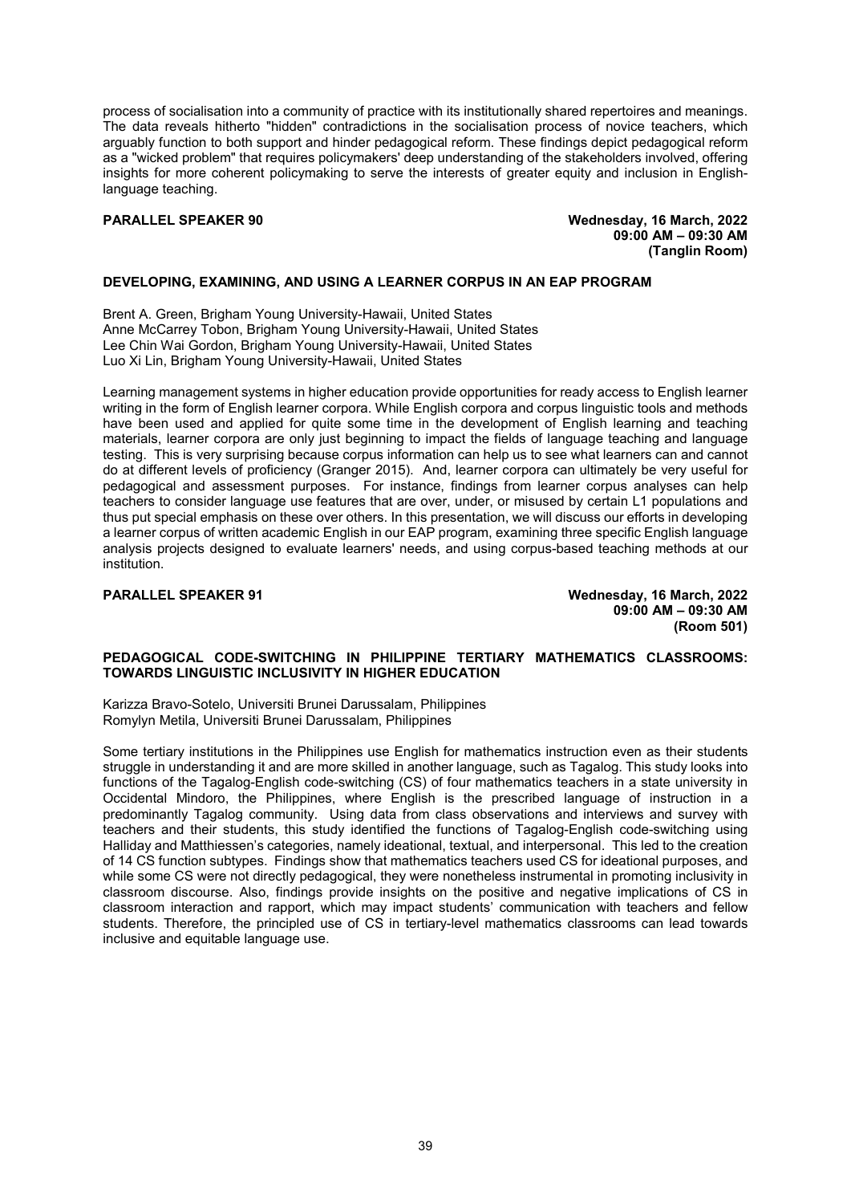process of socialisation into a community of practice with its institutionally shared repertoires and meanings. The data reveals hitherto "hidden" contradictions in the socialisation process of novice teachers, which arguably function to both support and hinder pedagogical reform. These findings depict pedagogical reform as a "wicked problem" that requires policymakers' deep understanding of the stakeholders involved, offering insights for more coherent policymaking to serve the interests of greater equity and inclusion in English-language teaching.

**PARALLEL SPEAKER 90**

**Wednesday, 16 March, 2022**
**09:00 AM – 09:30 AM**
**(Tanglin Room)**

### DEVELOPING, EXAMINING, AND USING A LEARNER CORPUS IN AN EAP PROGRAM

Brent A. Green, Brigham Young University-Hawaii, United States
Anne McCarrey Tobon, Brigham Young University-Hawaii, United States
Lee Chin Wai Gordon, Brigham Young University-Hawaii, United States
Luo Xi Lin, Brigham Young University-Hawaii, United States

Learning management systems in higher education provide opportunities for ready access to English learner writing in the form of English learner corpora. While English corpora and corpus linguistic tools and methods have been used and applied for quite some time in the development of English learning and teaching materials, learner corpora are only just beginning to impact the fields of language teaching and language testing. This is very surprising because corpus information can help us to see what learners can and cannot do at different levels of proficiency (Granger 2015). And, learner corpora can ultimately be very useful for pedagogical and assessment purposes. For instance, findings from learner corpus analyses can help teachers to consider language use features that are over, under, or misused by certain L1 populations and thus put special emphasis on these over others. In this presentation, we will discuss our efforts in developing a learner corpus of written academic English in our EAP program, examining three specific English language analysis projects designed to evaluate learners' needs, and using corpus-based teaching methods at our institution.

**PARALLEL SPEAKER 91**

**Wednesday, 16 March, 2022**
**09:00 AM – 09:30 AM**
**(Room 501)**

### PEDAGOGICAL CODE-SWITCHING IN PHILIPPINE TERTIARY MATHEMATICS CLASSROOMS: TOWARDS LINGUISTIC INCLUSIVITY IN HIGHER EDUCATION

Karizza Bravo-Sotelo, Universiti Brunei Darussalam, Philippines
Romylyn Metila, Universiti Brunei Darussalam, Philippines

Some tertiary institutions in the Philippines use English for mathematics instruction even as their students struggle in understanding it and are more skilled in another language, such as Tagalog. This study looks into functions of the Tagalog-English code-switching (CS) of four mathematics teachers in a state university in Occidental Mindoro, the Philippines, where English is the prescribed language of instruction in a predominantly Tagalog community. Using data from class observations and interviews and survey with teachers and their students, this study identified the functions of Tagalog-English code-switching using Halliday and Matthiessen's categories, namely ideational, textual, and interpersonal. This led to the creation of 14 CS function subtypes. Findings show that mathematics teachers used CS for ideational purposes, and while some CS were not directly pedagogical, they were nonetheless instrumental in promoting inclusivity in classroom discourse. Also, findings provide insights on the positive and negative implications of CS in classroom interaction and rapport, which may impact students' communication with teachers and fellow students. Therefore, the principled use of CS in tertiary-level mathematics classrooms can lead towards inclusive and equitable language use.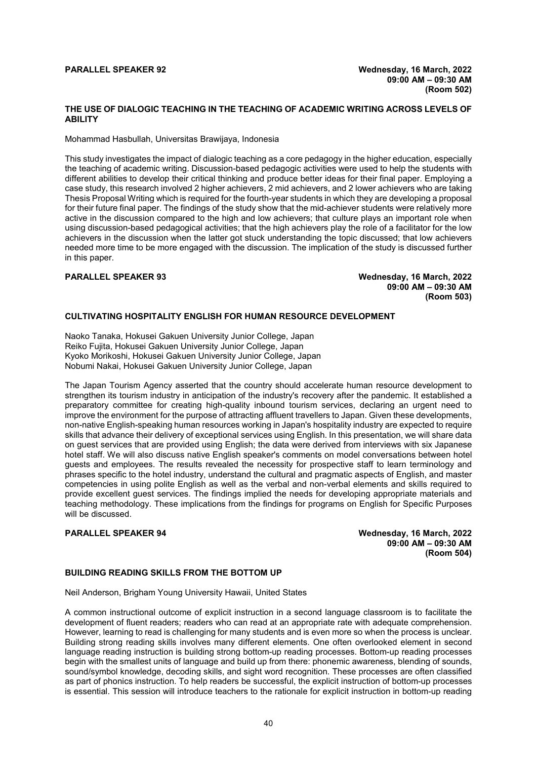**PARALLEL SPEAKER 92** **Wednesday, 16 March, 2022**
**09:00 AM – 09:30 AM**
**(Room 502)**

### THE USE OF DIALOGIC TEACHING IN THE TEACHING OF ACADEMIC WRITING ACROSS LEVELS OF ABILITY

Mohammad Hasbullah, Universitas Brawijaya, Indonesia

This study investigates the impact of dialogic teaching as a core pedagogy in the higher education, especially the teaching of academic writing. Discussion-based pedagogic activities were used to help the students with different abilities to develop their critical thinking and produce better ideas for their final paper. Employing a case study, this research involved 2 higher achievers, 2 mid achievers, and 2 lower achievers who are taking Thesis Proposal Writing which is required for the fourth-year students in which they are developing a proposal for their future final paper. The findings of the study show that the mid-achiever students were relatively more active in the discussion compared to the high and low achievers; that culture plays an important role when using discussion-based pedagogical activities; that the high achievers play the role of a facilitator for the low achievers in the discussion when the latter got stuck understanding the topic discussed; that low achievers needed more time to be more engaged with the discussion. The implication of the study is discussed further in this paper.

**PARALLEL SPEAKER 93** **Wednesday, 16 March, 2022**
**09:00 AM – 09:30 AM**
**(Room 503)**

### CULTIVATING HOSPITALITY ENGLISH FOR HUMAN RESOURCE DEVELOPMENT

Naoko Tanaka, Hokusei Gakuen University Junior College, Japan
Reiko Fujita, Hokusei Gakuen University Junior College, Japan
Kyoko Morikoshi, Hokusei Gakuen University Junior College, Japan
Nobumi Nakai, Hokusei Gakuen University Junior College, Japan

The Japan Tourism Agency asserted that the country should accelerate human resource development to strengthen its tourism industry in anticipation of the industry's recovery after the pandemic. It established a preparatory committee for creating high-quality inbound tourism services, declaring an urgent need to improve the environment for the purpose of attracting affluent travellers to Japan. Given these developments, non-native English-speaking human resources working in Japan's hospitality industry are expected to require skills that advance their delivery of exceptional services using English. In this presentation, we will share data on guest services that are provided using English; the data were derived from interviews with six Japanese hotel staff. We will also discuss native English speaker's comments on model conversations between hotel guests and employees. The results revealed the necessity for prospective staff to learn terminology and phrases specific to the hotel industry, understand the cultural and pragmatic aspects of English, and master competencies in using polite English as well as the verbal and non-verbal elements and skills required to provide excellent guest services. The findings implied the needs for developing appropriate materials and teaching methodology. These implications from the findings for programs on English for Specific Purposes will be discussed.

**PARALLEL SPEAKER 94** **Wednesday, 16 March, 2022**
**09:00 AM – 09:30 AM**
**(Room 504)**

### BUILDING READING SKILLS FROM THE BOTTOM UP

Neil Anderson, Brigham Young University Hawaii, United States

A common instructional outcome of explicit instruction in a second language classroom is to facilitate the development of fluent readers; readers who can read at an appropriate rate with adequate comprehension. However, learning to read is challenging for many students and is even more so when the process is unclear. Building strong reading skills involves many different elements. One often overlooked element in second language reading instruction is building strong bottom-up reading processes. Bottom-up reading processes begin with the smallest units of language and build up from there: phonemic awareness, blending of sounds, sound/symbol knowledge, decoding skills, and sight word recognition. These processes are often classified as part of phonics instruction. To help readers be successful, the explicit instruction of bottom-up processes is essential. This session will introduce teachers to the rationale for explicit instruction in bottom-up reading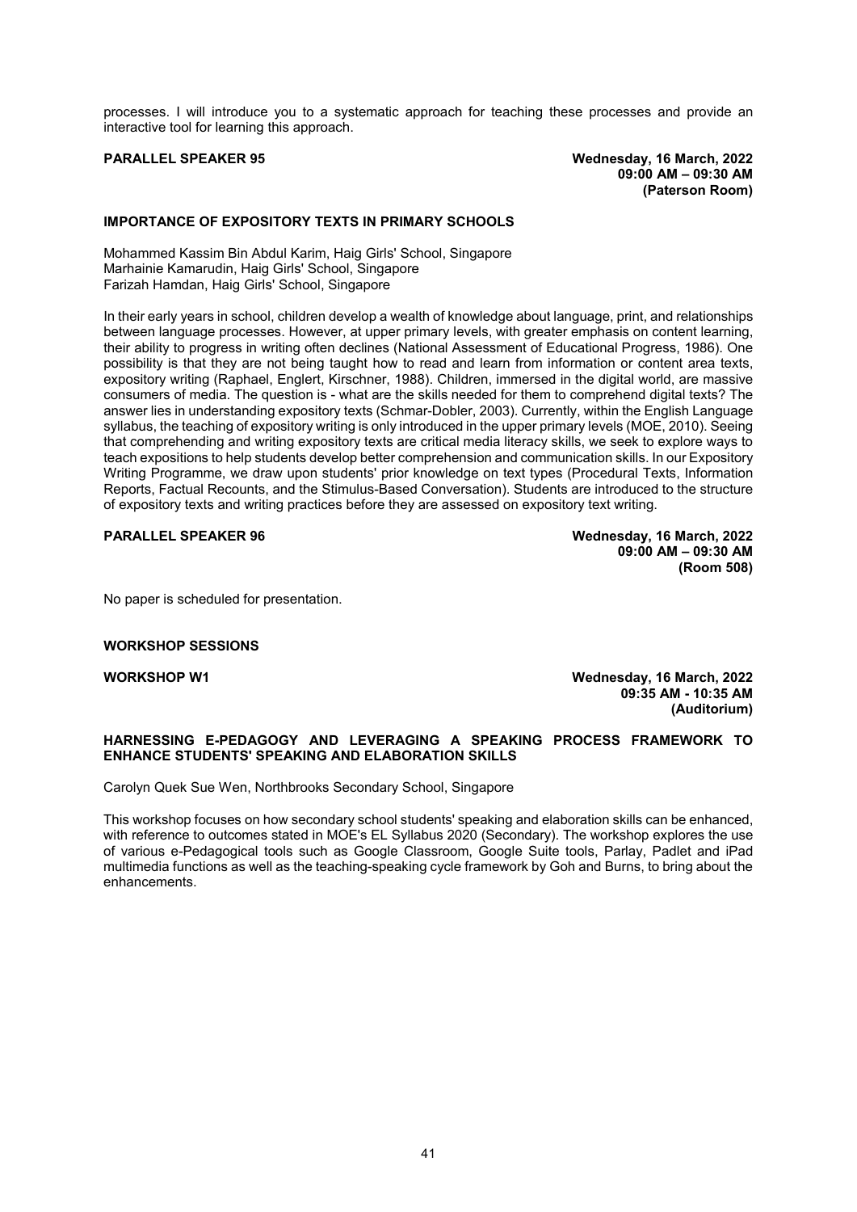processes. I will introduce you to a systematic approach for teaching these processes and provide an interactive tool for learning this approach.

**PARALLEL SPEAKER 95** **Wednesday, 16 March, 2022**
**09:00 AM – 09:30 AM**
**(Paterson Room)**

### IMPORTANCE OF EXPOSITORY TEXTS IN PRIMARY SCHOOLS

Mohammed Kassim Bin Abdul Karim, Haig Girls' School, Singapore
Marhainie Kamarudin, Haig Girls' School, Singapore
Farizah Hamdan, Haig Girls' School, Singapore

In their early years in school, children develop a wealth of knowledge about language, print, and relationships between language processes. However, at upper primary levels, with greater emphasis on content learning, their ability to progress in writing often declines (National Assessment of Educational Progress, 1986). One possibility is that they are not being taught how to read and learn from information or content area texts, expository writing (Raphael, Englert, Kirschner, 1988). Children, immersed in the digital world, are massive consumers of media. The question is - what are the skills needed for them to comprehend digital texts? The answer lies in understanding expository texts (Schmar-Dobler, 2003). Currently, within the English Language syllabus, the teaching of expository writing is only introduced in the upper primary levels (MOE, 2010). Seeing that comprehending and writing expository texts are critical media literacy skills, we seek to explore ways to teach expositions to help students develop better comprehension and communication skills. In our Expository Writing Programme, we draw upon students' prior knowledge on text types (Procedural Texts, Information Reports, Factual Recounts, and the Stimulus-Based Conversation). Students are introduced to the structure of expository texts and writing practices before they are assessed on expository text writing.

**PARALLEL SPEAKER 96** **Wednesday, 16 March, 2022**
**09:00 AM – 09:30 AM**
**(Room 508)**

No paper is scheduled for presentation.

## WORKSHOP SESSIONS

**WORKSHOP W1** **Wednesday, 16 March, 2022**
**09:35 AM - 10:35 AM**
**(Auditorium)**

### HARNESSING E-PEDAGOGY AND LEVERAGING A SPEAKING PROCESS FRAMEWORK TO ENHANCE STUDENTS' SPEAKING AND ELABORATION SKILLS

Carolyn Quek Sue Wen, Northbrooks Secondary School, Singapore

This workshop focuses on how secondary school students' speaking and elaboration skills can be enhanced, with reference to outcomes stated in MOE's EL Syllabus 2020 (Secondary). The workshop explores the use of various e-Pedagogical tools such as Google Classroom, Google Suite tools, Parlay, Padlet and iPad multimedia functions as well as the teaching-speaking cycle framework by Goh and Burns, to bring about the enhancements.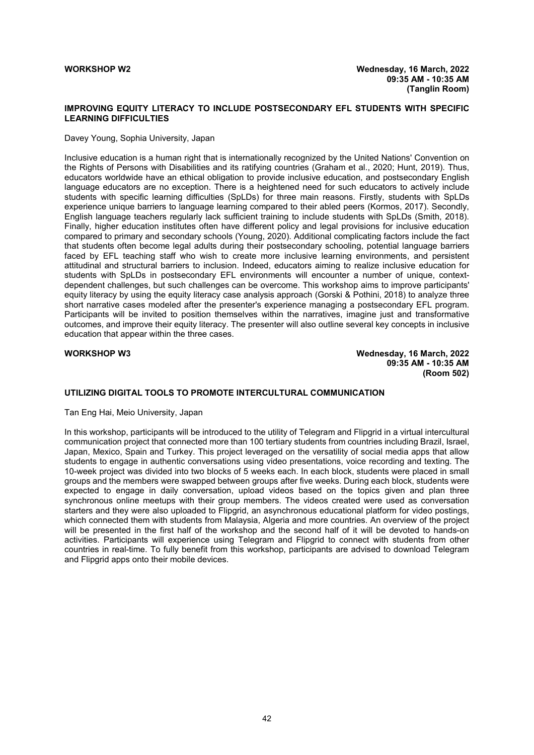**WORKSHOP W2**

**Wednesday, 16 March, 2022**
**09:35 AM - 10:35 AM**
**(Tanglin Room)**

## IMPROVING EQUITY LITERACY TO INCLUDE POSTSECONDARY EFL STUDENTS WITH SPECIFIC LEARNING DIFFICULTIES

Davey Young, Sophia University, Japan

Inclusive education is a human right that is internationally recognized by the United Nations' Convention on the Rights of Persons with Disabilities and its ratifying countries (Graham et al., 2020; Hunt, 2019). Thus, educators worldwide have an ethical obligation to provide inclusive education, and postsecondary English language educators are no exception. There is a heightened need for such educators to actively include students with specific learning difficulties (SpLDs) for three main reasons. Firstly, students with SpLDs experience unique barriers to language learning compared to their abled peers (Kormos, 2017). Secondly, English language teachers regularly lack sufficient training to include students with SpLDs (Smith, 2018). Finally, higher education institutes often have different policy and legal provisions for inclusive education compared to primary and secondary schools (Young, 2020). Additional complicating factors include the fact that students often become legal adults during their postsecondary schooling, potential language barriers faced by EFL teaching staff who wish to create more inclusive learning environments, and persistent attitudinal and structural barriers to inclusion. Indeed, educators aiming to realize inclusive education for students with SpLDs in postsecondary EFL environments will encounter a number of unique, context-dependent challenges, but such challenges can be overcome. This workshop aims to improve participants' equity literacy by using the equity literacy case analysis approach (Gorski & Pothini, 2018) to analyze three short narrative cases modeled after the presenter's experience managing a postsecondary EFL program. Participants will be invited to position themselves within the narratives, imagine just and transformative outcomes, and improve their equity literacy. The presenter will also outline several key concepts in inclusive education that appear within the three cases.

**WORKSHOP W3**

**Wednesday, 16 March, 2022**
**09:35 AM - 10:35 AM**
**(Room 502)**

## UTILIZING DIGITAL TOOLS TO PROMOTE INTERCULTURAL COMMUNICATION

Tan Eng Hai, Meio University, Japan

In this workshop, participants will be introduced to the utility of Telegram and Flipgrid in a virtual intercultural communication project that connected more than 100 tertiary students from countries including Brazil, Israel, Japan, Mexico, Spain and Turkey. This project leveraged on the versatility of social media apps that allow students to engage in authentic conversations using video presentations, voice recording and texting. The 10-week project was divided into two blocks of 5 weeks each. In each block, students were placed in small groups and the members were swapped between groups after five weeks. During each block, students were expected to engage in daily conversation, upload videos based on the topics given and plan three synchronous online meetups with their group members. The videos created were used as conversation starters and they were also uploaded to Flipgrid, an asynchronous educational platform for video postings, which connected them with students from Malaysia, Algeria and more countries. An overview of the project will be presented in the first half of the workshop and the second half of it will be devoted to hands-on activities. Participants will experience using Telegram and Flipgrid to connect with students from other countries in real-time. To fully benefit from this workshop, participants are advised to download Telegram and Flipgrid apps onto their mobile devices.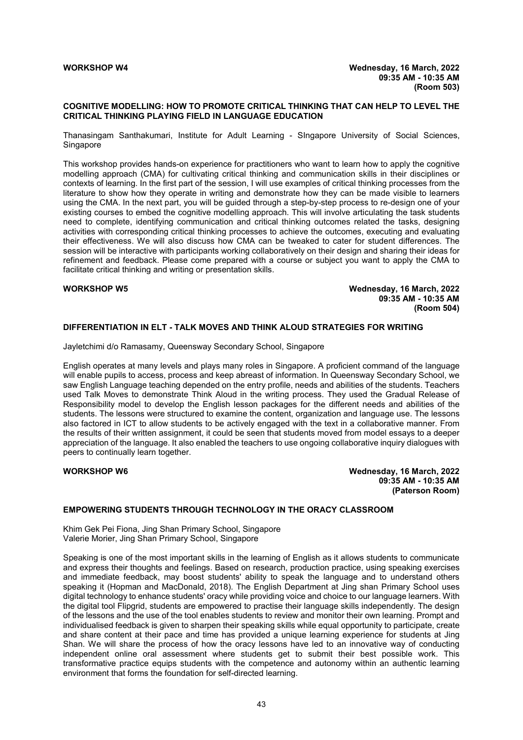**WORKSHOP W4**

**Wednesday, 16 March, 2022**
**09:35 AM - 10:35 AM**
**(Room 503)**

### COGNITIVE MODELLING: HOW TO PROMOTE CRITICAL THINKING THAT CAN HELP TO LEVEL THE CRITICAL THINKING PLAYING FIELD IN LANGUAGE EDUCATION

Thanasingam Santhakumari, Institute for Adult Learning - SIngapore University of Social Sciences, Singapore

This workshop provides hands-on experience for practitioners who want to learn how to apply the cognitive modelling approach (CMA) for cultivating critical thinking and communication skills in their disciplines or contexts of learning. In the first part of the session, I will use examples of critical thinking processes from the literature to show how they operate in writing and demonstrate how they can be made visible to learners using the CMA. In the next part, you will be guided through a step-by-step process to re-design one of your existing courses to embed the cognitive modelling approach. This will involve articulating the task students need to complete, identifying communication and critical thinking outcomes related the tasks, designing activities with corresponding critical thinking processes to achieve the outcomes, executing and evaluating their effectiveness. We will also discuss how CMA can be tweaked to cater for student differences. The session will be interactive with participants working collaboratively on their design and sharing their ideas for refinement and feedback. Please come prepared with a course or subject you want to apply the CMA to facilitate critical thinking and writing or presentation skills.

**WORKSHOP W5**

**Wednesday, 16 March, 2022**
**09:35 AM - 10:35 AM**
**(Room 504)**

### DIFFERENTIATION IN ELT - TALK MOVES AND THINK ALOUD STRATEGIES FOR WRITING

Jayletchimi d/o Ramasamy, Queensway Secondary School, Singapore

English operates at many levels and plays many roles in Singapore. A proficient command of the language will enable pupils to access, process and keep abreast of information. In Queensway Secondary School, we saw English Language teaching depended on the entry profile, needs and abilities of the students. Teachers used Talk Moves to demonstrate Think Aloud in the writing process. They used the Gradual Release of Responsibility model to develop the English lesson packages for the different needs and abilities of the students. The lessons were structured to examine the content, organization and language use. The lessons also factored in ICT to allow students to be actively engaged with the text in a collaborative manner. From the results of their written assignment, it could be seen that students moved from model essays to a deeper appreciation of the language. It also enabled the teachers to use ongoing collaborative inquiry dialogues with peers to continually learn together.

**WORKSHOP W6**

**Wednesday, 16 March, 2022**
**09:35 AM - 10:35 AM**
**(Paterson Room)**

### EMPOWERING STUDENTS THROUGH TECHNOLOGY IN THE ORACY CLASSROOM

Khim Gek Pei Fiona, Jing Shan Primary School, Singapore
Valerie Morier, Jing Shan Primary School, Singapore

Speaking is one of the most important skills in the learning of English as it allows students to communicate and express their thoughts and feelings. Based on research, production practice, using speaking exercises and immediate feedback, may boost students' ability to speak the language and to understand others speaking it (Hopman and MacDonald, 2018). The English Department at Jing shan Primary School uses digital technology to enhance students' oracy while providing voice and choice to our language learners. With the digital tool Flipgrid, students are empowered to practise their language skills independently. The design of the lessons and the use of the tool enables students to review and monitor their own learning. Prompt and individualised feedback is given to sharpen their speaking skills while equal opportunity to participate, create and share content at their pace and time has provided a unique learning experience for students at Jing Shan. We will share the process of how the oracy lessons have led to an innovative way of conducting independent online oral assessment where students get to submit their best possible work. This transformative practice equips students with the competence and autonomy within an authentic learning environment that forms the foundation for self-directed learning.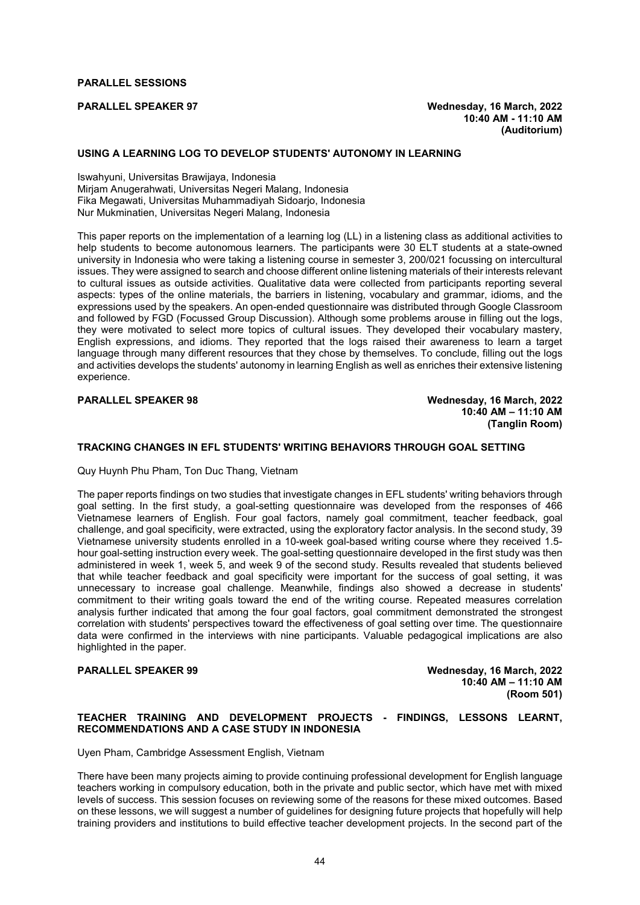**PARALLEL SESSIONS**

**PARALLEL SPEAKER 97** **Wednesday, 16 March, 2022**
**10:40 AM - 11:10 AM**
**(Auditorium)**

**USING A LEARNING LOG TO DEVELOP STUDENTS' AUTONOMY IN LEARNING**

Iswahyuni, Universitas Brawijaya, Indonesia
Mirjam Anugerahwati, Universitas Negeri Malang, Indonesia
Fika Megawati, Universitas Muhammadiyah Sidoarjo, Indonesia
Nur Mukminatien, Universitas Negeri Malang, Indonesia

This paper reports on the implementation of a learning log (LL) in a listening class as additional activities to help students to become autonomous learners. The participants were 30 ELT students at a state-owned university in Indonesia who were taking a listening course in semester 3, 200/021 focussing on intercultural issues. They were assigned to search and choose different online listening materials of their interests relevant to cultural issues as outside activities. Qualitative data were collected from participants reporting several aspects: types of the online materials, the barriers in listening, vocabulary and grammar, idioms, and the expressions used by the speakers. An open-ended questionnaire was distributed through Google Classroom and followed by FGD (Focussed Group Discussion). Although some problems arouse in filling out the logs, they were motivated to select more topics of cultural issues. They developed their vocabulary mastery, English expressions, and idioms. They reported that the logs raised their awareness to learn a target language through many different resources that they chose by themselves. To conclude, filling out the logs and activities develops the students' autonomy in learning English as well as enriches their extensive listening experience.

**PARALLEL SPEAKER 98** **Wednesday, 16 March, 2022**
**10:40 AM – 11:10 AM**
**(Tanglin Room)**

**TRACKING CHANGES IN EFL STUDENTS' WRITING BEHAVIORS THROUGH GOAL SETTING**

Quy Huynh Phu Pham, Ton Duc Thang, Vietnam

The paper reports findings on two studies that investigate changes in EFL students' writing behaviors through goal setting. In the first study, a goal-setting questionnaire was developed from the responses of 466 Vietnamese learners of English. Four goal factors, namely goal commitment, teacher feedback, goal challenge, and goal specificity, were extracted, using the exploratory factor analysis. In the second study, 39 Vietnamese university students enrolled in a 10-week goal-based writing course where they received 1.5-hour goal-setting instruction every week. The goal-setting questionnaire developed in the first study was then administered in week 1, week 5, and week 9 of the second study. Results revealed that students believed that while teacher feedback and goal specificity were important for the success of goal setting, it was unnecessary to increase goal challenge. Meanwhile, findings also showed a decrease in students' commitment to their writing goals toward the end of the writing course. Repeated measures correlation analysis further indicated that among the four goal factors, goal commitment demonstrated the strongest correlation with students' perspectives toward the effectiveness of goal setting over time. The questionnaire data were confirmed in the interviews with nine participants. Valuable pedagogical implications are also highlighted in the paper.

**PARALLEL SPEAKER 99** **Wednesday, 16 March, 2022**
**10:40 AM – 11:10 AM**
**(Room 501)**

**TEACHER TRAINING AND DEVELOPMENT PROJECTS - FINDINGS, LESSONS LEARNT, RECOMMENDATIONS AND A CASE STUDY IN INDONESIA**

Uyen Pham, Cambridge Assessment English, Vietnam

There have been many projects aiming to provide continuing professional development for English language teachers working in compulsory education, both in the private and public sector, which have met with mixed levels of success. This session focuses on reviewing some of the reasons for these mixed outcomes. Based on these lessons, we will suggest a number of guidelines for designing future projects that hopefully will help training providers and institutions to build effective teacher development projects. In the second part of the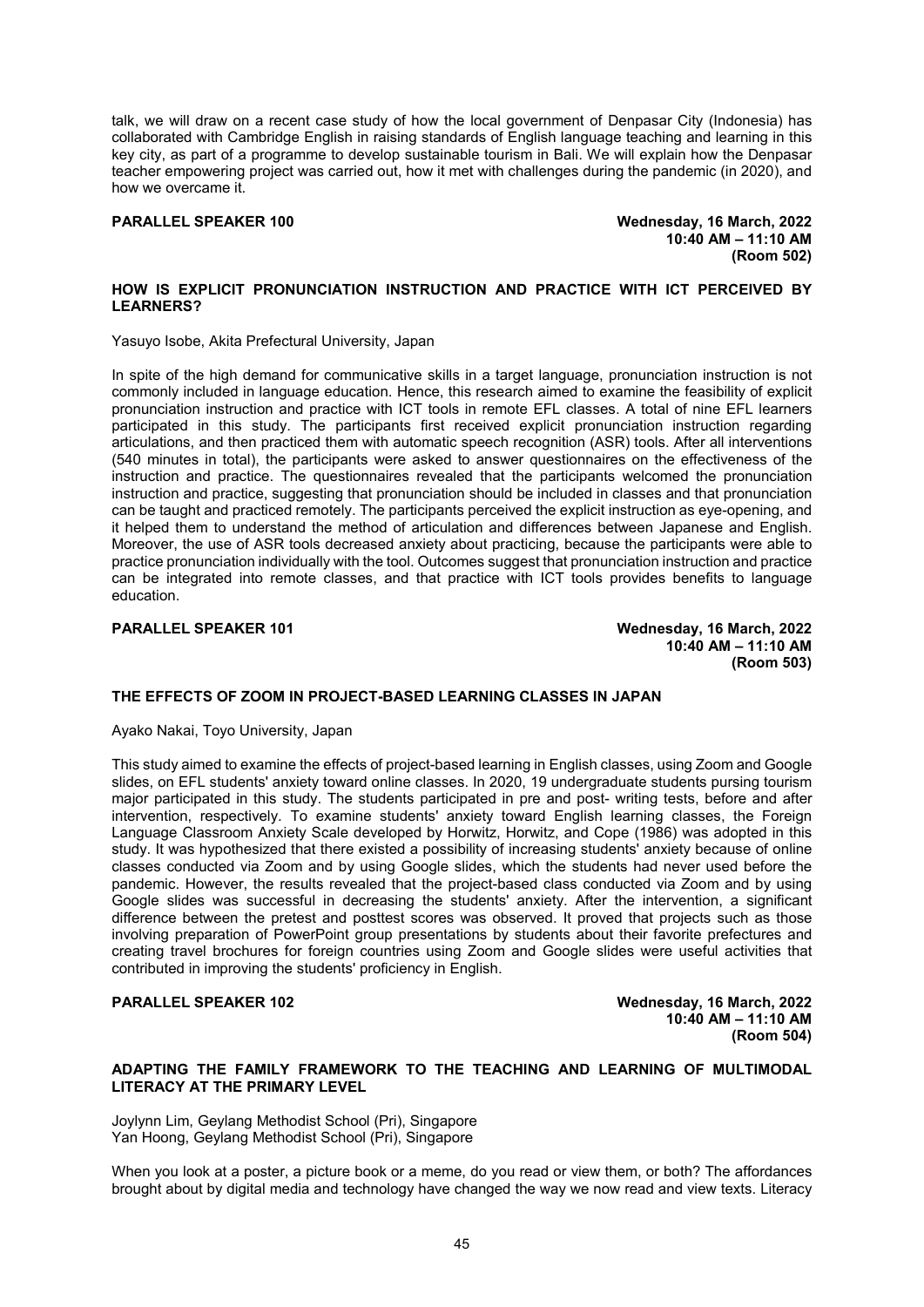talk, we will draw on a recent case study of how the local government of Denpasar City (Indonesia) has collaborated with Cambridge English in raising standards of English language teaching and learning in this key city, as part of a programme to develop sustainable tourism in Bali. We will explain how the Denpasar teacher empowering project was carried out, how it met with challenges during the pandemic (in 2020), and how we overcame it.

**PARALLEL SPEAKER 100** **Wednesday, 16 March, 2022**
**10:40 AM – 11:10 AM**
**(Room 502)**

**HOW IS EXPLICIT PRONUNCIATION INSTRUCTION AND PRACTICE WITH ICT PERCEIVED BY LEARNERS?**

Yasuyo Isobe, Akita Prefectural University, Japan

In spite of the high demand for communicative skills in a target language, pronunciation instruction is not commonly included in language education. Hence, this research aimed to examine the feasibility of explicit pronunciation instruction and practice with ICT tools in remote EFL classes. A total of nine EFL learners participated in this study. The participants first received explicit pronunciation instruction regarding articulations, and then practiced them with automatic speech recognition (ASR) tools. After all interventions (540 minutes in total), the participants were asked to answer questionnaires on the effectiveness of the instruction and practice. The questionnaires revealed that the participants welcomed the pronunciation instruction and practice, suggesting that pronunciation should be included in classes and that pronunciation can be taught and practiced remotely. The participants perceived the explicit instruction as eye-opening, and it helped them to understand the method of articulation and differences between Japanese and English. Moreover, the use of ASR tools decreased anxiety about practicing, because the participants were able to practice pronunciation individually with the tool. Outcomes suggest that pronunciation instruction and practice can be integrated into remote classes, and that practice with ICT tools provides benefits to language education.

**PARALLEL SPEAKER 101** **Wednesday, 16 March, 2022**
**10:40 AM – 11:10 AM**
**(Room 503)**

**THE EFFECTS OF ZOOM IN PROJECT-BASED LEARNING CLASSES IN JAPAN**

Ayako Nakai, Toyo University, Japan

This study aimed to examine the effects of project-based learning in English classes, using Zoom and Google slides, on EFL students' anxiety toward online classes. In 2020, 19 undergraduate students pursing tourism major participated in this study. The students participated in pre and post- writing tests, before and after intervention, respectively. To examine students' anxiety toward English learning classes, the Foreign Language Classroom Anxiety Scale developed by Horwitz, Horwitz, and Cope (1986) was adopted in this study. It was hypothesized that there existed a possibility of increasing students' anxiety because of online classes conducted via Zoom and by using Google slides, which the students had never used before the pandemic. However, the results revealed that the project-based class conducted via Zoom and by using Google slides was successful in decreasing the students' anxiety. After the intervention, a significant difference between the pretest and posttest scores was observed. It proved that projects such as those involving preparation of PowerPoint group presentations by students about their favorite prefectures and creating travel brochures for foreign countries using Zoom and Google slides were useful activities that contributed in improving the students' proficiency in English.

**PARALLEL SPEAKER 102** **Wednesday, 16 March, 2022**
**10:40 AM – 11:10 AM**
**(Room 504)**

**ADAPTING THE FAMILY FRAMEWORK TO THE TEACHING AND LEARNING OF MULTIMODAL LITERACY AT THE PRIMARY LEVEL**

Joylynn Lim, Geylang Methodist School (Pri), Singapore
Yan Hoong, Geylang Methodist School (Pri), Singapore

When you look at a poster, a picture book or a meme, do you read or view them, or both? The affordances brought about by digital media and technology have changed the way we now read and view texts. Literacy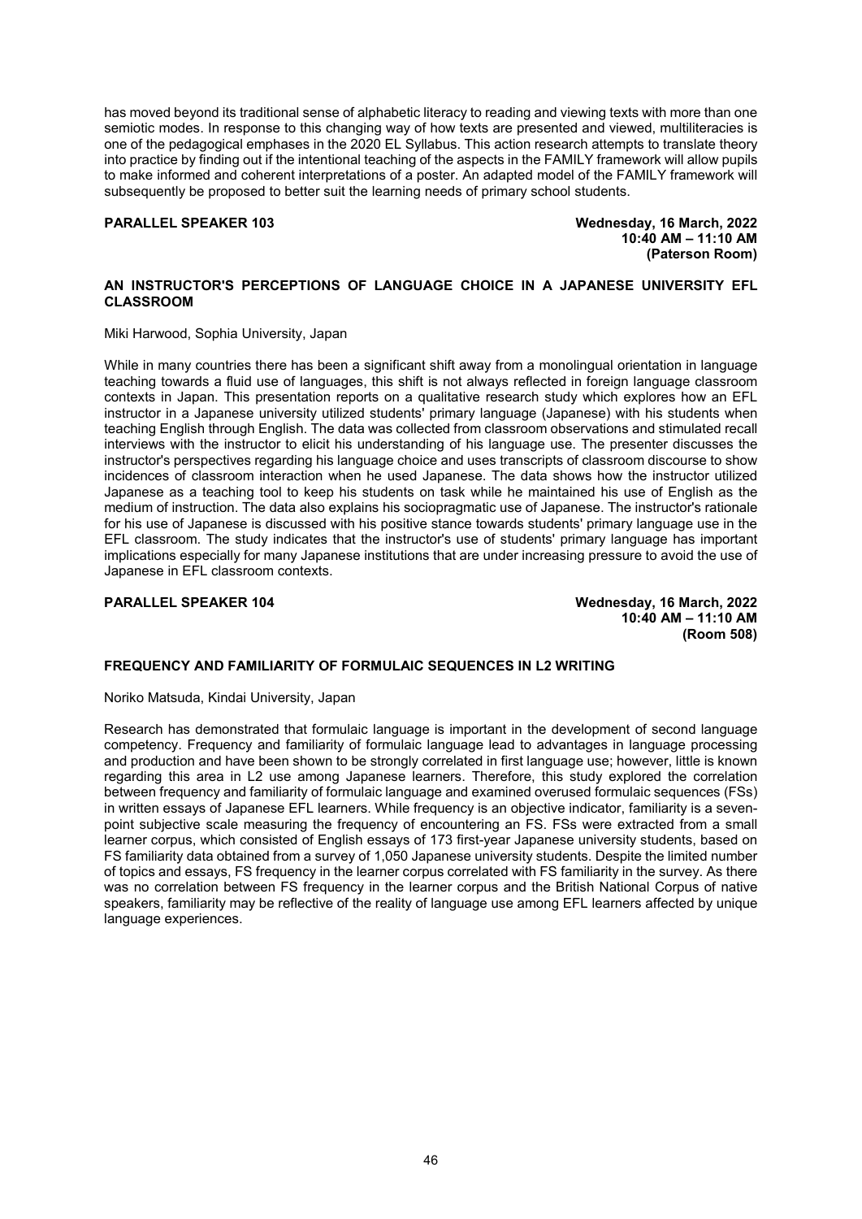has moved beyond its traditional sense of alphabetic literacy to reading and viewing texts with more than one semiotic modes. In response to this changing way of how texts are presented and viewed, multiliteracies is one of the pedagogical emphases in the 2020 EL Syllabus. This action research attempts to translate theory into practice by finding out if the intentional teaching of the aspects in the FAMILY framework will allow pupils to make informed and coherent interpretations of a poster. An adapted model of the FAMILY framework will subsequently be proposed to better suit the learning needs of primary school students.

**PARALLEL SPEAKER 103** — **Wednesday, 16 March, 2022**
**10:40 AM – 11:10 AM**
**(Paterson Room)**

### AN INSTRUCTOR'S PERCEPTIONS OF LANGUAGE CHOICE IN A JAPANESE UNIVERSITY EFL CLASSROOM

Miki Harwood, Sophia University, Japan

While in many countries there has been a significant shift away from a monolingual orientation in language teaching towards a fluid use of languages, this shift is not always reflected in foreign language classroom contexts in Japan. This presentation reports on a qualitative research study which explores how an EFL instructor in a Japanese university utilized students' primary language (Japanese) with his students when teaching English through English. The data was collected from classroom observations and stimulated recall interviews with the instructor to elicit his understanding of his language use. The presenter discusses the instructor's perspectives regarding his language choice and uses transcripts of classroom discourse to show incidences of classroom interaction when he used Japanese. The data shows how the instructor utilized Japanese as a teaching tool to keep his students on task while he maintained his use of English as the medium of instruction. The data also explains his sociopragmatic use of Japanese. The instructor's rationale for his use of Japanese is discussed with his positive stance towards students' primary language use in the EFL classroom. The study indicates that the instructor's use of students' primary language has important implications especially for many Japanese institutions that are under increasing pressure to avoid the use of Japanese in EFL classroom contexts.

**PARALLEL SPEAKER 104** — **Wednesday, 16 March, 2022**
**10:40 AM – 11:10 AM**
**(Room 508)**

### FREQUENCY AND FAMILIARITY OF FORMULAIC SEQUENCES IN L2 WRITING

Noriko Matsuda, Kindai University, Japan

Research has demonstrated that formulaic language is important in the development of second language competency. Frequency and familiarity of formulaic language lead to advantages in language processing and production and have been shown to be strongly correlated in first language use; however, little is known regarding this area in L2 use among Japanese learners. Therefore, this study explored the correlation between frequency and familiarity of formulaic language and examined overused formulaic sequences (FSs) in written essays of Japanese EFL learners. While frequency is an objective indicator, familiarity is a seven-point subjective scale measuring the frequency of encountering an FS. FSs were extracted from a small learner corpus, which consisted of English essays of 173 first-year Japanese university students, based on FS familiarity data obtained from a survey of 1,050 Japanese university students. Despite the limited number of topics and essays, FS frequency in the learner corpus correlated with FS familiarity in the survey. As there was no correlation between FS frequency in the learner corpus and the British National Corpus of native speakers, familiarity may be reflective of the reality of language use among EFL learners affected by unique language experiences.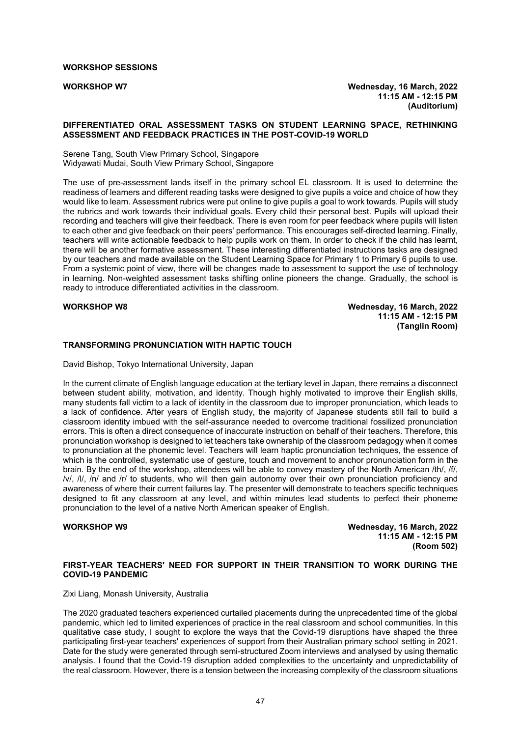## WORKSHOP SESSIONS

**WORKSHOP W7**

**Wednesday, 16 March, 2022**
**11:15 AM - 12:15 PM**
**(Auditorium)**

### DIFFERENTIATED ORAL ASSESSMENT TASKS ON STUDENT LEARNING SPACE, RETHINKING ASSESSMENT AND FEEDBACK PRACTICES IN THE POST-COVID-19 WORLD

Serene Tang, South View Primary School, Singapore
Widyawati Mudai, South View Primary School, Singapore

The use of pre-assessment lands itself in the primary school EL classroom. It is used to determine the readiness of learners and different reading tasks were designed to give pupils a voice and choice of how they would like to learn. Assessment rubrics were put online to give pupils a goal to work towards. Pupils will study the rubrics and work towards their individual goals. Every child their personal best. Pupils will upload their recording and teachers will give their feedback. There is even room for peer feedback where pupils will listen to each other and give feedback on their peers' performance. This encourages self-directed learning. Finally, teachers will write actionable feedback to help pupils work on them. In order to check if the child has learnt, there will be another formative assessment. These interesting differentiated instructions tasks are designed by our teachers and made available on the Student Learning Space for Primary 1 to Primary 6 pupils to use. From a systemic point of view, there will be changes made to assessment to support the use of technology in learning. Non-weighted assessment tasks shifting online pioneers the change. Gradually, the school is ready to introduce differentiated activities in the classroom.

**WORKSHOP W8**

**Wednesday, 16 March, 2022**
**11:15 AM - 12:15 PM**
**(Tanglin Room)**

### TRANSFORMING PRONUNCIATION WITH HAPTIC TOUCH

David Bishop, Tokyo International University, Japan

In the current climate of English language education at the tertiary level in Japan, there remains a disconnect between student ability, motivation, and identity. Though highly motivated to improve their English skills, many students fall victim to a lack of identity in the classroom due to improper pronunciation, which leads to a lack of confidence. After years of English study, the majority of Japanese students still fail to build a classroom identity imbued with the self-assurance needed to overcome traditional fossilized pronunciation errors. This is often a direct consequence of inaccurate instruction on behalf of their teachers. Therefore, this pronunciation workshop is designed to let teachers take ownership of the classroom pedagogy when it comes to pronunciation at the phonemic level. Teachers will learn haptic pronunciation techniques, the essence of which is the controlled, systematic use of gesture, touch and movement to anchor pronunciation form in the brain. By the end of the workshop, attendees will be able to convey mastery of the North American /th/, /f/, /v/, /l/, /n/ and /r/ to students, who will then gain autonomy over their own pronunciation proficiency and awareness of where their current failures lay. The presenter will demonstrate to teachers specific techniques designed to fit any classroom at any level, and within minutes lead students to perfect their phoneme pronunciation to the level of a native North American speaker of English.

**WORKSHOP W9**

**Wednesday, 16 March, 2022**
**11:15 AM - 12:15 PM**
**(Room 502)**

### FIRST-YEAR TEACHERS' NEED FOR SUPPORT IN THEIR TRANSITION TO WORK DURING THE COVID-19 PANDEMIC

Zixi Liang, Monash University, Australia

The 2020 graduated teachers experienced curtailed placements during the unprecedented time of the global pandemic, which led to limited experiences of practice in the real classroom and school communities. In this qualitative case study, I sought to explore the ways that the Covid-19 disruptions have shaped the three participating first-year teachers' experiences of support from their Australian primary school setting in 2021. Date for the study were generated through semi-structured Zoom interviews and analysed by using thematic analysis. I found that the Covid-19 disruption added complexities to the uncertainty and unpredictability of the real classroom. However, there is a tension between the increasing complexity of the classroom situations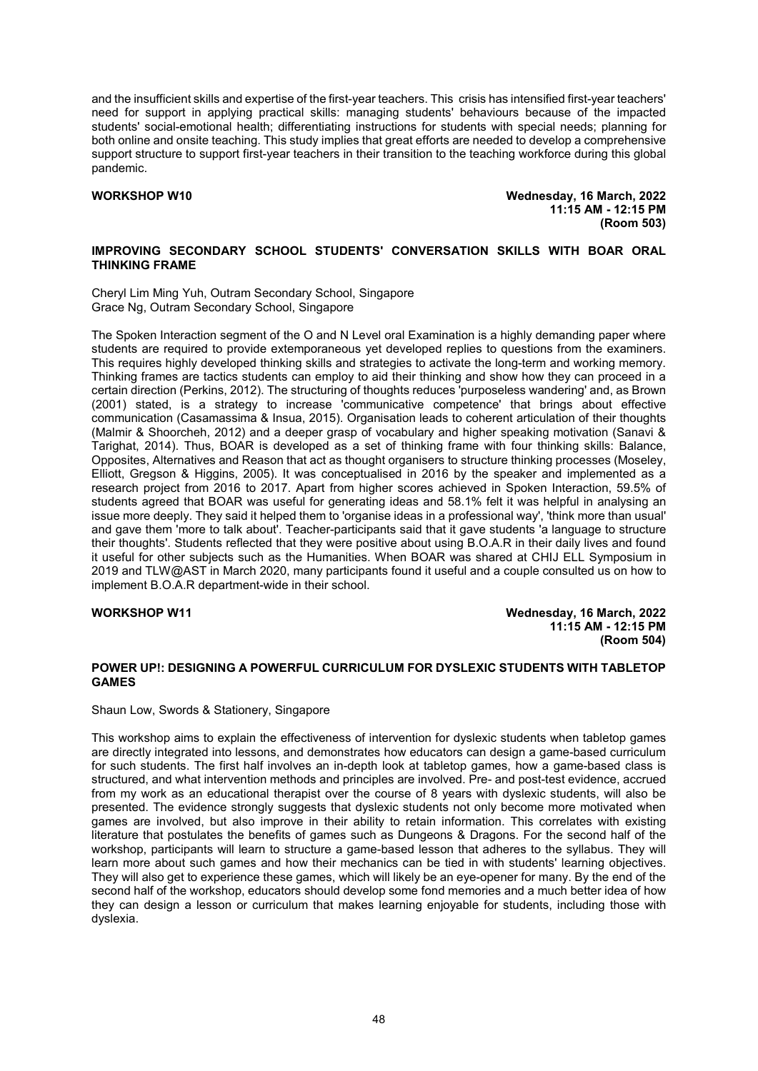and the insufficient skills and expertise of the first-year teachers. This crisis has intensified first-year teachers' need for support in applying practical skills: managing students' behaviours because of the impacted students' social-emotional health; differentiating instructions for students with special needs; planning for both online and onsite teaching. This study implies that great efforts are needed to develop a comprehensive support structure to support first-year teachers in their transition to the teaching workforce during this global pandemic.

**WORKSHOP W10** **Wednesday, 16 March, 2022**
**11:15 AM - 12:15 PM**
**(Room 503)**

### IMPROVING SECONDARY SCHOOL STUDENTS' CONVERSATION SKILLS WITH BOAR ORAL THINKING FRAME

Cheryl Lim Ming Yuh, Outram Secondary School, Singapore
Grace Ng, Outram Secondary School, Singapore

The Spoken Interaction segment of the O and N Level oral Examination is a highly demanding paper where students are required to provide extemporaneous yet developed replies to questions from the examiners. This requires highly developed thinking skills and strategies to activate the long-term and working memory. Thinking frames are tactics students can employ to aid their thinking and show how they can proceed in a certain direction (Perkins, 2012). The structuring of thoughts reduces 'purposeless wandering' and, as Brown (2001) stated, is a strategy to increase 'communicative competence' that brings about effective communication (Casamassima & Insua, 2015). Organisation leads to coherent articulation of their thoughts (Malmir & Shoorcheh, 2012) and a deeper grasp of vocabulary and higher speaking motivation (Sanavi & Tarighat, 2014). Thus, BOAR is developed as a set of thinking frame with four thinking skills: Balance, Opposites, Alternatives and Reason that act as thought organisers to structure thinking processes (Moseley, Elliott, Gregson & Higgins, 2005). It was conceptualised in 2016 by the speaker and implemented as a research project from 2016 to 2017. Apart from higher scores achieved in Spoken Interaction, 59.5% of students agreed that BOAR was useful for generating ideas and 58.1% felt it was helpful in analysing an issue more deeply. They said it helped them to 'organise ideas in a professional way', 'think more than usual' and gave them 'more to talk about'. Teacher-participants said that it gave students 'a language to structure their thoughts'. Students reflected that they were positive about using B.O.A.R in their daily lives and found it useful for other subjects such as the Humanities. When BOAR was shared at CHIJ ELL Symposium in 2019 and TLW@AST in March 2020, many participants found it useful and a couple consulted us on how to implement B.O.A.R department-wide in their school.

**WORKSHOP W11** **Wednesday, 16 March, 2022**
**11:15 AM - 12:15 PM**
**(Room 504)**

### POWER UP!: DESIGNING A POWERFUL CURRICULUM FOR DYSLEXIC STUDENTS WITH TABLETOP GAMES

Shaun Low, Swords & Stationery, Singapore

This workshop aims to explain the effectiveness of intervention for dyslexic students when tabletop games are directly integrated into lessons, and demonstrates how educators can design a game-based curriculum for such students. The first half involves an in-depth look at tabletop games, how a game-based class is structured, and what intervention methods and principles are involved. Pre- and post-test evidence, accrued from my work as an educational therapist over the course of 8 years with dyslexic students, will also be presented. The evidence strongly suggests that dyslexic students not only become more motivated when games are involved, but also improve in their ability to retain information. This correlates with existing literature that postulates the benefits of games such as Dungeons & Dragons. For the second half of the workshop, participants will learn to structure a game-based lesson that adheres to the syllabus. They will learn more about such games and how their mechanics can be tied in with students' learning objectives. They will also get to experience these games, which will likely be an eye-opener for many. By the end of the second half of the workshop, educators should develop some fond memories and a much better idea of how they can design a lesson or curriculum that makes learning enjoyable for students, including those with dyslexia.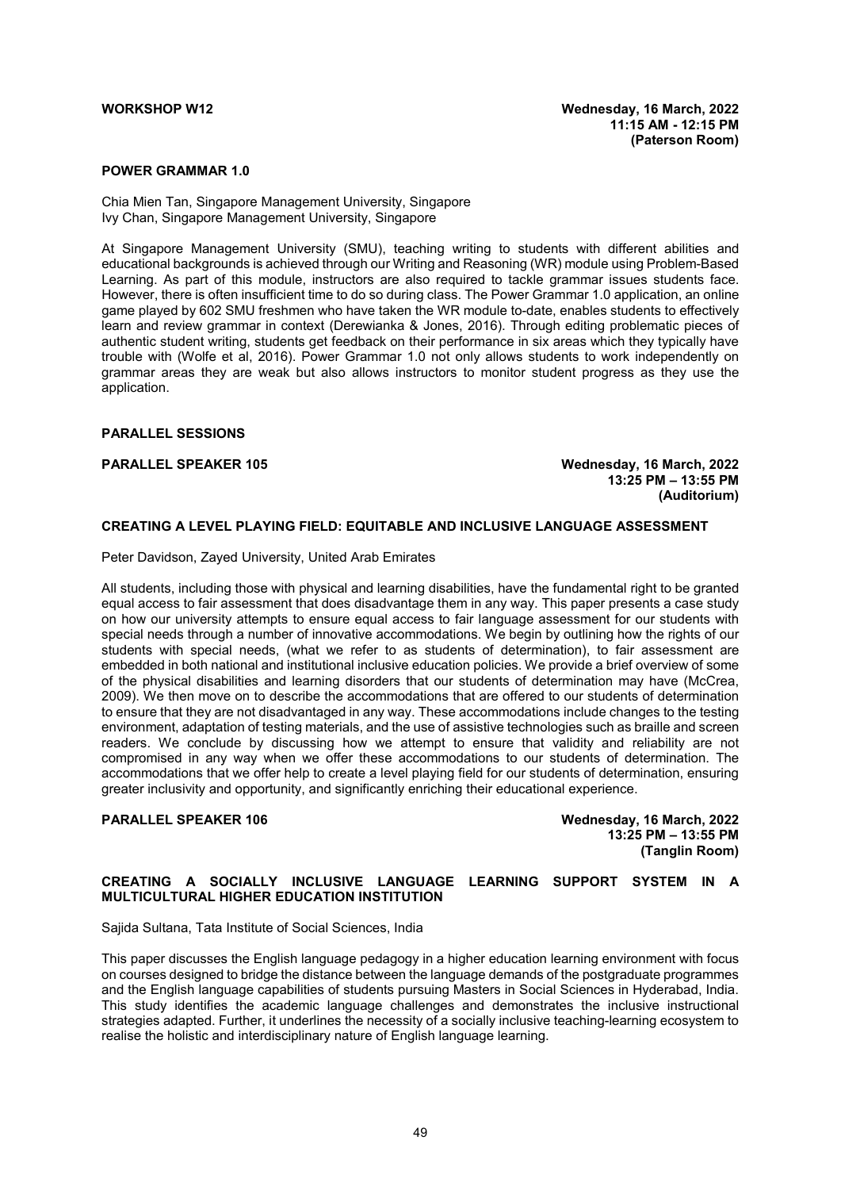**WORKSHOP W12**

**Wednesday, 16 March, 2022**
**11:15 AM - 12:15 PM**
**(Paterson Room)**

### POWER GRAMMAR 1.0

Chia Mien Tan, Singapore Management University, Singapore
Ivy Chan, Singapore Management University, Singapore

At Singapore Management University (SMU), teaching writing to students with different abilities and educational backgrounds is achieved through our Writing and Reasoning (WR) module using Problem-Based Learning. As part of this module, instructors are also required to tackle grammar issues students face. However, there is often insufficient time to do so during class. The Power Grammar 1.0 application, an online game played by 602 SMU freshmen who have taken the WR module to-date, enables students to effectively learn and review grammar in context (Derewianka & Jones, 2016). Through editing problematic pieces of authentic student writing, students get feedback on their performance in six areas which they typically have trouble with (Wolfe et al, 2016). Power Grammar 1.0 not only allows students to work independently on grammar areas they are weak but also allows instructors to monitor student progress as they use the application.

## PARALLEL SESSIONS

**PARALLEL SPEAKER 105**

**Wednesday, 16 March, 2022**
**13:25 PM – 13:55 PM**
**(Auditorium)**

### CREATING A LEVEL PLAYING FIELD: EQUITABLE AND INCLUSIVE LANGUAGE ASSESSMENT

Peter Davidson, Zayed University, United Arab Emirates

All students, including those with physical and learning disabilities, have the fundamental right to be granted equal access to fair assessment that does disadvantage them in any way. This paper presents a case study on how our university attempts to ensure equal access to fair language assessment for our students with special needs through a number of innovative accommodations. We begin by outlining how the rights of our students with special needs, (what we refer to as students of determination), to fair assessment are embedded in both national and institutional inclusive education policies. We provide a brief overview of some of the physical disabilities and learning disorders that our students of determination may have (McCrea, 2009). We then move on to describe the accommodations that are offered to our students of determination to ensure that they are not disadvantaged in any way. These accommodations include changes to the testing environment, adaptation of testing materials, and the use of assistive technologies such as braille and screen readers. We conclude by discussing how we attempt to ensure that validity and reliability are not compromised in any way when we offer these accommodations to our students of determination. The accommodations that we offer help to create a level playing field for our students of determination, ensuring greater inclusivity and opportunity, and significantly enriching their educational experience.

**PARALLEL SPEAKER 106**

**Wednesday, 16 March, 2022**
**13:25 PM – 13:55 PM**
**(Tanglin Room)**

### CREATING A SOCIALLY INCLUSIVE LANGUAGE LEARNING SUPPORT SYSTEM IN A MULTICULTURAL HIGHER EDUCATION INSTITUTION

Sajida Sultana, Tata Institute of Social Sciences, India

This paper discusses the English language pedagogy in a higher education learning environment with focus on courses designed to bridge the distance between the language demands of the postgraduate programmes and the English language capabilities of students pursuing Masters in Social Sciences in Hyderabad, India. This study identifies the academic language challenges and demonstrates the inclusive instructional strategies adapted. Further, it underlines the necessity of a socially inclusive teaching-learning ecosystem to realise the holistic and interdisciplinary nature of English language learning.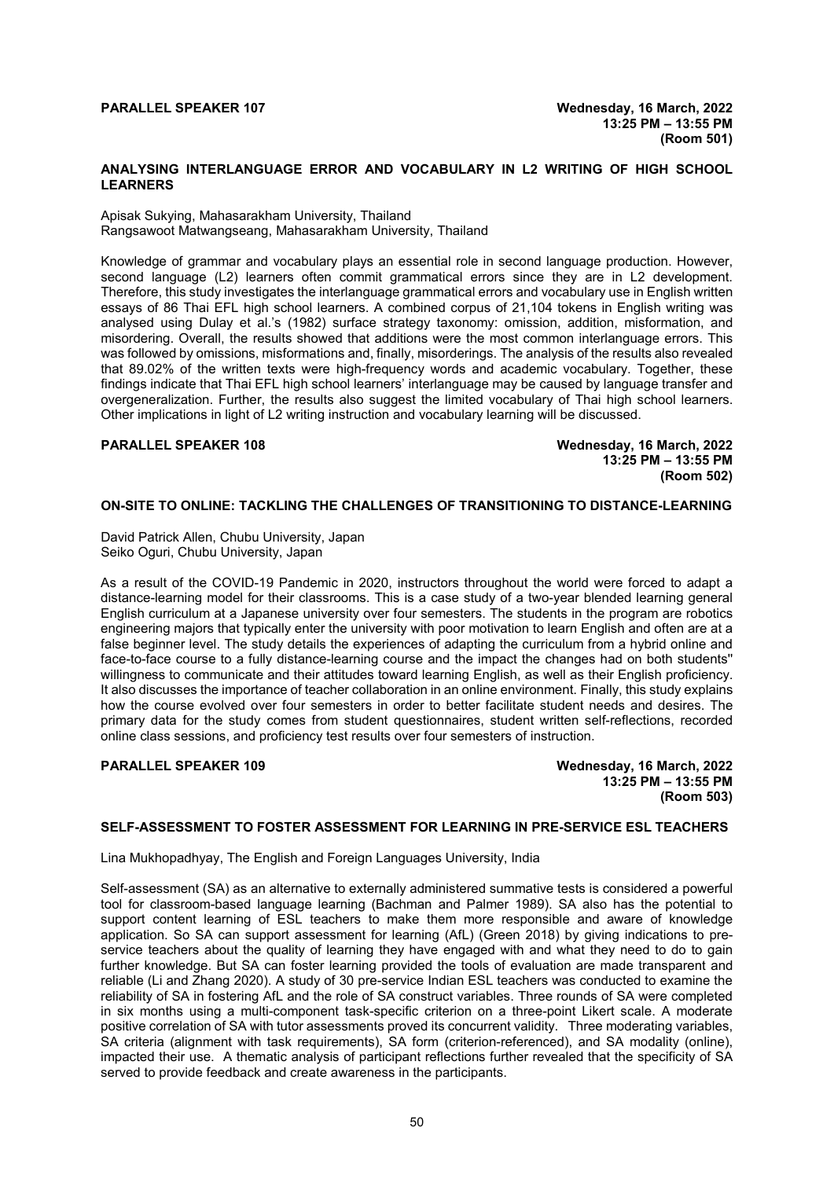**PARALLEL SPEAKER 107** **Wednesday, 16 March, 2022**
**13:25 PM – 13:55 PM**
**(Room 501)**

## ANALYSING INTERLANGUAGE ERROR AND VOCABULARY IN L2 WRITING OF HIGH SCHOOL LEARNERS

Apisak Sukying, Mahasarakham University, Thailand
Rangsawoot Matwangseang, Mahasarakham University, Thailand

Knowledge of grammar and vocabulary plays an essential role in second language production. However, second language (L2) learners often commit grammatical errors since they are in L2 development. Therefore, this study investigates the interlanguage grammatical errors and vocabulary use in English written essays of 86 Thai EFL high school learners. A combined corpus of 21,104 tokens in English writing was analysed using Dulay et al.'s (1982) surface strategy taxonomy: omission, addition, misformation, and misordering. Overall, the results showed that additions were the most common interlanguage errors. This was followed by omissions, misformations and, finally, misorderings. The analysis of the results also revealed that 89.02% of the written texts were high-frequency words and academic vocabulary. Together, these findings indicate that Thai EFL high school learners' interlanguage may be caused by language transfer and overgeneralization. Further, the results also suggest the limited vocabulary of Thai high school learners. Other implications in light of L2 writing instruction and vocabulary learning will be discussed.

**PARALLEL SPEAKER 108** **Wednesday, 16 March, 2022**
**13:25 PM – 13:55 PM**
**(Room 502)**

## ON-SITE TO ONLINE: TACKLING THE CHALLENGES OF TRANSITIONING TO DISTANCE-LEARNING

David Patrick Allen, Chubu University, Japan
Seiko Oguri, Chubu University, Japan

As a result of the COVID-19 Pandemic in 2020, instructors throughout the world were forced to adapt a distance-learning model for their classrooms. This is a case study of a two-year blended learning general English curriculum at a Japanese university over four semesters. The students in the program are robotics engineering majors that typically enter the university with poor motivation to learn English and often are at a false beginner level. The study details the experiences of adapting the curriculum from a hybrid online and face-to-face course to a fully distance-learning course and the impact the changes had on both students'' willingness to communicate and their attitudes toward learning English, as well as their English proficiency. It also discusses the importance of teacher collaboration in an online environment. Finally, this study explains how the course evolved over four semesters in order to better facilitate student needs and desires. The primary data for the study comes from student questionnaires, student written self-reflections, recorded online class sessions, and proficiency test results over four semesters of instruction.

**PARALLEL SPEAKER 109** **Wednesday, 16 March, 2022**
**13:25 PM – 13:55 PM**
**(Room 503)**

## SELF-ASSESSMENT TO FOSTER ASSESSMENT FOR LEARNING IN PRE-SERVICE ESL TEACHERS

Lina Mukhopadhyay, The English and Foreign Languages University, India

Self-assessment (SA) as an alternative to externally administered summative tests is considered a powerful tool for classroom-based language learning (Bachman and Palmer 1989). SA also has the potential to support content learning of ESL teachers to make them more responsible and aware of knowledge application. So SA can support assessment for learning (AfL) (Green 2018) by giving indications to pre-service teachers about the quality of learning they have engaged with and what they need to do to gain further knowledge. But SA can foster learning provided the tools of evaluation are made transparent and reliable (Li and Zhang 2020). A study of 30 pre-service Indian ESL teachers was conducted to examine the reliability of SA in fostering AfL and the role of SA construct variables. Three rounds of SA were completed in six months using a multi-component task-specific criterion on a three-point Likert scale. A moderate positive correlation of SA with tutor assessments proved its concurrent validity. Three moderating variables, SA criteria (alignment with task requirements), SA form (criterion-referenced), and SA modality (online), impacted their use. A thematic analysis of participant reflections further revealed that the specificity of SA served to provide feedback and create awareness in the participants.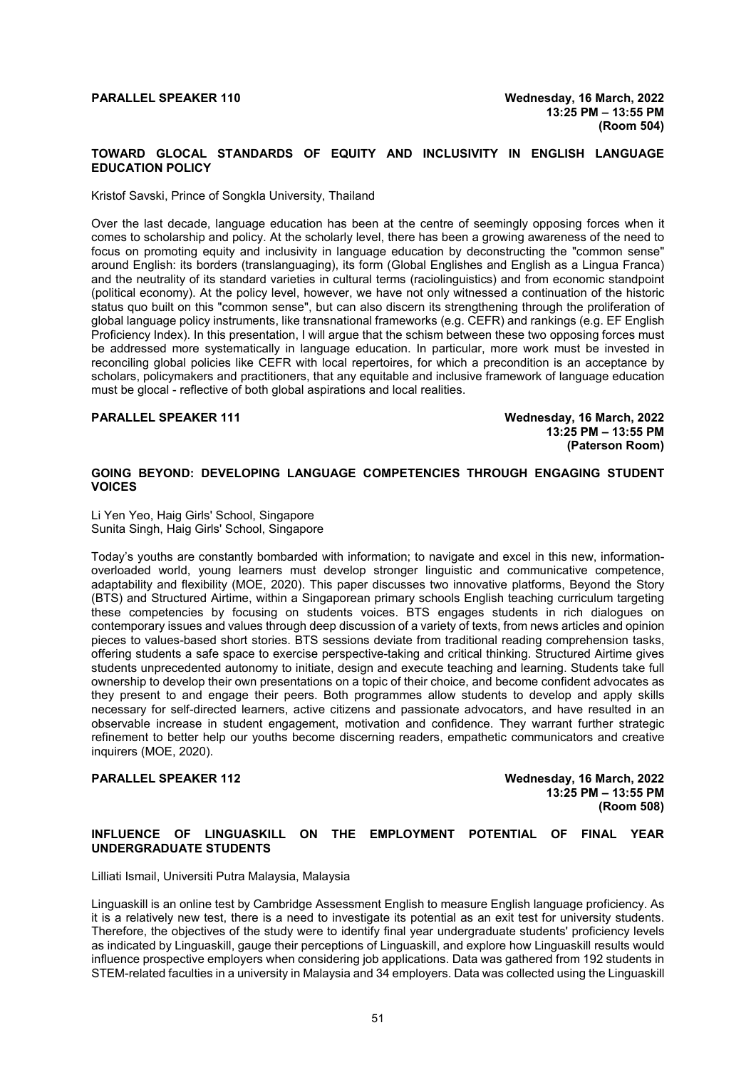**PARALLEL SPEAKER 110**

**Wednesday, 16 March, 2022**
**13:25 PM – 13:55 PM**
**(Room 504)**

## TOWARD GLOCAL STANDARDS OF EQUITY AND INCLUSIVITY IN ENGLISH LANGUAGE EDUCATION POLICY

Kristof Savski, Prince of Songkla University, Thailand

Over the last decade, language education has been at the centre of seemingly opposing forces when it comes to scholarship and policy. At the scholarly level, there has been a growing awareness of the need to focus on promoting equity and inclusivity in language education by deconstructing the "common sense" around English: its borders (translanguaging), its form (Global Englishes and English as a Lingua Franca) and the neutrality of its standard varieties in cultural terms (raciolinguistics) and from economic standpoint (political economy). At the policy level, however, we have not only witnessed a continuation of the historic status quo built on this "common sense", but can also discern its strengthening through the proliferation of global language policy instruments, like transnational frameworks (e.g. CEFR) and rankings (e.g. EF English Proficiency Index). In this presentation, I will argue that the schism between these two opposing forces must be addressed more systematically in language education. In particular, more work must be invested in reconciling global policies like CEFR with local repertoires, for which a precondition is an acceptance by scholars, policymakers and practitioners, that any equitable and inclusive framework of language education must be glocal - reflective of both global aspirations and local realities.

**PARALLEL SPEAKER 111**

**Wednesday, 16 March, 2022**
**13:25 PM – 13:55 PM**
**(Paterson Room)**

## GOING BEYOND: DEVELOPING LANGUAGE COMPETENCIES THROUGH ENGAGING STUDENT VOICES

Li Yen Yeo, Haig Girls' School, Singapore
Sunita Singh, Haig Girls' School, Singapore

Today's youths are constantly bombarded with information; to navigate and excel in this new, information-overloaded world, young learners must develop stronger linguistic and communicative competence, adaptability and flexibility (MOE, 2020). This paper discusses two innovative platforms, Beyond the Story (BTS) and Structured Airtime, within a Singaporean primary schools English teaching curriculum targeting these competencies by focusing on students voices. BTS engages students in rich dialogues on contemporary issues and values through deep discussion of a variety of texts, from news articles and opinion pieces to values-based short stories. BTS sessions deviate from traditional reading comprehension tasks, offering students a safe space to exercise perspective-taking and critical thinking. Structured Airtime gives students unprecedented autonomy to initiate, design and execute teaching and learning. Students take full ownership to develop their own presentations on a topic of their choice, and become confident advocates as they present to and engage their peers. Both programmes allow students to develop and apply skills necessary for self-directed learners, active citizens and passionate advocators, and have resulted in an observable increase in student engagement, motivation and confidence. They warrant further strategic refinement to better help our youths become discerning readers, empathetic communicators and creative inquirers (MOE, 2020).

**PARALLEL SPEAKER 112**

**Wednesday, 16 March, 2022**
**13:25 PM – 13:55 PM**
**(Room 508)**

## INFLUENCE OF LINGUASKILL ON THE EMPLOYMENT POTENTIAL OF FINAL YEAR UNDERGRADUATE STUDENTS

Lilliati Ismail, Universiti Putra Malaysia, Malaysia

Linguaskill is an online test by Cambridge Assessment English to measure English language proficiency. As it is a relatively new test, there is a need to investigate its potential as an exit test for university students. Therefore, the objectives of the study were to identify final year undergraduate students' proficiency levels as indicated by Linguaskill, gauge their perceptions of Linguaskill, and explore how Linguaskill results would influence prospective employers when considering job applications. Data was gathered from 192 students in STEM-related faculties in a university in Malaysia and 34 employers. Data was collected using the Linguaskill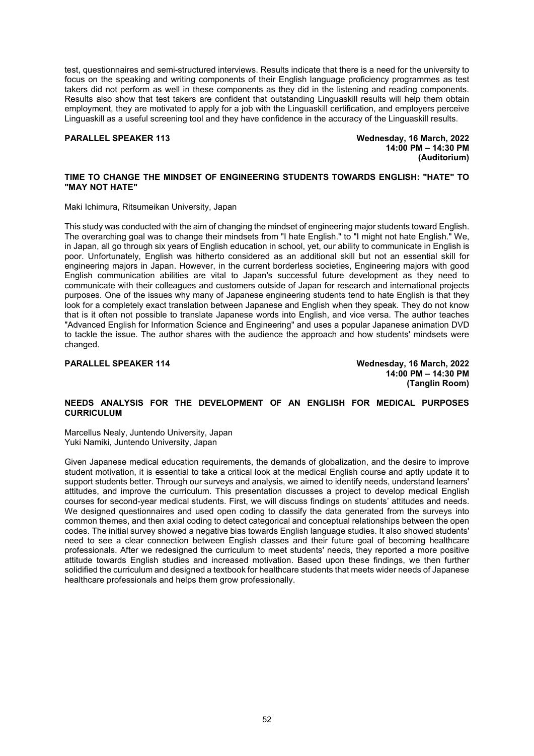test, questionnaires and semi-structured interviews. Results indicate that there is a need for the university to focus on the speaking and writing components of their English language proficiency programmes as test takers did not perform as well in these components as they did in the listening and reading components. Results also show that test takers are confident that outstanding Linguaskill results will help them obtain employment, they are motivated to apply for a job with the Linguaskill certification, and employers perceive Linguaskill as a useful screening tool and they have confidence in the accuracy of the Linguaskill results.

**PARALLEL SPEAKER 113** **Wednesday, 16 March, 2022**
**14:00 PM – 14:30 PM**
**(Auditorium)**

### TIME TO CHANGE THE MINDSET OF ENGINEERING STUDENTS TOWARDS ENGLISH: "HATE" TO "MAY NOT HATE"

Maki Ichimura, Ritsumeikan University, Japan

This study was conducted with the aim of changing the mindset of engineering major students toward English. The overarching goal was to change their mindsets from "I hate English." to "I might not hate English." We, in Japan, all go through six years of English education in school, yet, our ability to communicate in English is poor. Unfortunately, English was hitherto considered as an additional skill but not an essential skill for engineering majors in Japan. However, in the current borderless societies, Engineering majors with good English communication abilities are vital to Japan's successful future development as they need to communicate with their colleagues and customers outside of Japan for research and international projects purposes. One of the issues why many of Japanese engineering students tend to hate English is that they look for a completely exact translation between Japanese and English when they speak. They do not know that is it often not possible to translate Japanese words into English, and vice versa. The author teaches "Advanced English for Information Science and Engineering" and uses a popular Japanese animation DVD to tackle the issue. The author shares with the audience the approach and how students' mindsets were changed.

**PARALLEL SPEAKER 114** **Wednesday, 16 March, 2022**
**14:00 PM – 14:30 PM**
**(Tanglin Room)**

### NEEDS ANALYSIS FOR THE DEVELOPMENT OF AN ENGLISH FOR MEDICAL PURPOSES CURRICULUM

Marcellus Nealy, Juntendo University, Japan
Yuki Namiki, Juntendo University, Japan

Given Japanese medical education requirements, the demands of globalization, and the desire to improve student motivation, it is essential to take a critical look at the medical English course and aptly update it to support students better. Through our surveys and analysis, we aimed to identify needs, understand learners' attitudes, and improve the curriculum. This presentation discusses a project to develop medical English courses for second-year medical students. First, we will discuss findings on students' attitudes and needs. We designed questionnaires and used open coding to classify the data generated from the surveys into common themes, and then axial coding to detect categorical and conceptual relationships between the open codes. The initial survey showed a negative bias towards English language studies. It also showed students' need to see a clear connection between English classes and their future goal of becoming healthcare professionals. After we redesigned the curriculum to meet students' needs, they reported a more positive attitude towards English studies and increased motivation. Based upon these findings, we then further solidified the curriculum and designed a textbook for healthcare students that meets wider needs of Japanese healthcare professionals and helps them grow professionally.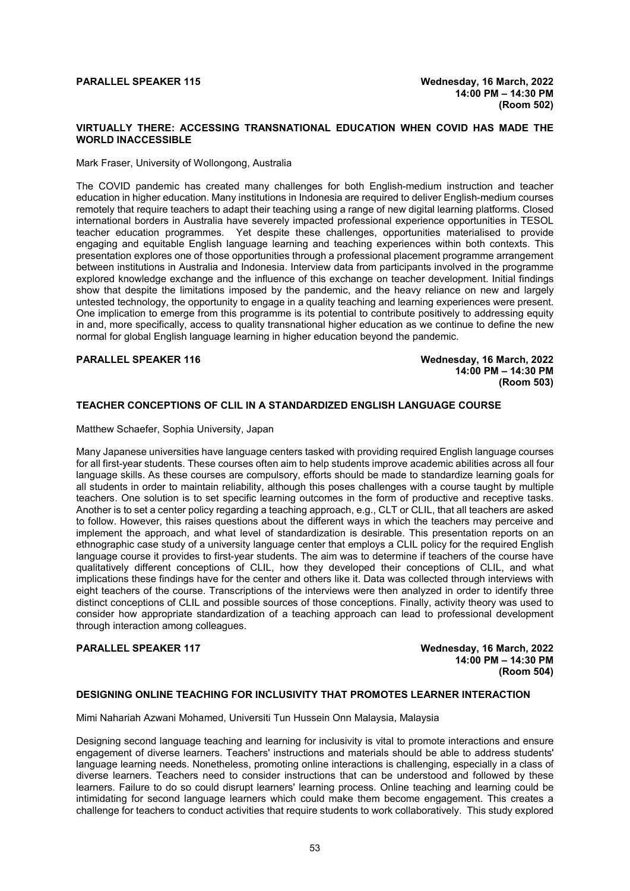**PARALLEL SPEAKER 115** — **Wednesday, 16 March, 2022**
**14:00 PM – 14:30 PM**
**(Room 502)**

### VIRTUALLY THERE: ACCESSING TRANSNATIONAL EDUCATION WHEN COVID HAS MADE THE WORLD INACCESSIBLE

Mark Fraser, University of Wollongong, Australia

The COVID pandemic has created many challenges for both English-medium instruction and teacher education in higher education. Many institutions in Indonesia are required to deliver English-medium courses remotely that require teachers to adapt their teaching using a range of new digital learning platforms. Closed international borders in Australia have severely impacted professional experience opportunities in TESOL teacher education programmes. Yet despite these challenges, opportunities materialised to provide engaging and equitable English language learning and teaching experiences within both contexts. This presentation explores one of those opportunities through a professional placement programme arrangement between institutions in Australia and Indonesia. Interview data from participants involved in the programme explored knowledge exchange and the influence of this exchange on teacher development. Initial findings show that despite the limitations imposed by the pandemic, and the heavy reliance on new and largely untested technology, the opportunity to engage in a quality teaching and learning experiences were present. One implication to emerge from this programme is its potential to contribute positively to addressing equity in and, more specifically, access to quality transnational higher education as we continue to define the new normal for global English language learning in higher education beyond the pandemic.

**PARALLEL SPEAKER 116** — **Wednesday, 16 March, 2022**
**14:00 PM – 14:30 PM**
**(Room 503)**

### TEACHER CONCEPTIONS OF CLIL IN A STANDARDIZED ENGLISH LANGUAGE COURSE

Matthew Schaefer, Sophia University, Japan

Many Japanese universities have language centers tasked with providing required English language courses for all first-year students. These courses often aim to help students improve academic abilities across all four language skills. As these courses are compulsory, efforts should be made to standardize learning goals for all students in order to maintain reliability, although this poses challenges with a course taught by multiple teachers. One solution is to set specific learning outcomes in the form of productive and receptive tasks. Another is to set a center policy regarding a teaching approach, e.g., CLT or CLIL, that all teachers are asked to follow. However, this raises questions about the different ways in which the teachers may perceive and implement the approach, and what level of standardization is desirable. This presentation reports on an ethnographic case study of a university language center that employs a CLIL policy for the required English language course it provides to first-year students. The aim was to determine if teachers of the course have qualitatively different conceptions of CLIL, how they developed their conceptions of CLIL, and what implications these findings have for the center and others like it. Data was collected through interviews with eight teachers of the course. Transcriptions of the interviews were then analyzed in order to identify three distinct conceptions of CLIL and possible sources of those conceptions. Finally, activity theory was used to consider how appropriate standardization of a teaching approach can lead to professional development through interaction among colleagues.

**PARALLEL SPEAKER 117** — **Wednesday, 16 March, 2022**
**14:00 PM – 14:30 PM**
**(Room 504)**

### DESIGNING ONLINE TEACHING FOR INCLUSIVITY THAT PROMOTES LEARNER INTERACTION

Mimi Nahariah Azwani Mohamed, Universiti Tun Hussein Onn Malaysia, Malaysia

Designing second language teaching and learning for inclusivity is vital to promote interactions and ensure engagement of diverse learners. Teachers' instructions and materials should be able to address students' language learning needs. Nonetheless, promoting online interactions is challenging, especially in a class of diverse learners. Teachers need to consider instructions that can be understood and followed by these learners. Failure to do so could disrupt learners' learning process. Online teaching and learning could be intimidating for second language learners which could make them become engagement. This creates a challenge for teachers to conduct activities that require students to work collaboratively. This study explored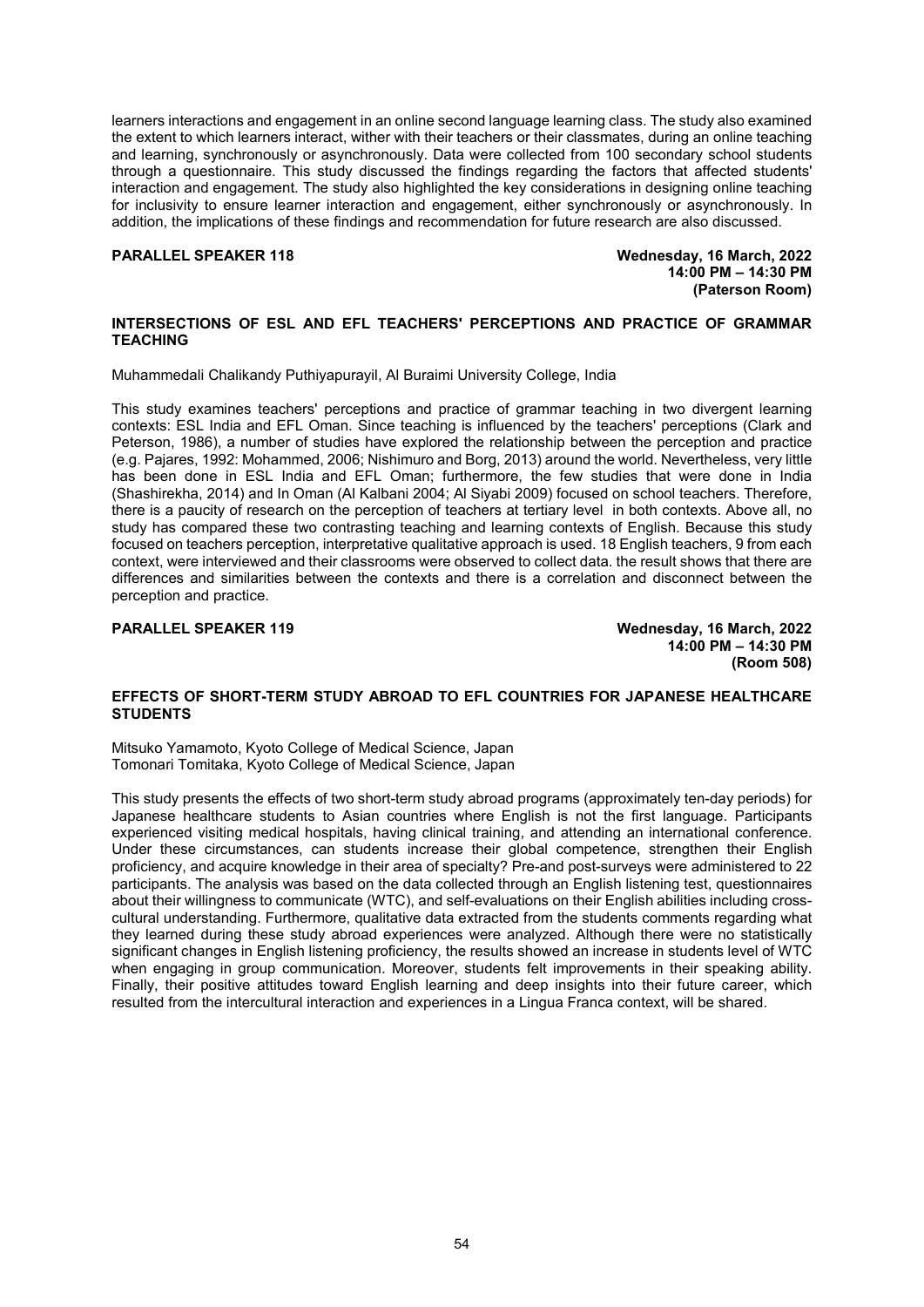learners interactions and engagement in an online second language learning class. The study also examined the extent to which learners interact, wither with their teachers or their classmates, during an online teaching and learning, synchronously or asynchronously. Data were collected from 100 secondary school students through a questionnaire. This study discussed the findings regarding the factors that affected students' interaction and engagement. The study also highlighted the key considerations in designing online teaching for inclusivity to ensure learner interaction and engagement, either synchronously or asynchronously. In addition, the implications of these findings and recommendation for future research are also discussed.

**PARALLEL SPEAKER 118**

**Wednesday, 16 March, 2022**
**14:00 PM – 14:30 PM**
**(Paterson Room)**

### INTERSECTIONS OF ESL AND EFL TEACHERS' PERCEPTIONS AND PRACTICE OF GRAMMAR TEACHING

Muhammedali Chalikandy Puthiyapurayil, Al Buraimi University College, India

This study examines teachers' perceptions and practice of grammar teaching in two divergent learning contexts: ESL India and EFL Oman. Since teaching is influenced by the teachers' perceptions (Clark and Peterson, 1986), a number of studies have explored the relationship between the perception and practice (e.g. Pajares, 1992: Mohammed, 2006; Nishimuro and Borg, 2013) around the world. Nevertheless, very little has been done in ESL India and EFL Oman; furthermore, the few studies that were done in India (Shashirekha, 2014) and In Oman (Al Kalbani 2004; Al Siyabi 2009) focused on school teachers. Therefore, there is a paucity of research on the perception of teachers at tertiary level in both contexts. Above all, no study has compared these two contrasting teaching and learning contexts of English. Because this study focused on teachers perception, interpretative qualitative approach is used. 18 English teachers, 9 from each context, were interviewed and their classrooms were observed to collect data. the result shows that there are differences and similarities between the contexts and there is a correlation and disconnect between the perception and practice.

**PARALLEL SPEAKER 119**

**Wednesday, 16 March, 2022**
**14:00 PM – 14:30 PM**
**(Room 508)**

### EFFECTS OF SHORT-TERM STUDY ABROAD TO EFL COUNTRIES FOR JAPANESE HEALTHCARE STUDENTS

Mitsuko Yamamoto, Kyoto College of Medical Science, Japan
Tomonari Tomitaka, Kyoto College of Medical Science, Japan

This study presents the effects of two short-term study abroad programs (approximately ten-day periods) for Japanese healthcare students to Asian countries where English is not the first language. Participants experienced visiting medical hospitals, having clinical training, and attending an international conference. Under these circumstances, can students increase their global competence, strengthen their English proficiency, and acquire knowledge in their area of specialty? Pre-and post-surveys were administered to 22 participants. The analysis was based on the data collected through an English listening test, questionnaires about their willingness to communicate (WTC), and self-evaluations on their English abilities including cross-cultural understanding. Furthermore, qualitative data extracted from the students comments regarding what they learned during these study abroad experiences were analyzed. Although there were no statistically significant changes in English listening proficiency, the results showed an increase in students level of WTC when engaging in group communication. Moreover, students felt improvements in their speaking ability. Finally, their positive attitudes toward English learning and deep insights into their future career, which resulted from the intercultural interaction and experiences in a Lingua Franca context, will be shared.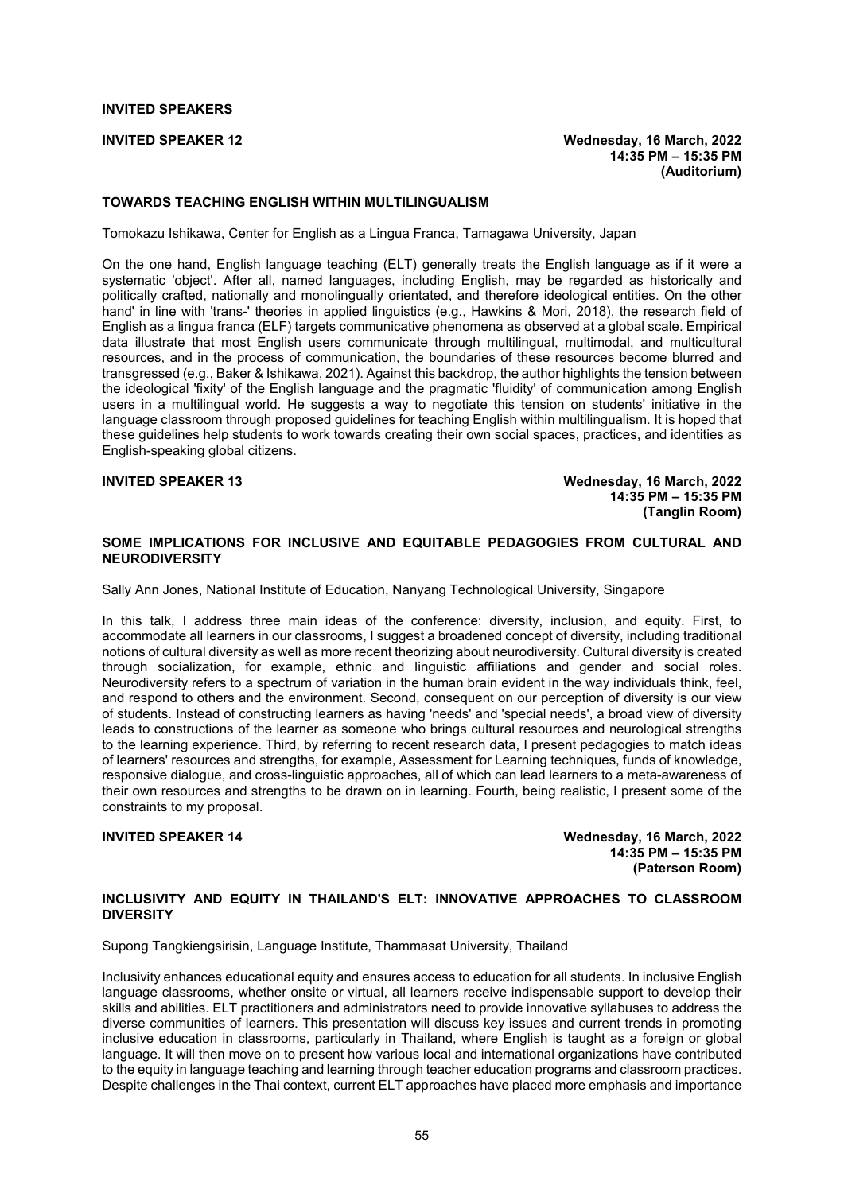## INVITED SPEAKERS

**INVITED SPEAKER 12**

**Wednesday, 16 March, 2022**
**14:35 PM – 15:35 PM**
**(Auditorium)**

### TOWARDS TEACHING ENGLISH WITHIN MULTILINGUALISM

Tomokazu Ishikawa, Center for English as a Lingua Franca, Tamagawa University, Japan

On the one hand, English language teaching (ELT) generally treats the English language as if it were a systematic 'object'. After all, named languages, including English, may be regarded as historically and politically crafted, nationally and monolingually orientated, and therefore ideological entities. On the other hand' in line with 'trans-' theories in applied linguistics (e.g., Hawkins & Mori, 2018), the research field of English as a lingua franca (ELF) targets communicative phenomena as observed at a global scale. Empirical data illustrate that most English users communicate through multilingual, multimodal, and multicultural resources, and in the process of communication, the boundaries of these resources become blurred and transgressed (e.g., Baker & Ishikawa, 2021). Against this backdrop, the author highlights the tension between the ideological 'fixity' of the English language and the pragmatic 'fluidity' of communication among English users in a multilingual world. He suggests a way to negotiate this tension on students' initiative in the language classroom through proposed guidelines for teaching English within multilingualism. It is hoped that these guidelines help students to work towards creating their own social spaces, practices, and identities as English-speaking global citizens.

**INVITED SPEAKER 13**

**Wednesday, 16 March, 2022**
**14:35 PM – 15:35 PM**
**(Tanglin Room)**

### SOME IMPLICATIONS FOR INCLUSIVE AND EQUITABLE PEDAGOGIES FROM CULTURAL AND NEURODIVERSITY

Sally Ann Jones, National Institute of Education, Nanyang Technological University, Singapore

In this talk, I address three main ideas of the conference: diversity, inclusion, and equity. First, to accommodate all learners in our classrooms, I suggest a broadened concept of diversity, including traditional notions of cultural diversity as well as more recent theorizing about neurodiversity. Cultural diversity is created through socialization, for example, ethnic and linguistic affiliations and gender and social roles. Neurodiversity refers to a spectrum of variation in the human brain evident in the way individuals think, feel, and respond to others and the environment. Second, consequent on our perception of diversity is our view of students. Instead of constructing learners as having 'needs' and 'special needs', a broad view of diversity leads to constructions of the learner as someone who brings cultural resources and neurological strengths to the learning experience. Third, by referring to recent research data, I present pedagogies to match ideas of learners' resources and strengths, for example, Assessment for Learning techniques, funds of knowledge, responsive dialogue, and cross-linguistic approaches, all of which can lead learners to a meta-awareness of their own resources and strengths to be drawn on in learning. Fourth, being realistic, I present some of the constraints to my proposal.

**INVITED SPEAKER 14**

**Wednesday, 16 March, 2022**
**14:35 PM – 15:35 PM**
**(Paterson Room)**

### INCLUSIVITY AND EQUITY IN THAILAND'S ELT: INNOVATIVE APPROACHES TO CLASSROOM DIVERSITY

Supong Tangkiengsirisin, Language Institute, Thammasat University, Thailand

Inclusivity enhances educational equity and ensures access to education for all students. In inclusive English language classrooms, whether onsite or virtual, all learners receive indispensable support to develop their skills and abilities. ELT practitioners and administrators need to provide innovative syllabuses to address the diverse communities of learners. This presentation will discuss key issues and current trends in promoting inclusive education in classrooms, particularly in Thailand, where English is taught as a foreign or global language. It will then move on to present how various local and international organizations have contributed to the equity in language teaching and learning through teacher education programs and classroom practices. Despite challenges in the Thai context, current ELT approaches have placed more emphasis and importance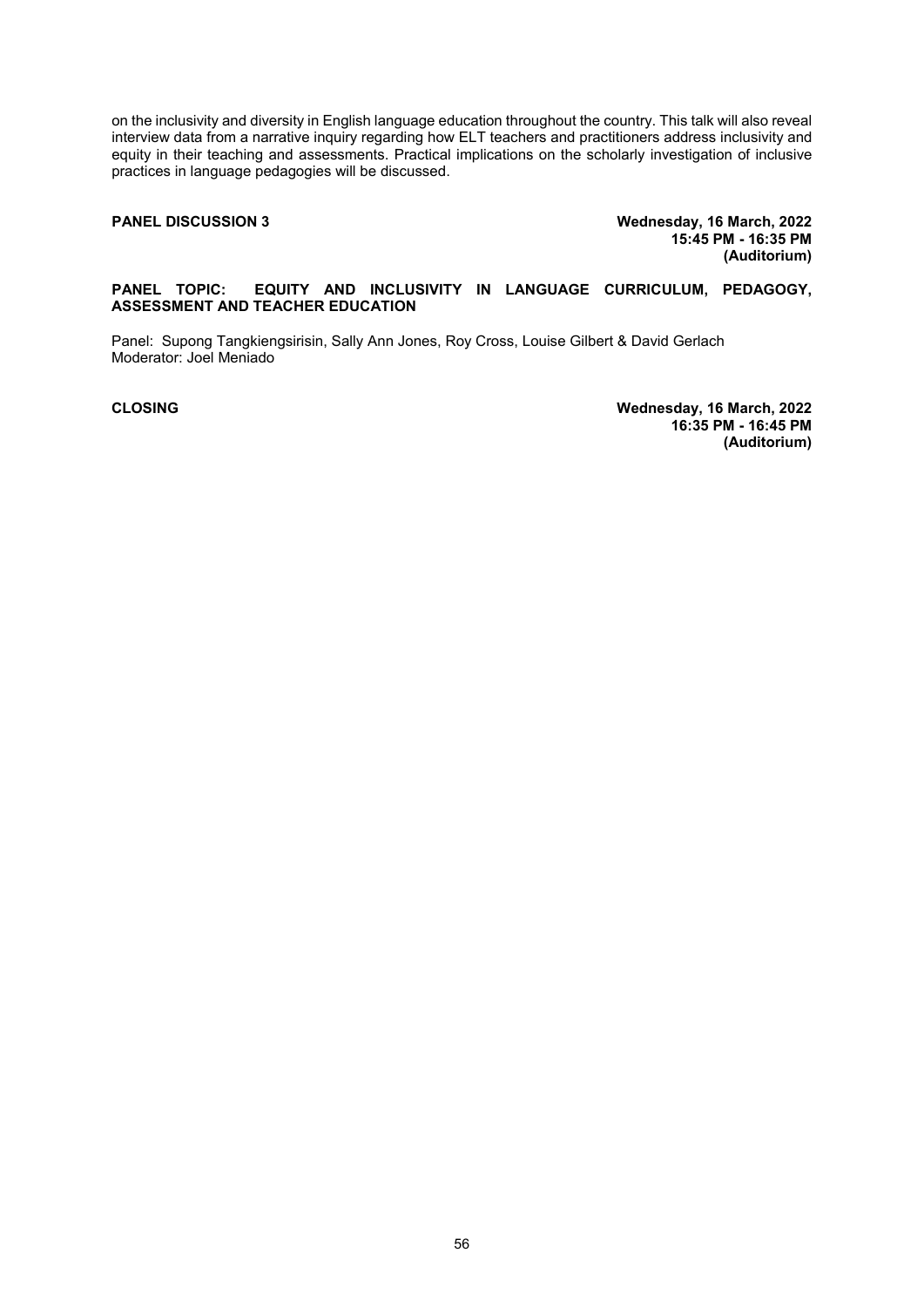on the inclusivity and diversity in English language education throughout the country. This talk will also reveal interview data from a narrative inquiry regarding how ELT teachers and practitioners address inclusivity and equity in their teaching and assessments. Practical implications on the scholarly investigation of inclusive practices in language pedagogies will be discussed.

**PANEL DISCUSSION 3** **Wednesday, 16 March, 2022**
**15:45 PM - 16:35 PM**
**(Auditorium)**

**PANEL TOPIC: EQUITY AND INCLUSIVITY IN LANGUAGE CURRICULUM, PEDAGOGY, ASSESSMENT AND TEACHER EDUCATION**

Panel: Supong Tangkiengsirisin, Sally Ann Jones, Roy Cross, Louise Gilbert & David Gerlach
Moderator: Joel Meniado

**CLOSING** **Wednesday, 16 March, 2022**
**16:35 PM - 16:45 PM**
**(Auditorium)**